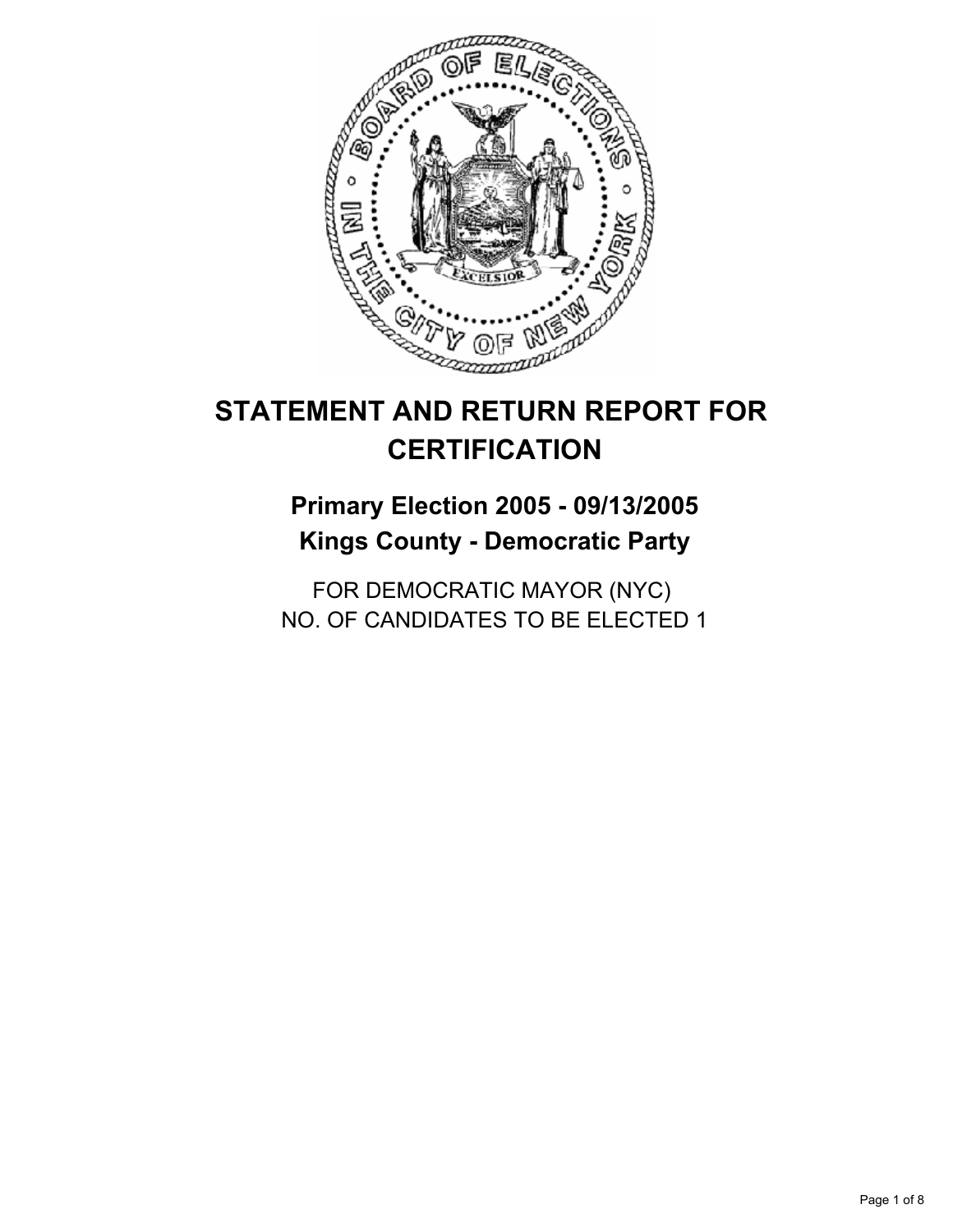# STATEMENT AND RETURN REPORT FOR CERTIFICATION

## Primary Election 2005 - 09/13/2005
## Kings County - Democratic Party

FOR DEMOCRATIC MAYOR (NYC)
NO. OF CANDIDATES TO BE ELECTED 1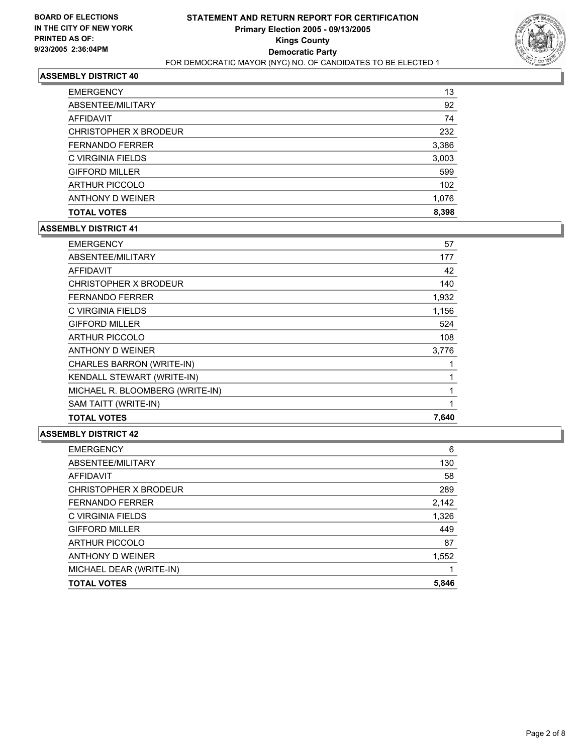**BOARD OF ELECTIONS IN THE CITY OF NEW YORK PRINTED AS OF: 9/23/2005 2:36:04PM**

# STATEMENT AND RETURN REPORT FOR CERTIFICATION
## Primary Election 2005 - 09/13/2005
## Kings County
## Democratic Party
FOR DEMOCRATIC MAYOR (NYC) NO. OF CANDIDATES TO BE ELECTED 1

### ASSEMBLY DISTRICT 40

| | |
|---|---|
| EMERGENCY | 13 |
| ABSENTEE/MILITARY | 92 |
| AFFIDAVIT | 74 |
| CHRISTOPHER X BRODEUR | 232 |
| FERNANDO FERRER | 3,386 |
| C VIRGINIA FIELDS | 3,003 |
| GIFFORD MILLER | 599 |
| ARTHUR PICCOLO | 102 |
| ANTHONY D WEINER | 1,076 |
| **TOTAL VOTES** | **8,398** |

### ASSEMBLY DISTRICT 41

| | |
|---|---|
| EMERGENCY | 57 |
| ABSENTEE/MILITARY | 177 |
| AFFIDAVIT | 42 |
| CHRISTOPHER X BRODEUR | 140 |
| FERNANDO FERRER | 1,932 |
| C VIRGINIA FIELDS | 1,156 |
| GIFFORD MILLER | 524 |
| ARTHUR PICCOLO | 108 |
| ANTHONY D WEINER | 3,776 |
| CHARLES BARRON (WRITE-IN) | 1 |
| KENDALL STEWART (WRITE-IN) | 1 |
| MICHAEL R. BLOOMBERG (WRITE-IN) | 1 |
| SAM TAITT (WRITE-IN) | 1 |
| **TOTAL VOTES** | **7,640** |

### ASSEMBLY DISTRICT 42

| | |
|---|---|
| EMERGENCY | 6 |
| ABSENTEE/MILITARY | 130 |
| AFFIDAVIT | 58 |
| CHRISTOPHER X BRODEUR | 289 |
| FERNANDO FERRER | 2,142 |
| C VIRGINIA FIELDS | 1,326 |
| GIFFORD MILLER | 449 |
| ARTHUR PICCOLO | 87 |
| ANTHONY D WEINER | 1,552 |
| MICHAEL DEAR (WRITE-IN) | 1 |
| **TOTAL VOTES** | **5,846** |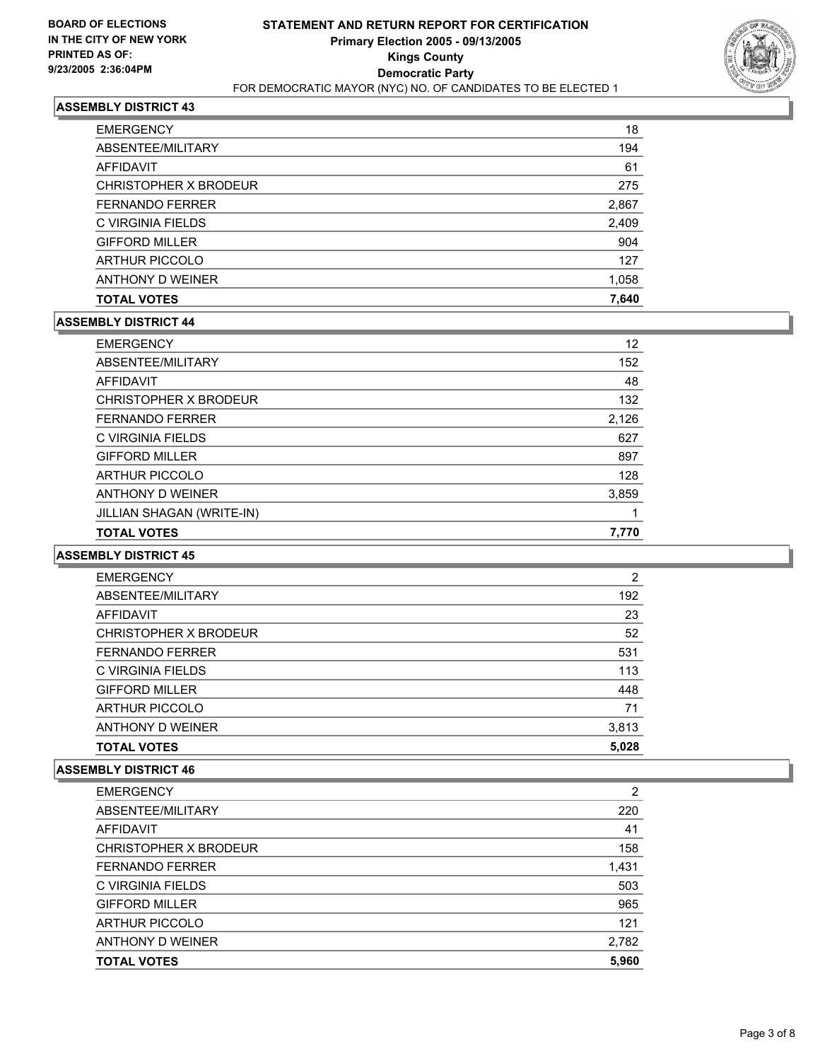**BOARD OF ELECTIONS IN THE CITY OF NEW YORK PRINTED AS OF: 9/23/2005 2:36:04PM**

# STATEMENT AND RETURN REPORT FOR CERTIFICATION
## Primary Election 2005 - 09/13/2005
## Kings County
## Democratic Party
FOR DEMOCRATIC MAYOR (NYC) NO. OF CANDIDATES TO BE ELECTED 1

### ASSEMBLY DISTRICT 43

| | |
|---|---|
| EMERGENCY | 18 |
| ABSENTEE/MILITARY | 194 |
| AFFIDAVIT | 61 |
| CHRISTOPHER X BRODEUR | 275 |
| FERNANDO FERRER | 2,867 |
| C VIRGINIA FIELDS | 2,409 |
| GIFFORD MILLER | 904 |
| ARTHUR PICCOLO | 127 |
| ANTHONY D WEINER | 1,058 |
| **TOTAL VOTES** | **7,640** |

### ASSEMBLY DISTRICT 44

| | |
|---|---|
| EMERGENCY | 12 |
| ABSENTEE/MILITARY | 152 |
| AFFIDAVIT | 48 |
| CHRISTOPHER X BRODEUR | 132 |
| FERNANDO FERRER | 2,126 |
| C VIRGINIA FIELDS | 627 |
| GIFFORD MILLER | 897 |
| ARTHUR PICCOLO | 128 |
| ANTHONY D WEINER | 3,859 |
| JILLIAN SHAGAN (WRITE-IN) | 1 |
| **TOTAL VOTES** | **7,770** |

### ASSEMBLY DISTRICT 45

| | |
|---|---|
| EMERGENCY | 2 |
| ABSENTEE/MILITARY | 192 |
| AFFIDAVIT | 23 |
| CHRISTOPHER X BRODEUR | 52 |
| FERNANDO FERRER | 531 |
| C VIRGINIA FIELDS | 113 |
| GIFFORD MILLER | 448 |
| ARTHUR PICCOLO | 71 |
| ANTHONY D WEINER | 3,813 |
| **TOTAL VOTES** | **5,028** |

### ASSEMBLY DISTRICT 46

| | |
|---|---|
| EMERGENCY | 2 |
| ABSENTEE/MILITARY | 220 |
| AFFIDAVIT | 41 |
| CHRISTOPHER X BRODEUR | 158 |
| FERNANDO FERRER | 1,431 |
| C VIRGINIA FIELDS | 503 |
| GIFFORD MILLER | 965 |
| ARTHUR PICCOLO | 121 |
| ANTHONY D WEINER | 2,782 |
| **TOTAL VOTES** | **5,960** |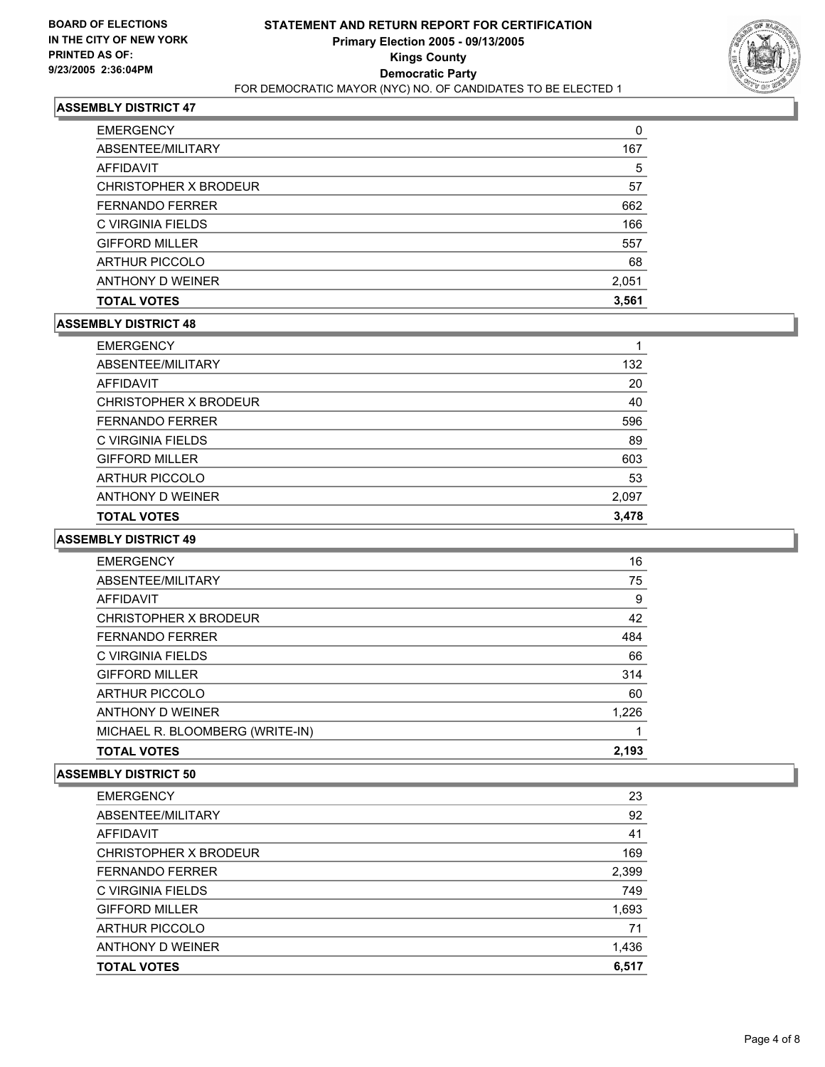BOARD OF ELECTIONS
IN THE CITY OF NEW YORK
PRINTED AS OF:
9/23/2005 2:36:04PM

# STATEMENT AND RETURN REPORT FOR CERTIFICATION
## Primary Election 2005 - 09/13/2005
## Kings County
## Democratic Party
FOR DEMOCRATIC MAYOR (NYC) NO. OF CANDIDATES TO BE ELECTED 1

### ASSEMBLY DISTRICT 47

| | |
|---|---|
| EMERGENCY | 0 |
| ABSENTEE/MILITARY | 167 |
| AFFIDAVIT | 5 |
| CHRISTOPHER X BRODEUR | 57 |
| FERNANDO FERRER | 662 |
| C VIRGINIA FIELDS | 166 |
| GIFFORD MILLER | 557 |
| ARTHUR PICCOLO | 68 |
| ANTHONY D WEINER | 2,051 |
| **TOTAL VOTES** | **3,561** |

### ASSEMBLY DISTRICT 48

| | |
|---|---|
| EMERGENCY | 1 |
| ABSENTEE/MILITARY | 132 |
| AFFIDAVIT | 20 |
| CHRISTOPHER X BRODEUR | 40 |
| FERNANDO FERRER | 596 |
| C VIRGINIA FIELDS | 89 |
| GIFFORD MILLER | 603 |
| ARTHUR PICCOLO | 53 |
| ANTHONY D WEINER | 2,097 |
| **TOTAL VOTES** | **3,478** |

### ASSEMBLY DISTRICT 49

| | |
|---|---|
| EMERGENCY | 16 |
| ABSENTEE/MILITARY | 75 |
| AFFIDAVIT | 9 |
| CHRISTOPHER X BRODEUR | 42 |
| FERNANDO FERRER | 484 |
| C VIRGINIA FIELDS | 66 |
| GIFFORD MILLER | 314 |
| ARTHUR PICCOLO | 60 |
| ANTHONY D WEINER | 1,226 |
| MICHAEL R. BLOOMBERG (WRITE-IN) | 1 |
| **TOTAL VOTES** | **2,193** |

### ASSEMBLY DISTRICT 50

| | |
|---|---|
| EMERGENCY | 23 |
| ABSENTEE/MILITARY | 92 |
| AFFIDAVIT | 41 |
| CHRISTOPHER X BRODEUR | 169 |
| FERNANDO FERRER | 2,399 |
| C VIRGINIA FIELDS | 749 |
| GIFFORD MILLER | 1,693 |
| ARTHUR PICCOLO | 71 |
| ANTHONY D WEINER | 1,436 |
| **TOTAL VOTES** | **6,517** |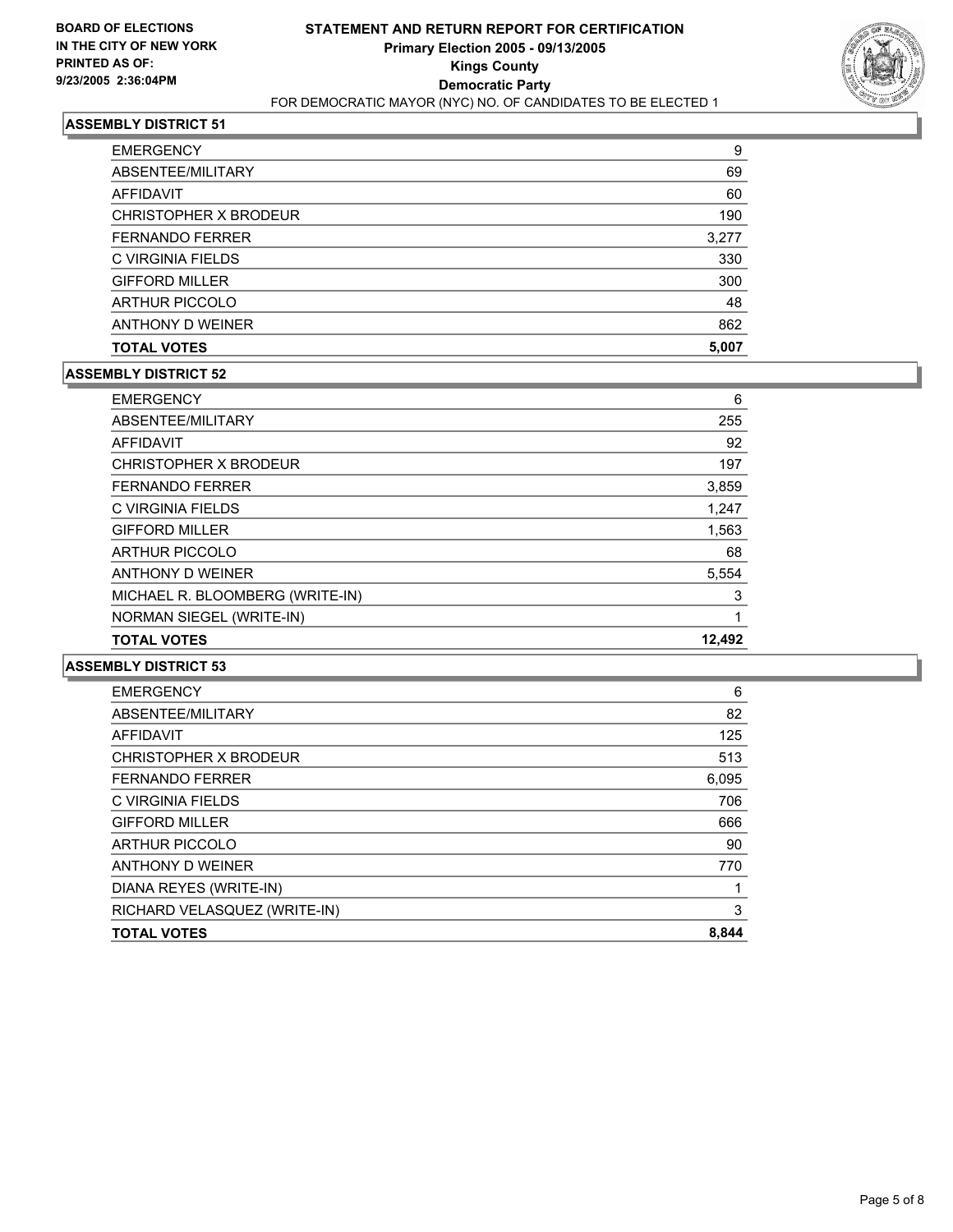## ASSEMBLY DISTRICT 51

| | |
|---|---|
| EMERGENCY | 9 |
| ABSENTEE/MILITARY | 69 |
| AFFIDAVIT | 60 |
| CHRISTOPHER X BRODEUR | 190 |
| FERNANDO FERRER | 3,277 |
| C VIRGINIA FIELDS | 330 |
| GIFFORD MILLER | 300 |
| ARTHUR PICCOLO | 48 |
| ANTHONY D WEINER | 862 |
| **TOTAL VOTES** | **5,007** |

## ASSEMBLY DISTRICT 52

| | |
|---|---|
| EMERGENCY | 6 |
| ABSENTEE/MILITARY | 255 |
| AFFIDAVIT | 92 |
| CHRISTOPHER X BRODEUR | 197 |
| FERNANDO FERRER | 3,859 |
| C VIRGINIA FIELDS | 1,247 |
| GIFFORD MILLER | 1,563 |
| ARTHUR PICCOLO | 68 |
| ANTHONY D WEINER | 5,554 |
| MICHAEL R. BLOOMBERG (WRITE-IN) | 3 |
| NORMAN SIEGEL (WRITE-IN) | 1 |
| **TOTAL VOTES** | **12,492** |

## ASSEMBLY DISTRICT 53

| | |
|---|---|
| EMERGENCY | 6 |
| ABSENTEE/MILITARY | 82 |
| AFFIDAVIT | 125 |
| CHRISTOPHER X BRODEUR | 513 |
| FERNANDO FERRER | 6,095 |
| C VIRGINIA FIELDS | 706 |
| GIFFORD MILLER | 666 |
| ARTHUR PICCOLO | 90 |
| ANTHONY D WEINER | 770 |
| DIANA REYES (WRITE-IN) | 1 |
| RICHARD VELASQUEZ (WRITE-IN) | 3 |
| **TOTAL VOTES** | **8,844** |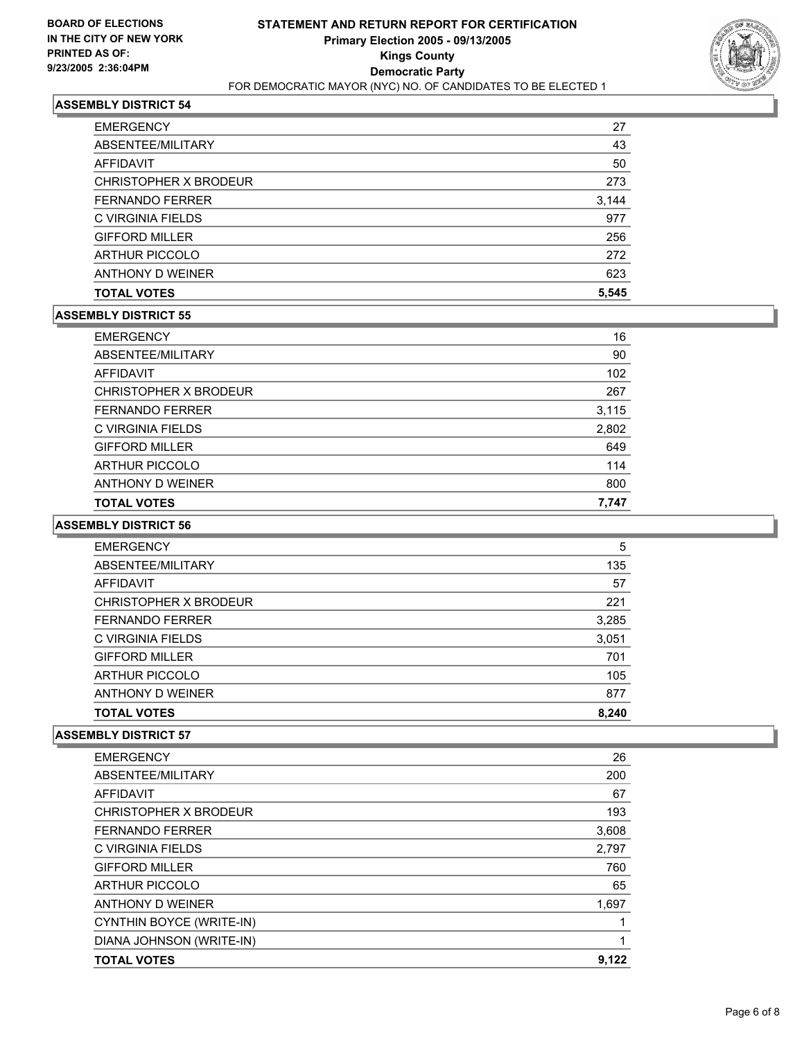**BOARD OF ELECTIONS IN THE CITY OF NEW YORK PRINTED AS OF: 9/23/2005 2:36:04PM**

# STATEMENT AND RETURN REPORT FOR CERTIFICATION
## Primary Election 2005 - 09/13/2005
## Kings County
## Democratic Party
FOR DEMOCRATIC MAYOR (NYC) NO. OF CANDIDATES TO BE ELECTED 1

### ASSEMBLY DISTRICT 54

| | |
|---|---|
| EMERGENCY | 27 |
| ABSENTEE/MILITARY | 43 |
| AFFIDAVIT | 50 |
| CHRISTOPHER X BRODEUR | 273 |
| FERNANDO FERRER | 3,144 |
| C VIRGINIA FIELDS | 977 |
| GIFFORD MILLER | 256 |
| ARTHUR PICCOLO | 272 |
| ANTHONY D WEINER | 623 |
| **TOTAL VOTES** | **5,545** |

### ASSEMBLY DISTRICT 55

| | |
|---|---|
| EMERGENCY | 16 |
| ABSENTEE/MILITARY | 90 |
| AFFIDAVIT | 102 |
| CHRISTOPHER X BRODEUR | 267 |
| FERNANDO FERRER | 3,115 |
| C VIRGINIA FIELDS | 2,802 |
| GIFFORD MILLER | 649 |
| ARTHUR PICCOLO | 114 |
| ANTHONY D WEINER | 800 |
| **TOTAL VOTES** | **7,747** |

### ASSEMBLY DISTRICT 56

| | |
|---|---|
| EMERGENCY | 5 |
| ABSENTEE/MILITARY | 135 |
| AFFIDAVIT | 57 |
| CHRISTOPHER X BRODEUR | 221 |
| FERNANDO FERRER | 3,285 |
| C VIRGINIA FIELDS | 3,051 |
| GIFFORD MILLER | 701 |
| ARTHUR PICCOLO | 105 |
| ANTHONY D WEINER | 877 |
| **TOTAL VOTES** | **8,240** |

### ASSEMBLY DISTRICT 57

| | |
|---|---|
| EMERGENCY | 26 |
| ABSENTEE/MILITARY | 200 |
| AFFIDAVIT | 67 |
| CHRISTOPHER X BRODEUR | 193 |
| FERNANDO FERRER | 3,608 |
| C VIRGINIA FIELDS | 2,797 |
| GIFFORD MILLER | 760 |
| ARTHUR PICCOLO | 65 |
| ANTHONY D WEINER | 1,697 |
| CYNTHIN BOYCE (WRITE-IN) | 1 |
| DIANA JOHNSON (WRITE-IN) | 1 |
| **TOTAL VOTES** | **9,122** |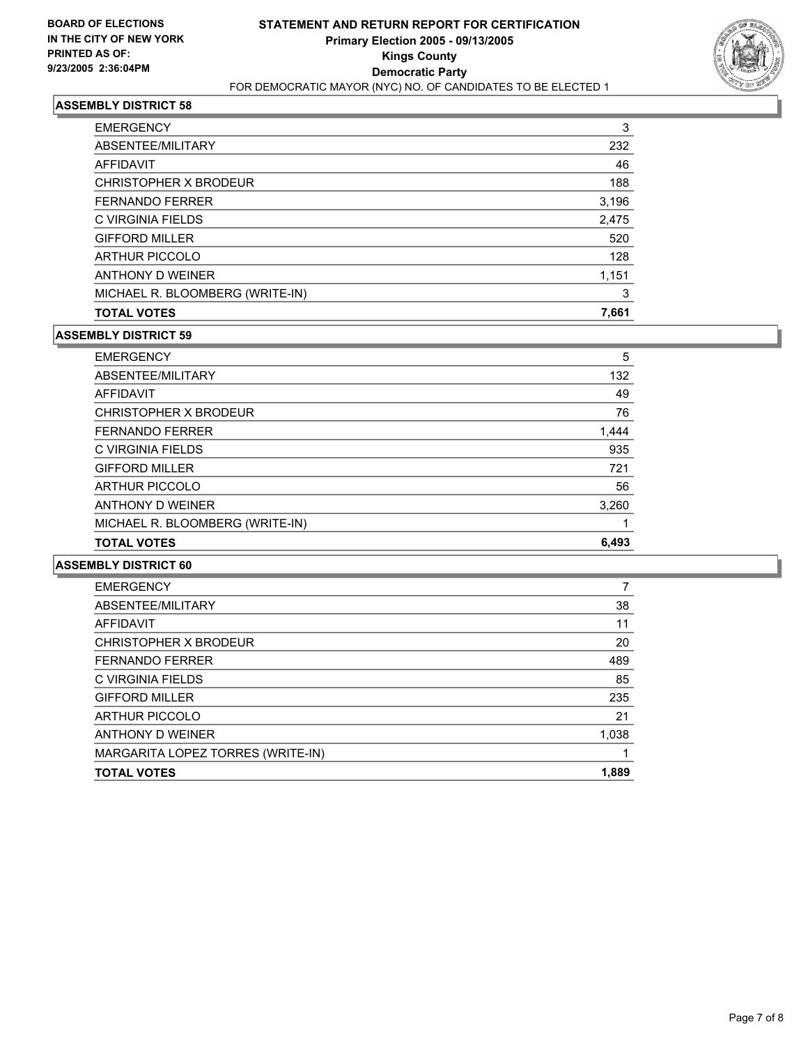**BOARD OF ELECTIONS IN THE CITY OF NEW YORK PRINTED AS OF: 9/23/2005 2:36:04PM**

# STATEMENT AND RETURN REPORT FOR CERTIFICATION
## Primary Election 2005 - 09/13/2005
## Kings County
## Democratic Party
### FOR DEMOCRATIC MAYOR (NYC) NO. OF CANDIDATES TO BE ELECTED 1

### ASSEMBLY DISTRICT 58

| | |
|---|---|
| EMERGENCY | 3 |
| ABSENTEE/MILITARY | 232 |
| AFFIDAVIT | 46 |
| CHRISTOPHER X BRODEUR | 188 |
| FERNANDO FERRER | 3,196 |
| C VIRGINIA FIELDS | 2,475 |
| GIFFORD MILLER | 520 |
| ARTHUR PICCOLO | 128 |
| ANTHONY D WEINER | 1,151 |
| MICHAEL R. BLOOMBERG (WRITE-IN) | 3 |
| **TOTAL VOTES** | **7,661** |

### ASSEMBLY DISTRICT 59

| | |
|---|---|
| EMERGENCY | 5 |
| ABSENTEE/MILITARY | 132 |
| AFFIDAVIT | 49 |
| CHRISTOPHER X BRODEUR | 76 |
| FERNANDO FERRER | 1,444 |
| C VIRGINIA FIELDS | 935 |
| GIFFORD MILLER | 721 |
| ARTHUR PICCOLO | 56 |
| ANTHONY D WEINER | 3,260 |
| MICHAEL R. BLOOMBERG (WRITE-IN) | 1 |
| **TOTAL VOTES** | **6,493** |

### ASSEMBLY DISTRICT 60

| | |
|---|---|
| EMERGENCY | 7 |
| ABSENTEE/MILITARY | 38 |
| AFFIDAVIT | 11 |
| CHRISTOPHER X BRODEUR | 20 |
| FERNANDO FERRER | 489 |
| C VIRGINIA FIELDS | 85 |
| GIFFORD MILLER | 235 |
| ARTHUR PICCOLO | 21 |
| ANTHONY D WEINER | 1,038 |
| MARGARITA LOPEZ TORRES (WRITE-IN) | 1 |
| **TOTAL VOTES** | **1,889** |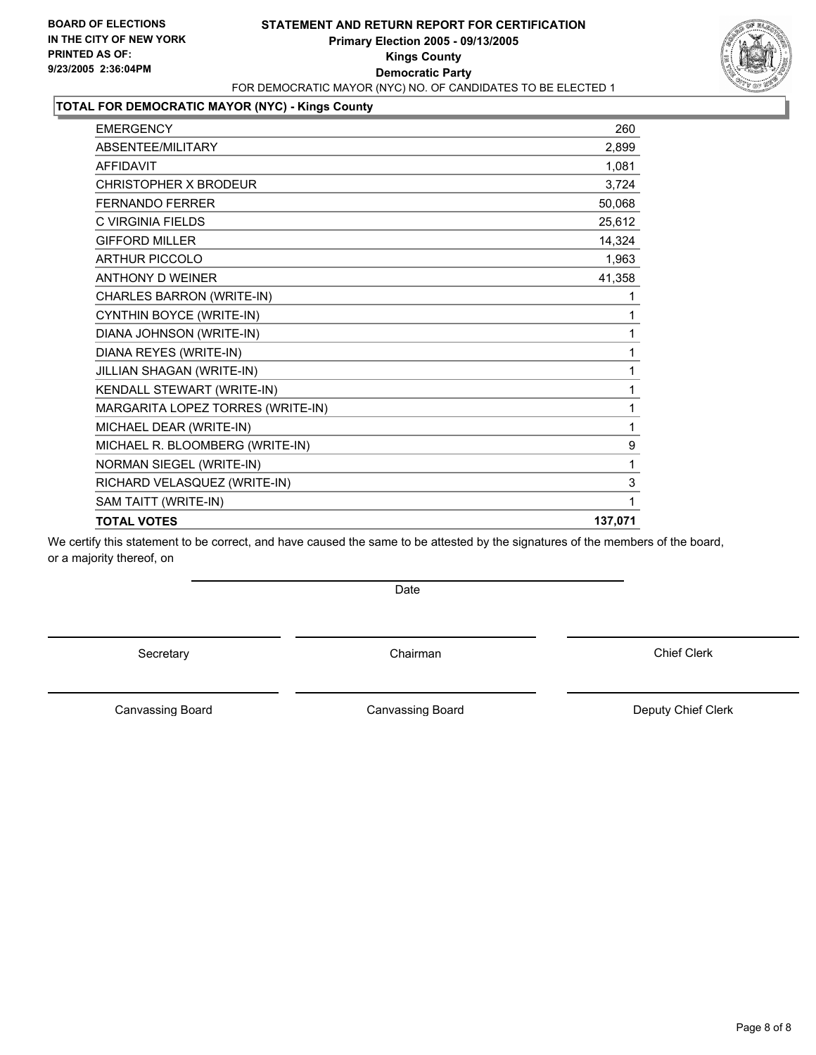**BOARD OF ELECTIONS IN THE CITY OF NEW YORK PRINTED AS OF: 9/23/2005 2:36:04PM**

# STATEMENT AND RETURN REPORT FOR CERTIFICATION

**Primary Election 2005 - 09/13/2005**
**Kings County**
**Democratic Party**

FOR DEMOCRATIC MAYOR (NYC) NO. OF CANDIDATES TO BE ELECTED 1

## TOTAL FOR DEMOCRATIC MAYOR (NYC) - Kings County

| | |
|---|---|
| EMERGENCY | 260 |
| ABSENTEE/MILITARY | 2,899 |
| AFFIDAVIT | 1,081 |
| CHRISTOPHER X BRODEUR | 3,724 |
| FERNANDO FERRER | 50,068 |
| C VIRGINIA FIELDS | 25,612 |
| GIFFORD MILLER | 14,324 |
| ARTHUR PICCOLO | 1,963 |
| ANTHONY D WEINER | 41,358 |
| CHARLES BARRON (WRITE-IN) | 1 |
| CYNTHIN BOYCE (WRITE-IN) | 1 |
| DIANA JOHNSON (WRITE-IN) | 1 |
| DIANA REYES (WRITE-IN) | 1 |
| JILLIAN SHAGAN (WRITE-IN) | 1 |
| KENDALL STEWART (WRITE-IN) | 1 |
| MARGARITA LOPEZ TORRES (WRITE-IN) | 1 |
| MICHAEL DEAR (WRITE-IN) | 1 |
| MICHAEL R. BLOOMBERG (WRITE-IN) | 9 |
| NORMAN SIEGEL (WRITE-IN) | 1 |
| RICHARD VELASQUEZ (WRITE-IN) | 3 |
| SAM TAITT (WRITE-IN) | 1 |
| **TOTAL VOTES** | **137,071** |

We certify this statement to be correct, and have caused the same to be attested by the signatures of the members of the board, or a majority thereof, on

Date

Secretary | Chairman | Chief Clerk

Canvassing Board | Canvassing Board | Deputy Chief Clerk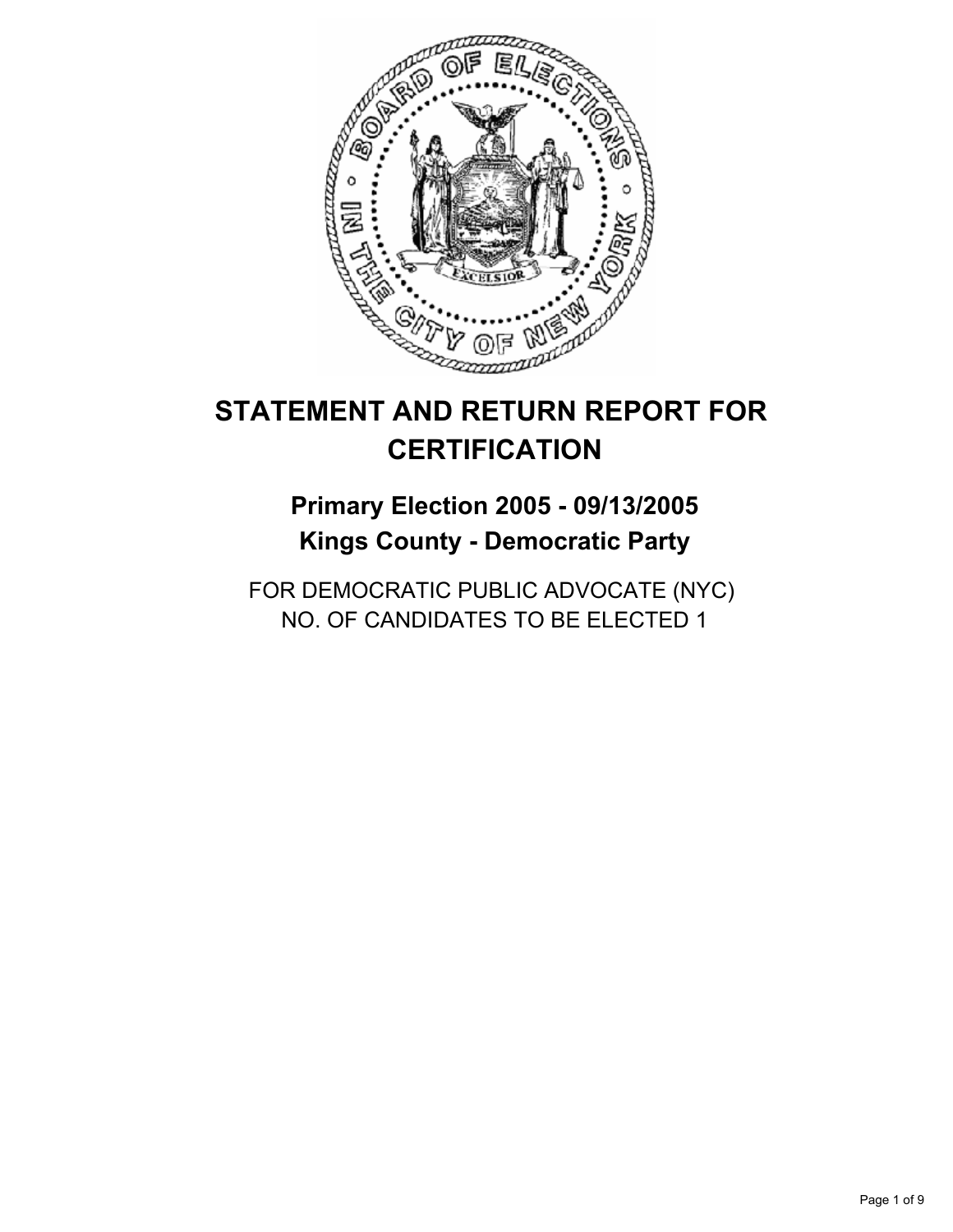# STATEMENT AND RETURN REPORT FOR CERTIFICATION

## Primary Election 2005 - 09/13/2005
## Kings County - Democratic Party

FOR DEMOCRATIC PUBLIC ADVOCATE (NYC)
NO. OF CANDIDATES TO BE ELECTED 1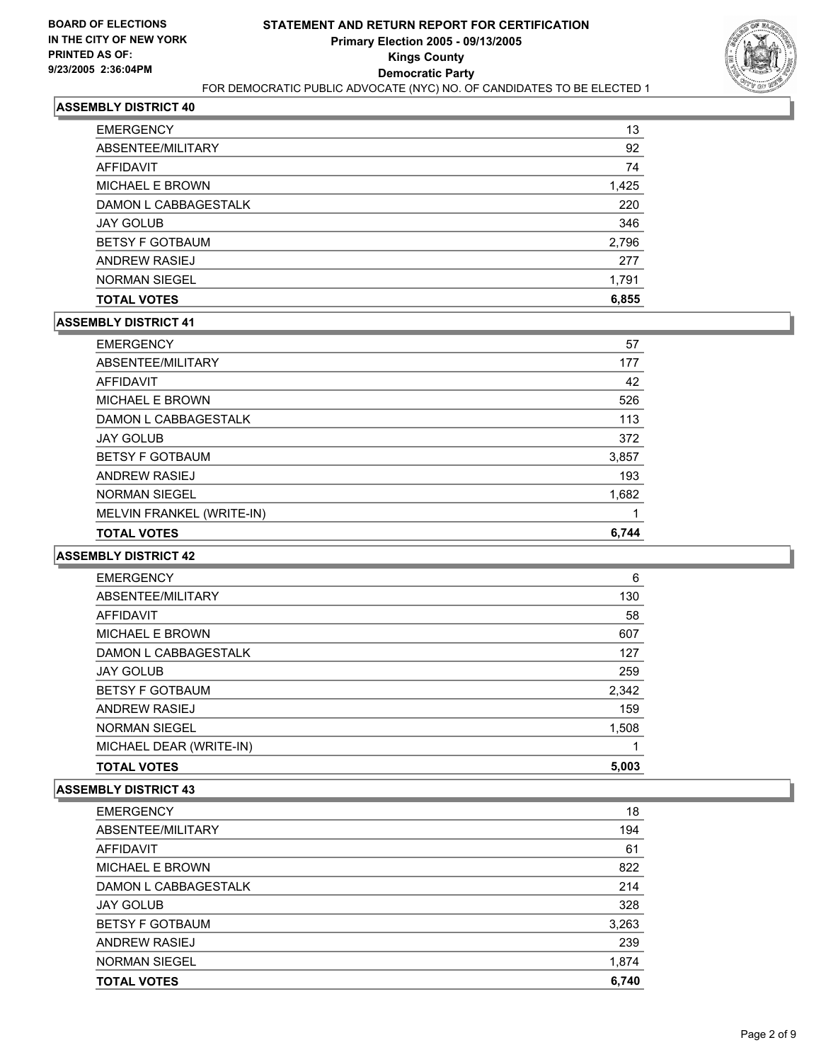**BOARD OF ELECTIONS IN THE CITY OF NEW YORK PRINTED AS OF: 9/23/2005 2:36:04PM**

# STATEMENT AND RETURN REPORT FOR CERTIFICATION
## Primary Election 2005 - 09/13/2005
## Kings County
## Democratic Party

FOR DEMOCRATIC PUBLIC ADVOCATE (NYC) NO. OF CANDIDATES TO BE ELECTED 1

### ASSEMBLY DISTRICT 40

| | |
|---|---|
| EMERGENCY | 13 |
| ABSENTEE/MILITARY | 92 |
| AFFIDAVIT | 74 |
| MICHAEL E BROWN | 1,425 |
| DAMON L CABBAGESTALK | 220 |
| JAY GOLUB | 346 |
| BETSY F GOTBAUM | 2,796 |
| ANDREW RASIEJ | 277 |
| NORMAN SIEGEL | 1,791 |
| **TOTAL VOTES** | **6,855** |

### ASSEMBLY DISTRICT 41

| | |
|---|---|
| EMERGENCY | 57 |
| ABSENTEE/MILITARY | 177 |
| AFFIDAVIT | 42 |
| MICHAEL E BROWN | 526 |
| DAMON L CABBAGESTALK | 113 |
| JAY GOLUB | 372 |
| BETSY F GOTBAUM | 3,857 |
| ANDREW RASIEJ | 193 |
| NORMAN SIEGEL | 1,682 |
| MELVIN FRANKEL (WRITE-IN) | 1 |
| **TOTAL VOTES** | **6,744** |

### ASSEMBLY DISTRICT 42

| | |
|---|---|
| EMERGENCY | 6 |
| ABSENTEE/MILITARY | 130 |
| AFFIDAVIT | 58 |
| MICHAEL E BROWN | 607 |
| DAMON L CABBAGESTALK | 127 |
| JAY GOLUB | 259 |
| BETSY F GOTBAUM | 2,342 |
| ANDREW RASIEJ | 159 |
| NORMAN SIEGEL | 1,508 |
| MICHAEL DEAR (WRITE-IN) | 1 |
| **TOTAL VOTES** | **5,003** |

### ASSEMBLY DISTRICT 43

| | |
|---|---|
| EMERGENCY | 18 |
| ABSENTEE/MILITARY | 194 |
| AFFIDAVIT | 61 |
| MICHAEL E BROWN | 822 |
| DAMON L CABBAGESTALK | 214 |
| JAY GOLUB | 328 |
| BETSY F GOTBAUM | 3,263 |
| ANDREW RASIEJ | 239 |
| NORMAN SIEGEL | 1,874 |
| **TOTAL VOTES** | **6,740** |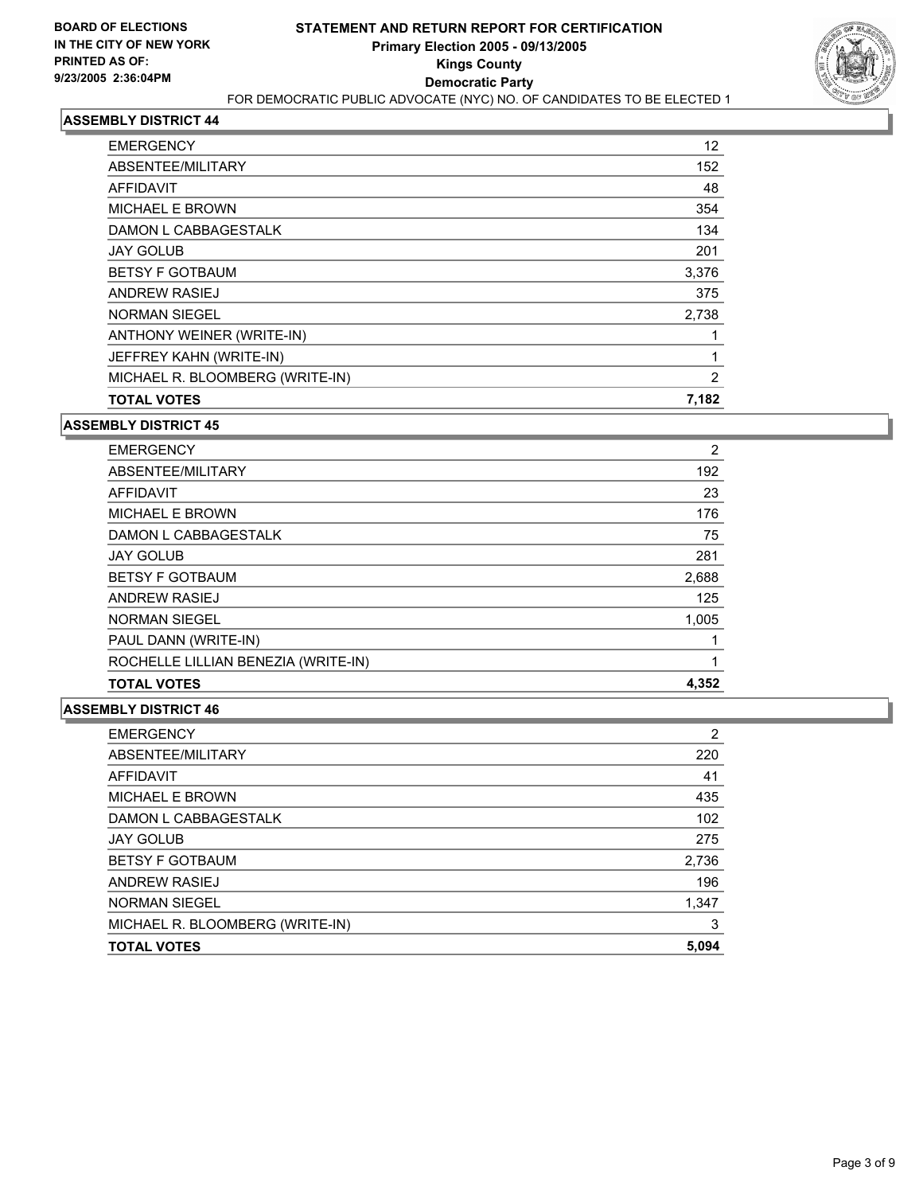**BOARD OF ELECTIONS IN THE CITY OF NEW YORK PRINTED AS OF: 9/23/2005 2:36:04PM**

# STATEMENT AND RETURN REPORT FOR CERTIFICATION
## Primary Election 2005 - 09/13/2005
## Kings County
## Democratic Party
FOR DEMOCRATIC PUBLIC ADVOCATE (NYC) NO. OF CANDIDATES TO BE ELECTED 1

### ASSEMBLY DISTRICT 44

| | |
|---|---|
| EMERGENCY | 12 |
| ABSENTEE/MILITARY | 152 |
| AFFIDAVIT | 48 |
| MICHAEL E BROWN | 354 |
| DAMON L CABBAGESTALK | 134 |
| JAY GOLUB | 201 |
| BETSY F GOTBAUM | 3,376 |
| ANDREW RASIEJ | 375 |
| NORMAN SIEGEL | 2,738 |
| ANTHONY WEINER (WRITE-IN) | 1 |
| JEFFREY KAHN (WRITE-IN) | 1 |
| MICHAEL R. BLOOMBERG (WRITE-IN) | 2 |
| **TOTAL VOTES** | **7,182** |

### ASSEMBLY DISTRICT 45

| | |
|---|---|
| EMERGENCY | 2 |
| ABSENTEE/MILITARY | 192 |
| AFFIDAVIT | 23 |
| MICHAEL E BROWN | 176 |
| DAMON L CABBAGESTALK | 75 |
| JAY GOLUB | 281 |
| BETSY F GOTBAUM | 2,688 |
| ANDREW RASIEJ | 125 |
| NORMAN SIEGEL | 1,005 |
| PAUL DANN (WRITE-IN) | 1 |
| ROCHELLE LILLIAN BENEZIA (WRITE-IN) | 1 |
| **TOTAL VOTES** | **4,352** |

### ASSEMBLY DISTRICT 46

| | |
|---|---|
| EMERGENCY | 2 |
| ABSENTEE/MILITARY | 220 |
| AFFIDAVIT | 41 |
| MICHAEL E BROWN | 435 |
| DAMON L CABBAGESTALK | 102 |
| JAY GOLUB | 275 |
| BETSY F GOTBAUM | 2,736 |
| ANDREW RASIEJ | 196 |
| NORMAN SIEGEL | 1,347 |
| MICHAEL R. BLOOMBERG (WRITE-IN) | 3 |
| **TOTAL VOTES** | **5,094** |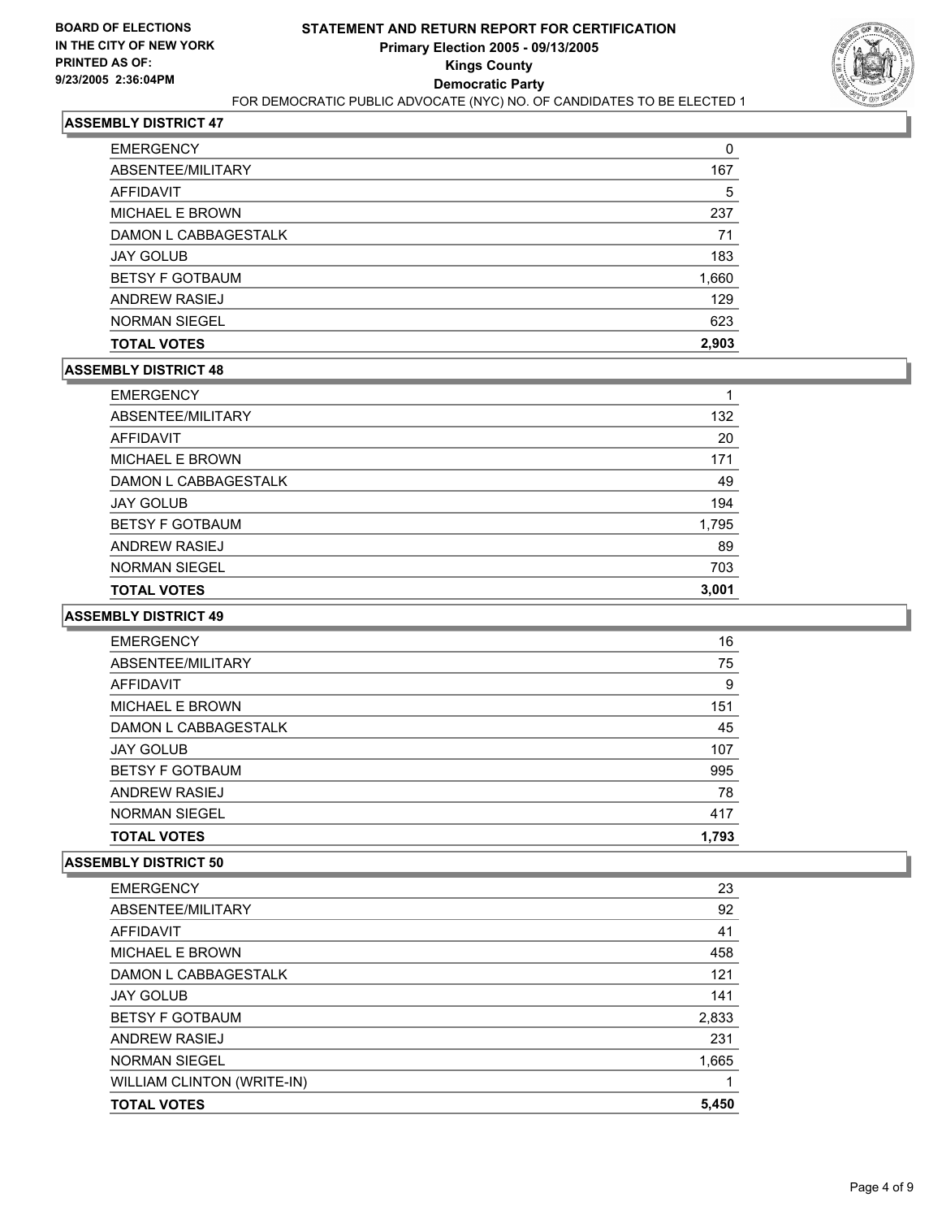**BOARD OF ELECTIONS IN THE CITY OF NEW YORK PRINTED AS OF: 9/23/2005 2:36:04PM**

# STATEMENT AND RETURN REPORT FOR CERTIFICATION
## Primary Election 2005 - 09/13/2005
## Kings County
## Democratic Party

FOR DEMOCRATIC PUBLIC ADVOCATE (NYC) NO. OF CANDIDATES TO BE ELECTED 1

### ASSEMBLY DISTRICT 47

| | |
|---|---|
| EMERGENCY | 0 |
| ABSENTEE/MILITARY | 167 |
| AFFIDAVIT | 5 |
| MICHAEL E BROWN | 237 |
| DAMON L CABBAGESTALK | 71 |
| JAY GOLUB | 183 |
| BETSY F GOTBAUM | 1,660 |
| ANDREW RASIEJ | 129 |
| NORMAN SIEGEL | 623 |
| **TOTAL VOTES** | **2,903** |

### ASSEMBLY DISTRICT 48

| | |
|---|---|
| EMERGENCY | 1 |
| ABSENTEE/MILITARY | 132 |
| AFFIDAVIT | 20 |
| MICHAEL E BROWN | 171 |
| DAMON L CABBAGESTALK | 49 |
| JAY GOLUB | 194 |
| BETSY F GOTBAUM | 1,795 |
| ANDREW RASIEJ | 89 |
| NORMAN SIEGEL | 703 |
| **TOTAL VOTES** | **3,001** |

### ASSEMBLY DISTRICT 49

| | |
|---|---|
| EMERGENCY | 16 |
| ABSENTEE/MILITARY | 75 |
| AFFIDAVIT | 9 |
| MICHAEL E BROWN | 151 |
| DAMON L CABBAGESTALK | 45 |
| JAY GOLUB | 107 |
| BETSY F GOTBAUM | 995 |
| ANDREW RASIEJ | 78 |
| NORMAN SIEGEL | 417 |
| **TOTAL VOTES** | **1,793** |

### ASSEMBLY DISTRICT 50

| | |
|---|---|
| EMERGENCY | 23 |
| ABSENTEE/MILITARY | 92 |
| AFFIDAVIT | 41 |
| MICHAEL E BROWN | 458 |
| DAMON L CABBAGESTALK | 121 |
| JAY GOLUB | 141 |
| BETSY F GOTBAUM | 2,833 |
| ANDREW RASIEJ | 231 |
| NORMAN SIEGEL | 1,665 |
| WILLIAM CLINTON (WRITE-IN) | 1 |
| **TOTAL VOTES** | **5,450** |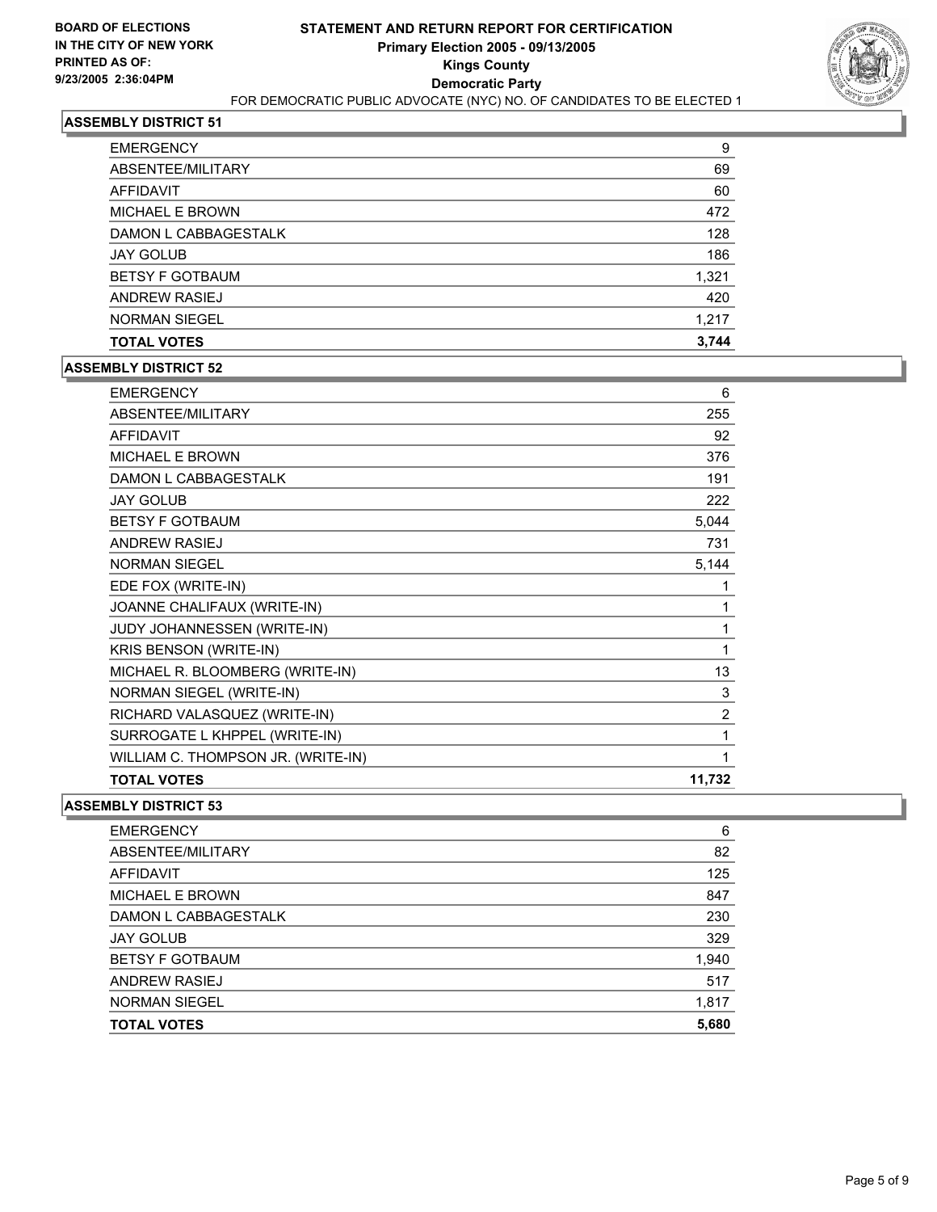**BOARD OF ELECTIONS IN THE CITY OF NEW YORK PRINTED AS OF: 9/23/2005 2:36:04PM**

# STATEMENT AND RETURN REPORT FOR CERTIFICATION
## Primary Election 2005 - 09/13/2005
## Kings County
## Democratic Party

FOR DEMOCRATIC PUBLIC ADVOCATE (NYC) NO. OF CANDIDATES TO BE ELECTED 1

### ASSEMBLY DISTRICT 51

| | |
|---|---|
| EMERGENCY | 9 |
| ABSENTEE/MILITARY | 69 |
| AFFIDAVIT | 60 |
| MICHAEL E BROWN | 472 |
| DAMON L CABBAGESTALK | 128 |
| JAY GOLUB | 186 |
| BETSY F GOTBAUM | 1,321 |
| ANDREW RASIEJ | 420 |
| NORMAN SIEGEL | 1,217 |
| **TOTAL VOTES** | **3,744** |

### ASSEMBLY DISTRICT 52

| | |
|---|---|
| EMERGENCY | 6 |
| ABSENTEE/MILITARY | 255 |
| AFFIDAVIT | 92 |
| MICHAEL E BROWN | 376 |
| DAMON L CABBAGESTALK | 191 |
| JAY GOLUB | 222 |
| BETSY F GOTBAUM | 5,044 |
| ANDREW RASIEJ | 731 |
| NORMAN SIEGEL | 5,144 |
| EDE FOX (WRITE-IN) | 1 |
| JOANNE CHALIFAUX (WRITE-IN) | 1 |
| JUDY JOHANNESSEN (WRITE-IN) | 1 |
| KRIS BENSON (WRITE-IN) | 1 |
| MICHAEL R. BLOOMBERG (WRITE-IN) | 13 |
| NORMAN SIEGEL (WRITE-IN) | 3 |
| RICHARD VALASQUEZ (WRITE-IN) | 2 |
| SURROGATE L KHPPEL (WRITE-IN) | 1 |
| WILLIAM C. THOMPSON JR. (WRITE-IN) | 1 |
| **TOTAL VOTES** | **11,732** |

### ASSEMBLY DISTRICT 53

| | |
|---|---|
| EMERGENCY | 6 |
| ABSENTEE/MILITARY | 82 |
| AFFIDAVIT | 125 |
| MICHAEL E BROWN | 847 |
| DAMON L CABBAGESTALK | 230 |
| JAY GOLUB | 329 |
| BETSY F GOTBAUM | 1,940 |
| ANDREW RASIEJ | 517 |
| NORMAN SIEGEL | 1,817 |
| **TOTAL VOTES** | **5,680** |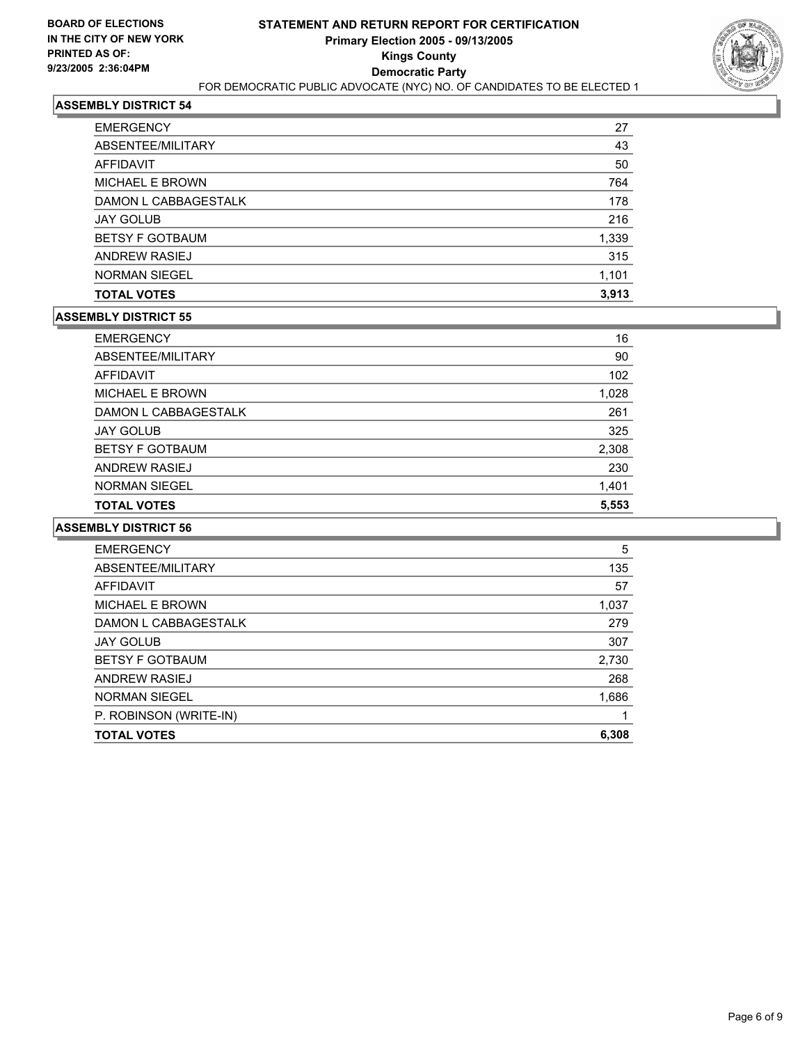**BOARD OF ELECTIONS IN THE CITY OF NEW YORK PRINTED AS OF: 9/23/2005 2:36:04PM**

# STATEMENT AND RETURN REPORT FOR CERTIFICATION
## Primary Election 2005 - 09/13/2005
## Kings County
## Democratic Party
FOR DEMOCRATIC PUBLIC ADVOCATE (NYC) NO. OF CANDIDATES TO BE ELECTED 1

### ASSEMBLY DISTRICT 54

| | |
|---|---|
| EMERGENCY | 27 |
| ABSENTEE/MILITARY | 43 |
| AFFIDAVIT | 50 |
| MICHAEL E BROWN | 764 |
| DAMON L CABBAGESTALK | 178 |
| JAY GOLUB | 216 |
| BETSY F GOTBAUM | 1,339 |
| ANDREW RASIEJ | 315 |
| NORMAN SIEGEL | 1,101 |
| **TOTAL VOTES** | **3,913** |

### ASSEMBLY DISTRICT 55

| | |
|---|---|
| EMERGENCY | 16 |
| ABSENTEE/MILITARY | 90 |
| AFFIDAVIT | 102 |
| MICHAEL E BROWN | 1,028 |
| DAMON L CABBAGESTALK | 261 |
| JAY GOLUB | 325 |
| BETSY F GOTBAUM | 2,308 |
| ANDREW RASIEJ | 230 |
| NORMAN SIEGEL | 1,401 |
| **TOTAL VOTES** | **5,553** |

### ASSEMBLY DISTRICT 56

| | |
|---|---|
| EMERGENCY | 5 |
| ABSENTEE/MILITARY | 135 |
| AFFIDAVIT | 57 |
| MICHAEL E BROWN | 1,037 |
| DAMON L CABBAGESTALK | 279 |
| JAY GOLUB | 307 |
| BETSY F GOTBAUM | 2,730 |
| ANDREW RASIEJ | 268 |
| NORMAN SIEGEL | 1,686 |
| P. ROBINSON (WRITE-IN) | 1 |
| **TOTAL VOTES** | **6,308** |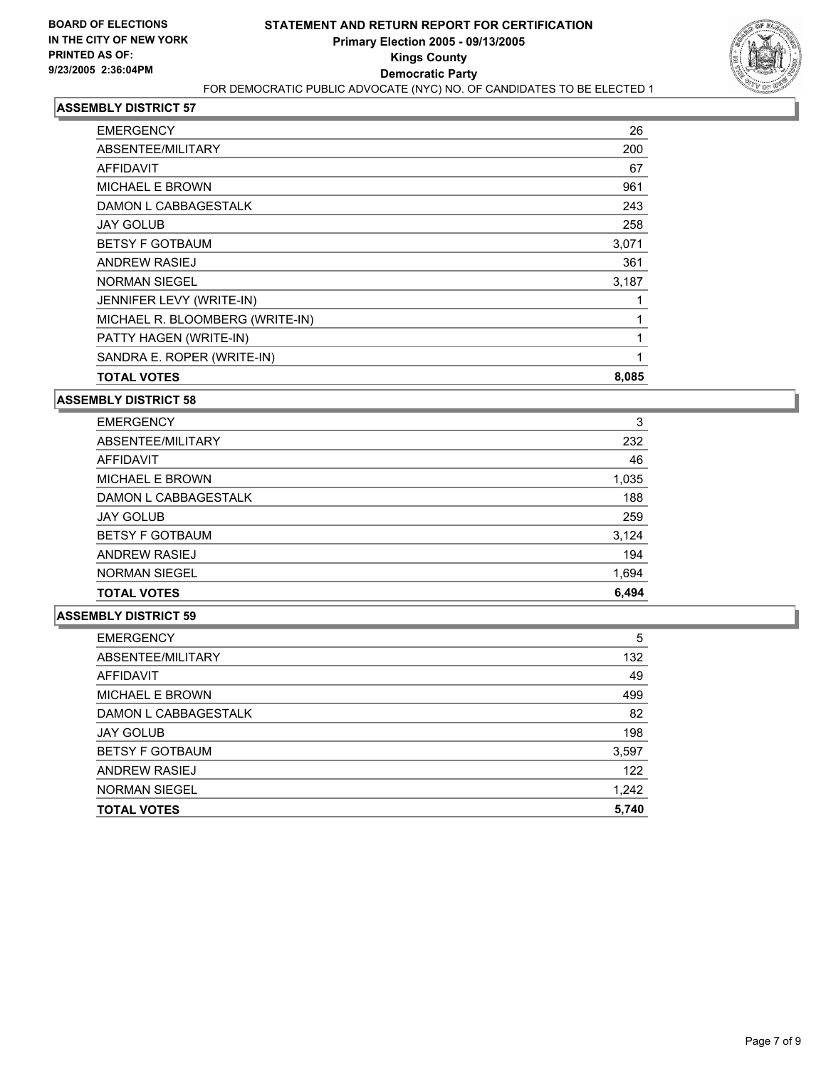**BOARD OF ELECTIONS IN THE CITY OF NEW YORK PRINTED AS OF: 9/23/2005 2:36:04PM**

# STATEMENT AND RETURN REPORT FOR CERTIFICATION
## Primary Election 2005 - 09/13/2005
## Kings County
## Democratic Party
FOR DEMOCRATIC PUBLIC ADVOCATE (NYC) NO. OF CANDIDATES TO BE ELECTED 1

### ASSEMBLY DISTRICT 57

| | |
|---|---|
| EMERGENCY | 26 |
| ABSENTEE/MILITARY | 200 |
| AFFIDAVIT | 67 |
| MICHAEL E BROWN | 961 |
| DAMON L CABBAGESTALK | 243 |
| JAY GOLUB | 258 |
| BETSY F GOTBAUM | 3,071 |
| ANDREW RASIEJ | 361 |
| NORMAN SIEGEL | 3,187 |
| JENNIFER LEVY (WRITE-IN) | 1 |
| MICHAEL R. BLOOMBERG (WRITE-IN) | 1 |
| PATTY HAGEN (WRITE-IN) | 1 |
| SANDRA E. ROPER (WRITE-IN) | 1 |
| **TOTAL VOTES** | **8,085** |

### ASSEMBLY DISTRICT 58

| | |
|---|---|
| EMERGENCY | 3 |
| ABSENTEE/MILITARY | 232 |
| AFFIDAVIT | 46 |
| MICHAEL E BROWN | 1,035 |
| DAMON L CABBAGESTALK | 188 |
| JAY GOLUB | 259 |
| BETSY F GOTBAUM | 3,124 |
| ANDREW RASIEJ | 194 |
| NORMAN SIEGEL | 1,694 |
| **TOTAL VOTES** | **6,494** |

### ASSEMBLY DISTRICT 59

| | |
|---|---|
| EMERGENCY | 5 |
| ABSENTEE/MILITARY | 132 |
| AFFIDAVIT | 49 |
| MICHAEL E BROWN | 499 |
| DAMON L CABBAGESTALK | 82 |
| JAY GOLUB | 198 |
| BETSY F GOTBAUM | 3,597 |
| ANDREW RASIEJ | 122 |
| NORMAN SIEGEL | 1,242 |
| **TOTAL VOTES** | **5,740** |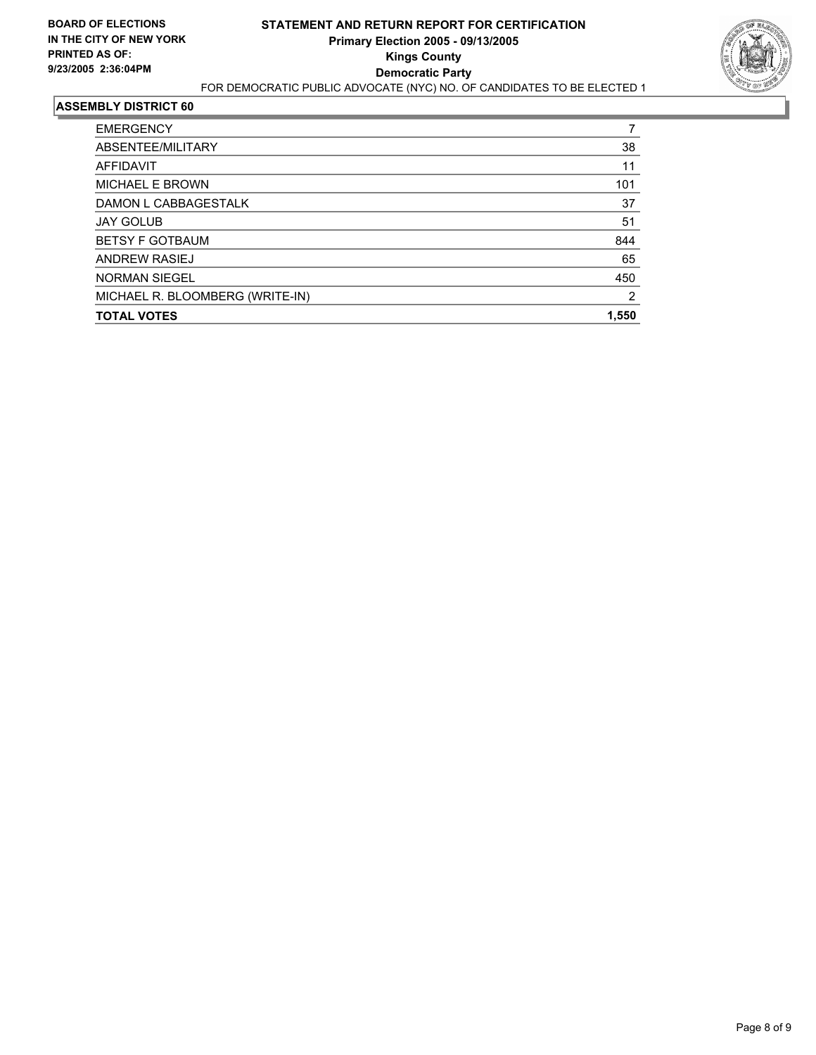**BOARD OF ELECTIONS IN THE CITY OF NEW YORK**
**PRINTED AS OF: 9/23/2005 2:36:04PM**

# STATEMENT AND RETURN REPORT FOR CERTIFICATION
## Primary Election 2005 - 09/13/2005
## Kings County
## Democratic Party

FOR DEMOCRATIC PUBLIC ADVOCATE (NYC) NO. OF CANDIDATES TO BE ELECTED 1

### ASSEMBLY DISTRICT 60

| | |
|---|---|
| EMERGENCY | 7 |
| ABSENTEE/MILITARY | 38 |
| AFFIDAVIT | 11 |
| MICHAEL E BROWN | 101 |
| DAMON L CABBAGESTALK | 37 |
| JAY GOLUB | 51 |
| BETSY F GOTBAUM | 844 |
| ANDREW RASIEJ | 65 |
| NORMAN SIEGEL | 450 |
| MICHAEL R. BLOOMBERG (WRITE-IN) | 2 |
| **TOTAL VOTES** | **1,550** |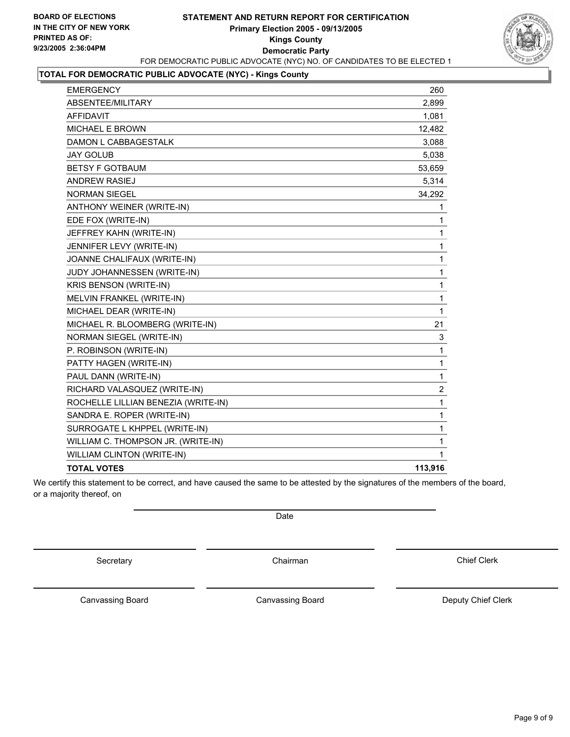**BOARD OF ELECTIONS IN THE CITY OF NEW YORK PRINTED AS OF: 9/23/2005 2:36:04PM**

# STATEMENT AND RETURN REPORT FOR CERTIFICATION

**Primary Election 2005 - 09/13/2005**
**Kings County**
**Democratic Party**

FOR DEMOCRATIC PUBLIC ADVOCATE (NYC) NO. OF CANDIDATES TO BE ELECTED 1

## TOTAL FOR DEMOCRATIC PUBLIC ADVOCATE (NYC) - Kings County

| | |
|---|---|
| EMERGENCY | 260 |
| ABSENTEE/MILITARY | 2,899 |
| AFFIDAVIT | 1,081 |
| MICHAEL E BROWN | 12,482 |
| DAMON L CABBAGESTALK | 3,088 |
| JAY GOLUB | 5,038 |
| BETSY F GOTBAUM | 53,659 |
| ANDREW RASIEJ | 5,314 |
| NORMAN SIEGEL | 34,292 |
| ANTHONY WEINER (WRITE-IN) | 1 |
| EDE FOX (WRITE-IN) | 1 |
| JEFFREY KAHN (WRITE-IN) | 1 |
| JENNIFER LEVY (WRITE-IN) | 1 |
| JOANNE CHALIFAUX (WRITE-IN) | 1 |
| JUDY JOHANNESSEN (WRITE-IN) | 1 |
| KRIS BENSON (WRITE-IN) | 1 |
| MELVIN FRANKEL (WRITE-IN) | 1 |
| MICHAEL DEAR (WRITE-IN) | 1 |
| MICHAEL R. BLOOMBERG (WRITE-IN) | 21 |
| NORMAN SIEGEL (WRITE-IN) | 3 |
| P. ROBINSON (WRITE-IN) | 1 |
| PATTY HAGEN (WRITE-IN) | 1 |
| PAUL DANN (WRITE-IN) | 1 |
| RICHARD VALASQUEZ (WRITE-IN) | 2 |
| ROCHELLE LILLIAN BENEZIA (WRITE-IN) | 1 |
| SANDRA E. ROPER (WRITE-IN) | 1 |
| SURROGATE L KHPPEL (WRITE-IN) | 1 |
| WILLIAM C. THOMPSON JR. (WRITE-IN) | 1 |
| WILLIAM CLINTON (WRITE-IN) | 1 |
| **TOTAL VOTES** | **113,916** |

We certify this statement to be correct, and have caused the same to be attested by the signatures of the members of the board, or a majority thereof, on

Date

Secretary | Chairman | Chief Clerk

Canvassing Board | Canvassing Board | Deputy Chief Clerk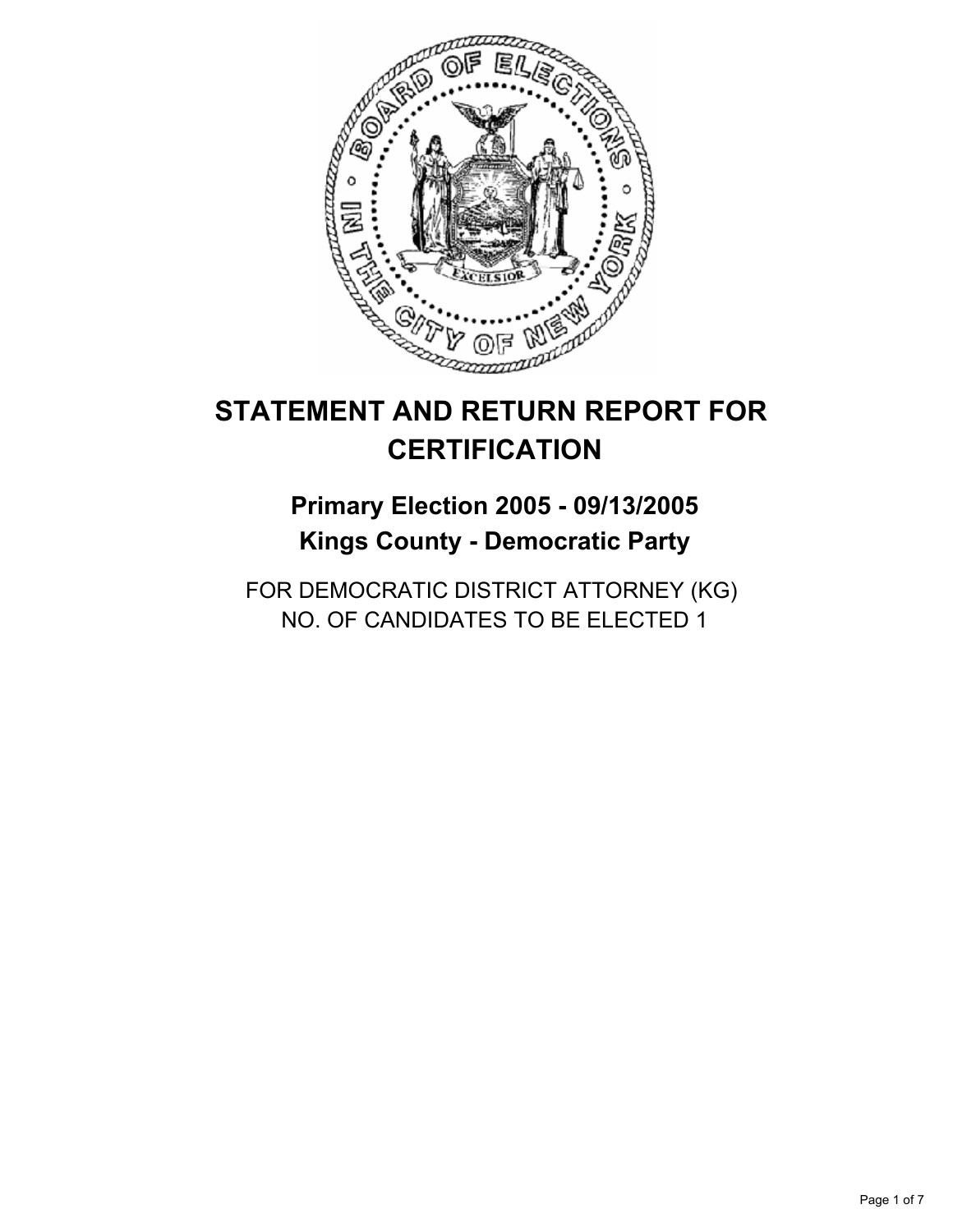# STATEMENT AND RETURN REPORT FOR CERTIFICATION

## Primary Election 2005 - 09/13/2005

## Kings County - Democratic Party

FOR DEMOCRATIC DISTRICT ATTORNEY (KG)
NO. OF CANDIDATES TO BE ELECTED 1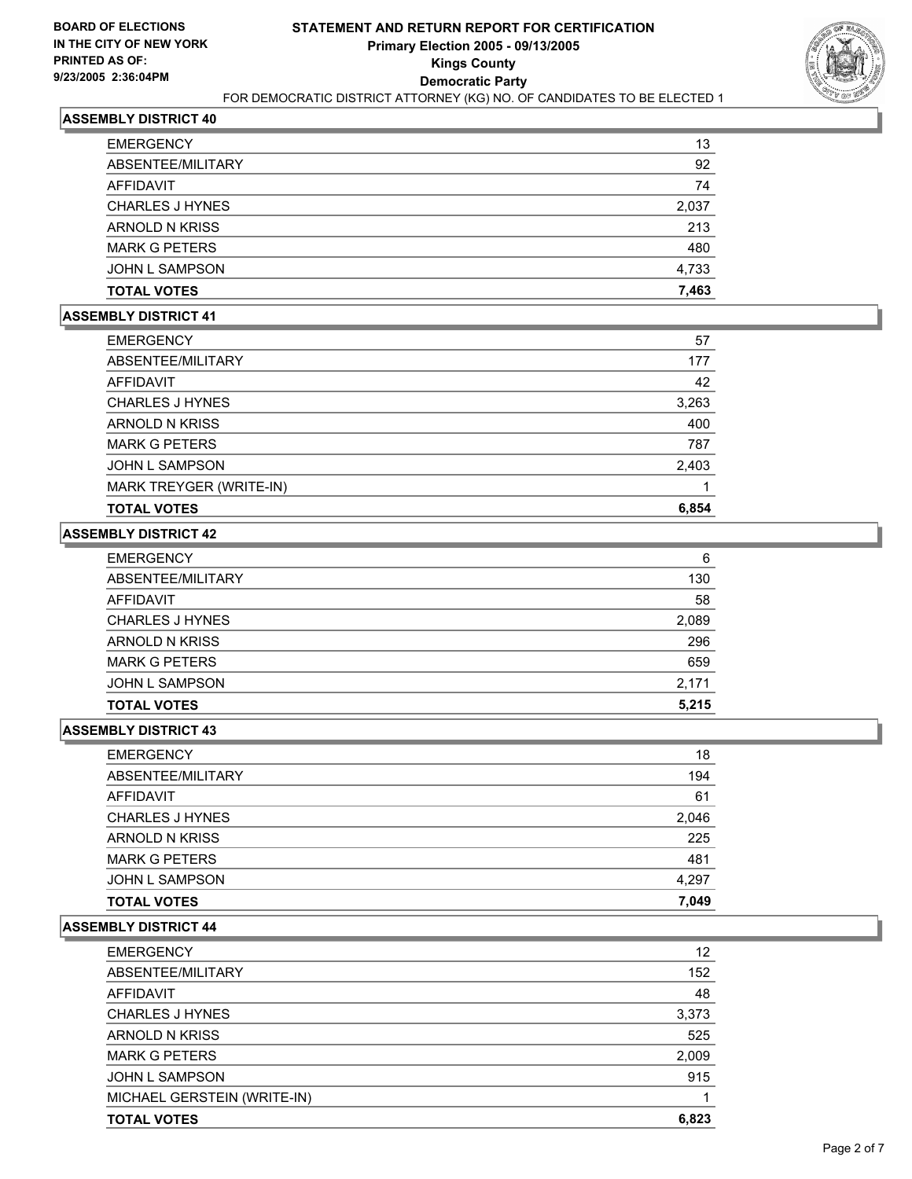**BOARD OF ELECTIONS IN THE CITY OF NEW YORK PRINTED AS OF: 9/23/2005 2:36:04PM**

# STATEMENT AND RETURN REPORT FOR CERTIFICATION
## Primary Election 2005 - 09/13/2005
## Kings County
## Democratic Party
FOR DEMOCRATIC DISTRICT ATTORNEY (KG) NO. OF CANDIDATES TO BE ELECTED 1

### ASSEMBLY DISTRICT 40

| | |
|---|---|
| EMERGENCY | 13 |
| ABSENTEE/MILITARY | 92 |
| AFFIDAVIT | 74 |
| CHARLES J HYNES | 2,037 |
| ARNOLD N KRISS | 213 |
| MARK G PETERS | 480 |
| JOHN L SAMPSON | 4,733 |
| **TOTAL VOTES** | **7,463** |

### ASSEMBLY DISTRICT 41

| | |
|---|---|
| EMERGENCY | 57 |
| ABSENTEE/MILITARY | 177 |
| AFFIDAVIT | 42 |
| CHARLES J HYNES | 3,263 |
| ARNOLD N KRISS | 400 |
| MARK G PETERS | 787 |
| JOHN L SAMPSON | 2,403 |
| MARK TREYGER (WRITE-IN) | 1 |
| **TOTAL VOTES** | **6,854** |

### ASSEMBLY DISTRICT 42

| | |
|---|---|
| EMERGENCY | 6 |
| ABSENTEE/MILITARY | 130 |
| AFFIDAVIT | 58 |
| CHARLES J HYNES | 2,089 |
| ARNOLD N KRISS | 296 |
| MARK G PETERS | 659 |
| JOHN L SAMPSON | 2,171 |
| **TOTAL VOTES** | **5,215** |

### ASSEMBLY DISTRICT 43

| | |
|---|---|
| EMERGENCY | 18 |
| ABSENTEE/MILITARY | 194 |
| AFFIDAVIT | 61 |
| CHARLES J HYNES | 2,046 |
| ARNOLD N KRISS | 225 |
| MARK G PETERS | 481 |
| JOHN L SAMPSON | 4,297 |
| **TOTAL VOTES** | **7,049** |

### ASSEMBLY DISTRICT 44

| | |
|---|---|
| EMERGENCY | 12 |
| ABSENTEE/MILITARY | 152 |
| AFFIDAVIT | 48 |
| CHARLES J HYNES | 3,373 |
| ARNOLD N KRISS | 525 |
| MARK G PETERS | 2,009 |
| JOHN L SAMPSON | 915 |
| MICHAEL GERSTEIN (WRITE-IN) | 1 |
| **TOTAL VOTES** | **6,823** |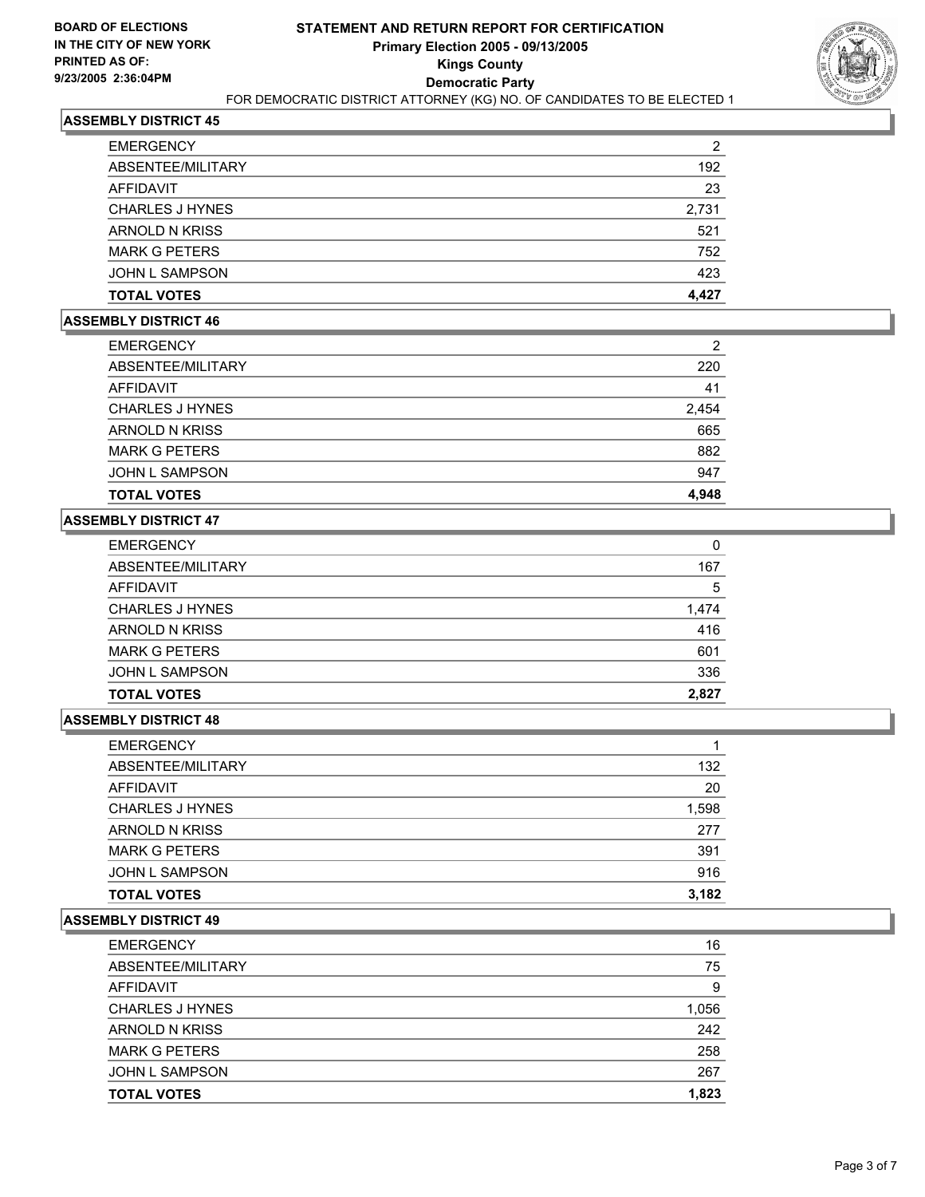**BOARD OF ELECTIONS IN THE CITY OF NEW YORK PRINTED AS OF: 9/23/2005 2:36:04PM**

# STATEMENT AND RETURN REPORT FOR CERTIFICATION
## Primary Election 2005 - 09/13/2005
## Kings County
## Democratic Party
FOR DEMOCRATIC DISTRICT ATTORNEY (KG) NO. OF CANDIDATES TO BE ELECTED 1

### ASSEMBLY DISTRICT 45

| | |
|---|---|
| EMERGENCY | 2 |
| ABSENTEE/MILITARY | 192 |
| AFFIDAVIT | 23 |
| CHARLES J HYNES | 2,731 |
| ARNOLD N KRISS | 521 |
| MARK G PETERS | 752 |
| JOHN L SAMPSON | 423 |
| **TOTAL VOTES** | **4,427** |

### ASSEMBLY DISTRICT 46

| | |
|---|---|
| EMERGENCY | 2 |
| ABSENTEE/MILITARY | 220 |
| AFFIDAVIT | 41 |
| CHARLES J HYNES | 2,454 |
| ARNOLD N KRISS | 665 |
| MARK G PETERS | 882 |
| JOHN L SAMPSON | 947 |
| **TOTAL VOTES** | **4,948** |

### ASSEMBLY DISTRICT 47

| | |
|---|---|
| EMERGENCY | 0 |
| ABSENTEE/MILITARY | 167 |
| AFFIDAVIT | 5 |
| CHARLES J HYNES | 1,474 |
| ARNOLD N KRISS | 416 |
| MARK G PETERS | 601 |
| JOHN L SAMPSON | 336 |
| **TOTAL VOTES** | **2,827** |

### ASSEMBLY DISTRICT 48

| | |
|---|---|
| EMERGENCY | 1 |
| ABSENTEE/MILITARY | 132 |
| AFFIDAVIT | 20 |
| CHARLES J HYNES | 1,598 |
| ARNOLD N KRISS | 277 |
| MARK G PETERS | 391 |
| JOHN L SAMPSON | 916 |
| **TOTAL VOTES** | **3,182** |

### ASSEMBLY DISTRICT 49

| | |
|---|---|
| EMERGENCY | 16 |
| ABSENTEE/MILITARY | 75 |
| AFFIDAVIT | 9 |
| CHARLES J HYNES | 1,056 |
| ARNOLD N KRISS | 242 |
| MARK G PETERS | 258 |
| JOHN L SAMPSON | 267 |
| **TOTAL VOTES** | **1,823** |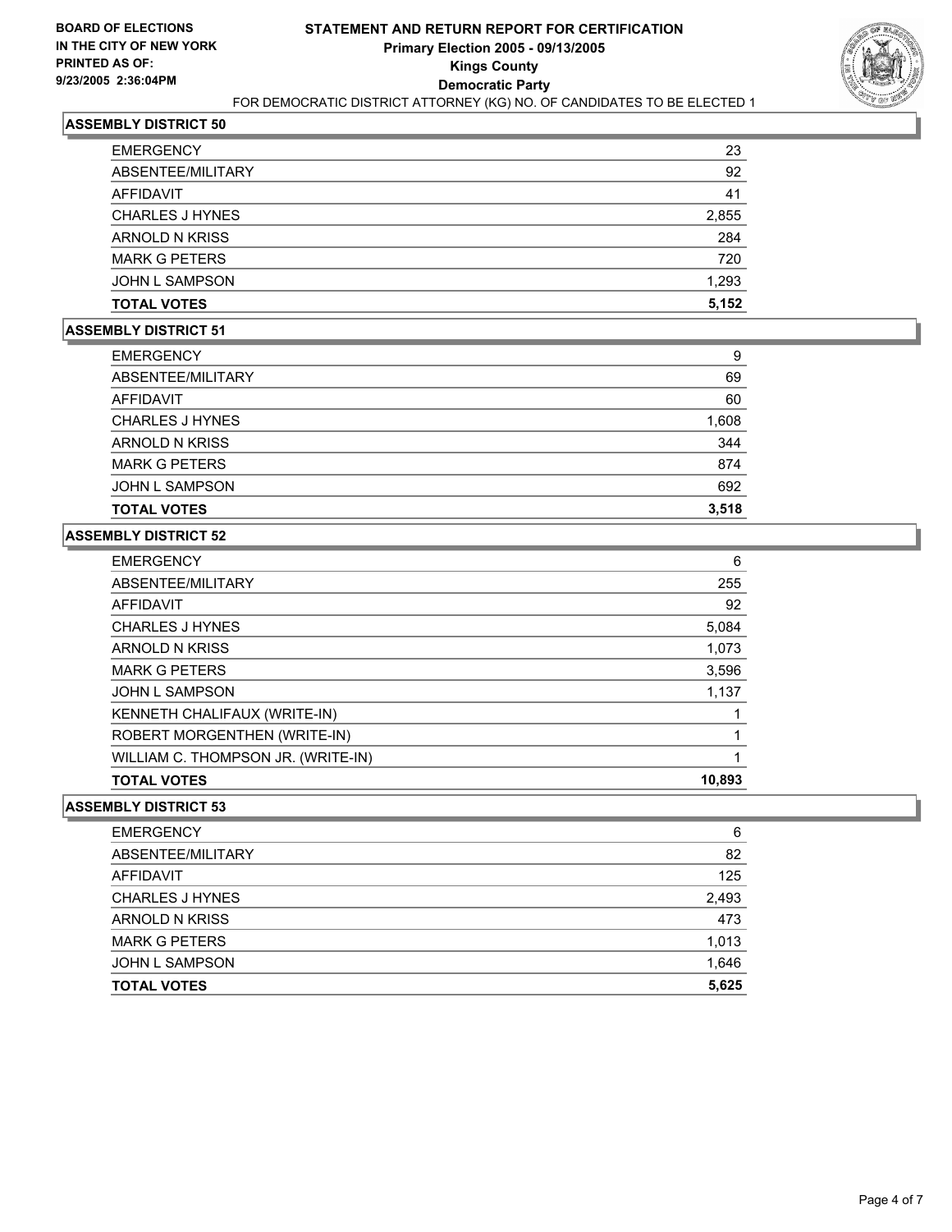**BOARD OF ELECTIONS IN THE CITY OF NEW YORK PRINTED AS OF: 9/23/2005 2:36:04PM**

# STATEMENT AND RETURN REPORT FOR CERTIFICATION
## Primary Election 2005 - 09/13/2005
## Kings County
## Democratic Party
FOR DEMOCRATIC DISTRICT ATTORNEY (KG) NO. OF CANDIDATES TO BE ELECTED 1

### ASSEMBLY DISTRICT 50

| | |
|---|---|
| EMERGENCY | 23 |
| ABSENTEE/MILITARY | 92 |
| AFFIDAVIT | 41 |
| CHARLES J HYNES | 2,855 |
| ARNOLD N KRISS | 284 |
| MARK G PETERS | 720 |
| JOHN L SAMPSON | 1,293 |
| **TOTAL VOTES** | **5,152** |

### ASSEMBLY DISTRICT 51

| | |
|---|---|
| EMERGENCY | 9 |
| ABSENTEE/MILITARY | 69 |
| AFFIDAVIT | 60 |
| CHARLES J HYNES | 1,608 |
| ARNOLD N KRISS | 344 |
| MARK G PETERS | 874 |
| JOHN L SAMPSON | 692 |
| **TOTAL VOTES** | **3,518** |

### ASSEMBLY DISTRICT 52

| | |
|---|---|
| EMERGENCY | 6 |
| ABSENTEE/MILITARY | 255 |
| AFFIDAVIT | 92 |
| CHARLES J HYNES | 5,084 |
| ARNOLD N KRISS | 1,073 |
| MARK G PETERS | 3,596 |
| JOHN L SAMPSON | 1,137 |
| KENNETH CHALIFAUX (WRITE-IN) | 1 |
| ROBERT MORGENTHEN (WRITE-IN) | 1 |
| WILLIAM C. THOMPSON JR. (WRITE-IN) | 1 |
| **TOTAL VOTES** | **10,893** |

### ASSEMBLY DISTRICT 53

| | |
|---|---|
| EMERGENCY | 6 |
| ABSENTEE/MILITARY | 82 |
| AFFIDAVIT | 125 |
| CHARLES J HYNES | 2,493 |
| ARNOLD N KRISS | 473 |
| MARK G PETERS | 1,013 |
| JOHN L SAMPSON | 1,646 |
| **TOTAL VOTES** | **5,625** |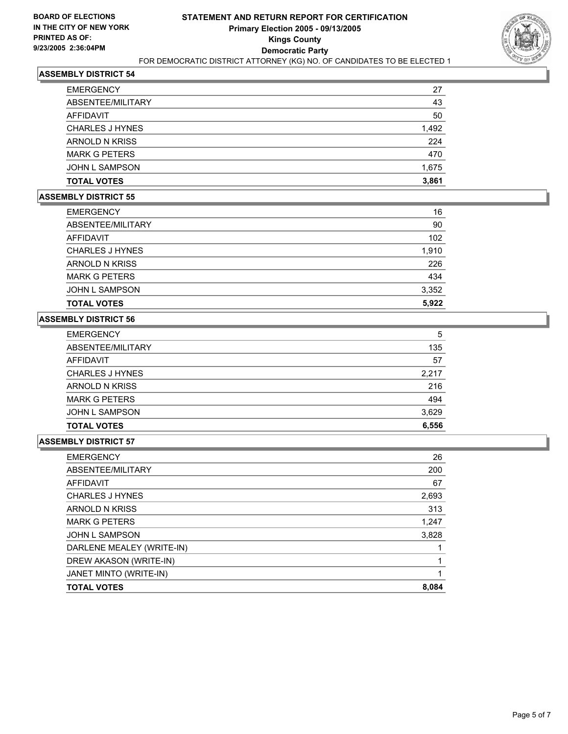**BOARD OF ELECTIONS IN THE CITY OF NEW YORK PRINTED AS OF: 9/23/2005 2:36:04PM**

# STATEMENT AND RETURN REPORT FOR CERTIFICATION
## Primary Election 2005 - 09/13/2005
## Kings County
## Democratic Party
FOR DEMOCRATIC DISTRICT ATTORNEY (KG) NO. OF CANDIDATES TO BE ELECTED 1

### ASSEMBLY DISTRICT 54

| | |
|---|---|
| EMERGENCY | 27 |
| ABSENTEE/MILITARY | 43 |
| AFFIDAVIT | 50 |
| CHARLES J HYNES | 1,492 |
| ARNOLD N KRISS | 224 |
| MARK G PETERS | 470 |
| JOHN L SAMPSON | 1,675 |
| **TOTAL VOTES** | **3,861** |

### ASSEMBLY DISTRICT 55

| | |
|---|---|
| EMERGENCY | 16 |
| ABSENTEE/MILITARY | 90 |
| AFFIDAVIT | 102 |
| CHARLES J HYNES | 1,910 |
| ARNOLD N KRISS | 226 |
| MARK G PETERS | 434 |
| JOHN L SAMPSON | 3,352 |
| **TOTAL VOTES** | **5,922** |

### ASSEMBLY DISTRICT 56

| | |
|---|---|
| EMERGENCY | 5 |
| ABSENTEE/MILITARY | 135 |
| AFFIDAVIT | 57 |
| CHARLES J HYNES | 2,217 |
| ARNOLD N KRISS | 216 |
| MARK G PETERS | 494 |
| JOHN L SAMPSON | 3,629 |
| **TOTAL VOTES** | **6,556** |

### ASSEMBLY DISTRICT 57

| | |
|---|---|
| EMERGENCY | 26 |
| ABSENTEE/MILITARY | 200 |
| AFFIDAVIT | 67 |
| CHARLES J HYNES | 2,693 |
| ARNOLD N KRISS | 313 |
| MARK G PETERS | 1,247 |
| JOHN L SAMPSON | 3,828 |
| DARLENE MEALEY (WRITE-IN) | 1 |
| DREW AKASON (WRITE-IN) | 1 |
| JANET MINTO (WRITE-IN) | 1 |
| **TOTAL VOTES** | **8,084** |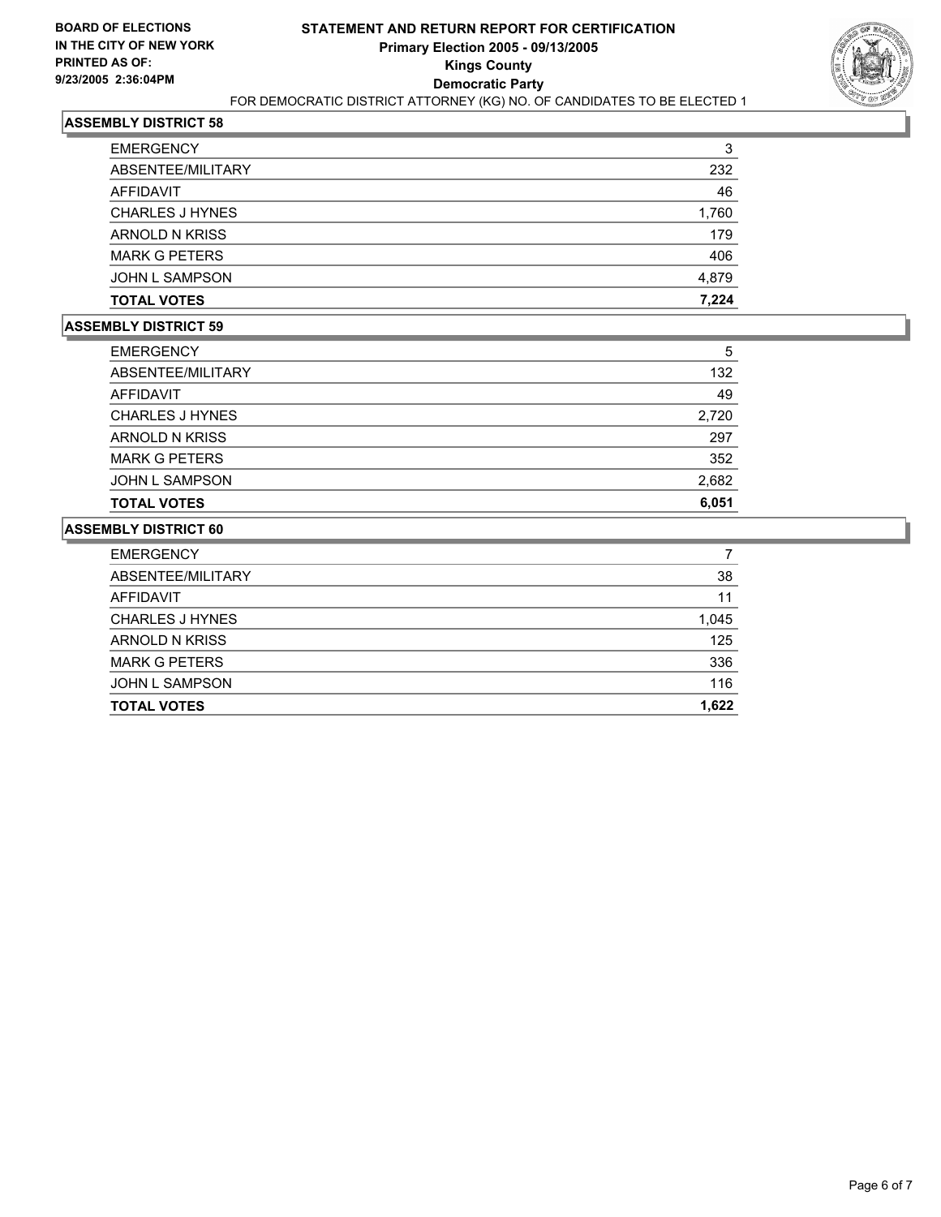**BOARD OF ELECTIONS**
**IN THE CITY OF NEW YORK**
**PRINTED AS OF:**
**9/23/2005 2:36:04PM**

# STATEMENT AND RETURN REPORT FOR CERTIFICATION
## Primary Election 2005 - 09/13/2005
## Kings County
## Democratic Party
FOR DEMOCRATIC DISTRICT ATTORNEY (KG) NO. OF CANDIDATES TO BE ELECTED 1

### ASSEMBLY DISTRICT 58

| | |
|---|---|
| EMERGENCY | 3 |
| ABSENTEE/MILITARY | 232 |
| AFFIDAVIT | 46 |
| CHARLES J HYNES | 1,760 |
| ARNOLD N KRISS | 179 |
| MARK G PETERS | 406 |
| JOHN L SAMPSON | 4,879 |
| **TOTAL VOTES** | **7,224** |

### ASSEMBLY DISTRICT 59

| | |
|---|---|
| EMERGENCY | 5 |
| ABSENTEE/MILITARY | 132 |
| AFFIDAVIT | 49 |
| CHARLES J HYNES | 2,720 |
| ARNOLD N KRISS | 297 |
| MARK G PETERS | 352 |
| JOHN L SAMPSON | 2,682 |
| **TOTAL VOTES** | **6,051** |

### ASSEMBLY DISTRICT 60

| | |
|---|---|
| EMERGENCY | 7 |
| ABSENTEE/MILITARY | 38 |
| AFFIDAVIT | 11 |
| CHARLES J HYNES | 1,045 |
| ARNOLD N KRISS | 125 |
| MARK G PETERS | 336 |
| JOHN L SAMPSON | 116 |
| **TOTAL VOTES** | **1,622** |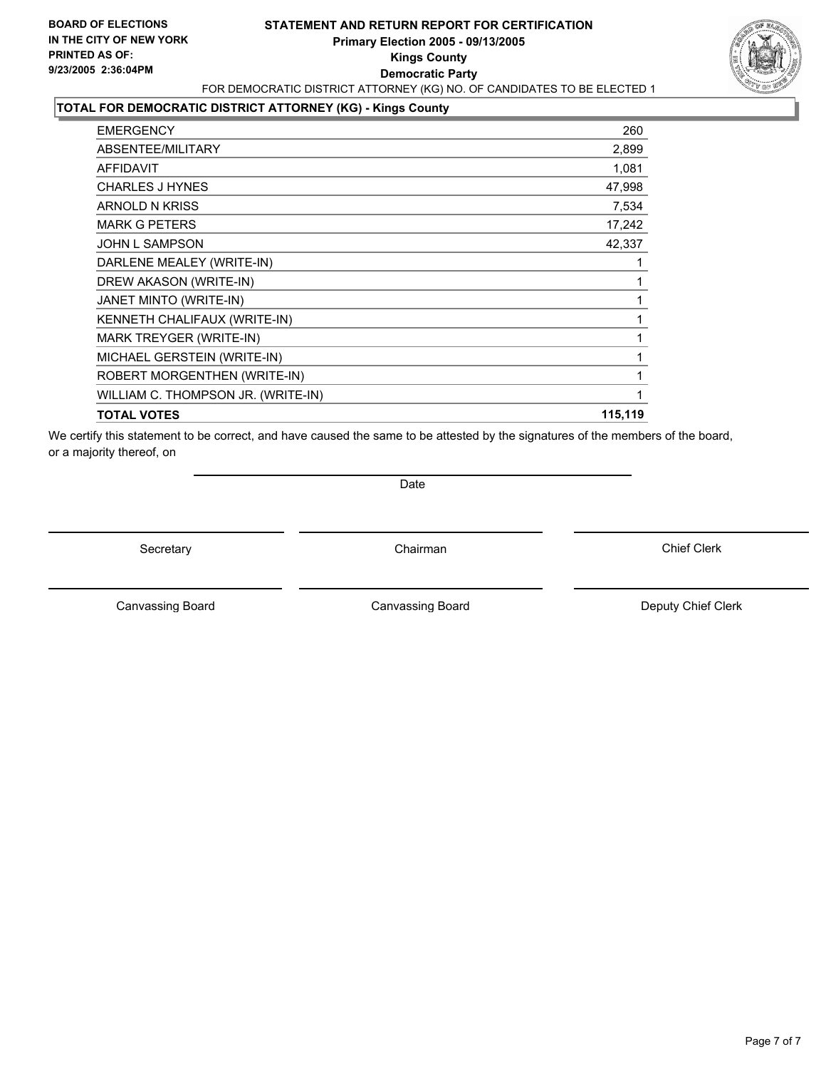**BOARD OF ELECTIONS IN THE CITY OF NEW YORK PRINTED AS OF: 9/23/2005 2:36:04PM**

# STATEMENT AND RETURN REPORT FOR CERTIFICATION
## Primary Election 2005 - 09/13/2005
## Kings County
## Democratic Party

FOR DEMOCRATIC DISTRICT ATTORNEY (KG) NO. OF CANDIDATES TO BE ELECTED 1

### TOTAL FOR DEMOCRATIC DISTRICT ATTORNEY (KG) - Kings County

| | |
|---|---|
| EMERGENCY | 260 |
| ABSENTEE/MILITARY | 2,899 |
| AFFIDAVIT | 1,081 |
| CHARLES J HYNES | 47,998 |
| ARNOLD N KRISS | 7,534 |
| MARK G PETERS | 17,242 |
| JOHN L SAMPSON | 42,337 |
| DARLENE MEALEY (WRITE-IN) | 1 |
| DREW AKASON (WRITE-IN) | 1 |
| JANET MINTO (WRITE-IN) | 1 |
| KENNETH CHALIFAUX (WRITE-IN) | 1 |
| MARK TREYGER (WRITE-IN) | 1 |
| MICHAEL GERSTEIN (WRITE-IN) | 1 |
| ROBERT MORGENTHEN (WRITE-IN) | 1 |
| WILLIAM C. THOMPSON JR. (WRITE-IN) | 1 |
| **TOTAL VOTES** | **115,119** |

We certify this statement to be correct, and have caused the same to be attested by the signatures of the members of the board, or a majority thereof, on

Date

Secretary | Chairman | Chief Clerk

Canvassing Board | Canvassing Board | Deputy Chief Clerk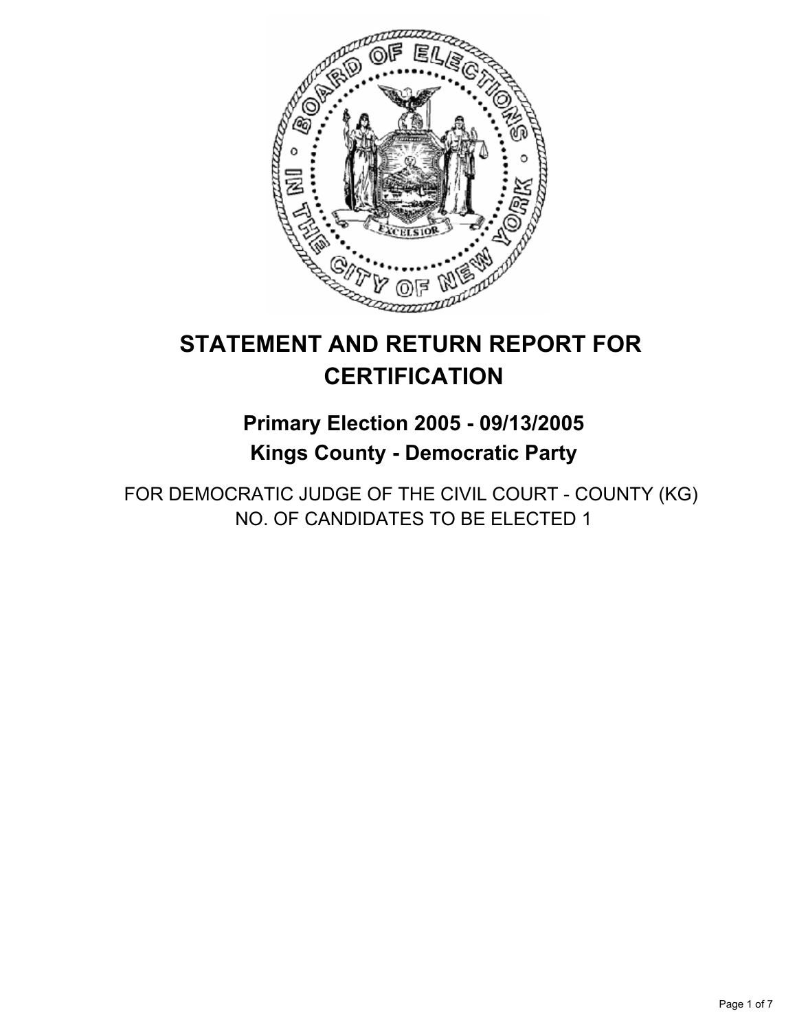# STATEMENT AND RETURN REPORT FOR CERTIFICATION

## Primary Election 2005 - 09/13/2005
## Kings County - Democratic Party

FOR DEMOCRATIC JUDGE OF THE CIVIL COURT - COUNTY (KG)
NO. OF CANDIDATES TO BE ELECTED 1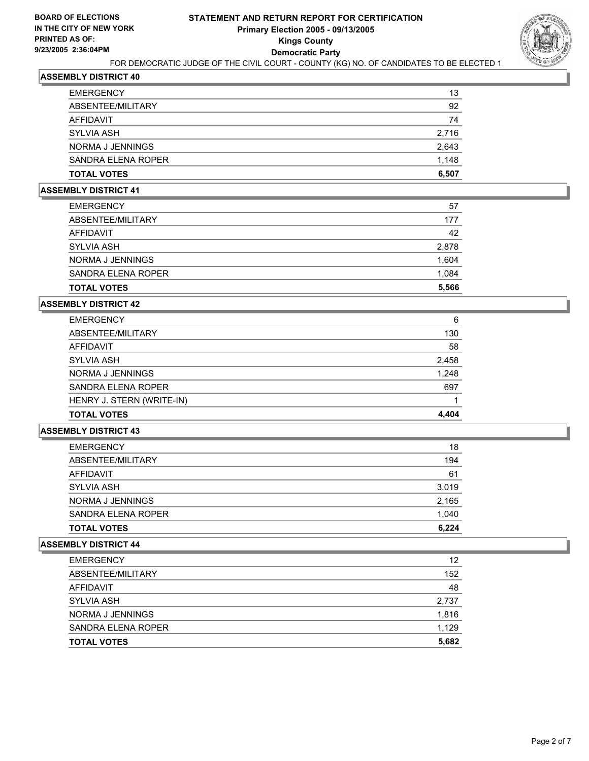**BOARD OF ELECTIONS IN THE CITY OF NEW YORK PRINTED AS OF: 9/23/2005 2:36:04PM**

# STATEMENT AND RETURN REPORT FOR CERTIFICATION
## Primary Election 2005 - 09/13/2005
## Kings County
## Democratic Party

FOR DEMOCRATIC JUDGE OF THE CIVIL COURT - COUNTY (KG) NO. OF CANDIDATES TO BE ELECTED 1

### ASSEMBLY DISTRICT 40

| | |
|---|---|
| EMERGENCY | 13 |
| ABSENTEE/MILITARY | 92 |
| AFFIDAVIT | 74 |
| SYLVIA ASH | 2,716 |
| NORMA J JENNINGS | 2,643 |
| SANDRA ELENA ROPER | 1,148 |
| **TOTAL VOTES** | **6,507** |

### ASSEMBLY DISTRICT 41

| | |
|---|---|
| EMERGENCY | 57 |
| ABSENTEE/MILITARY | 177 |
| AFFIDAVIT | 42 |
| SYLVIA ASH | 2,878 |
| NORMA J JENNINGS | 1,604 |
| SANDRA ELENA ROPER | 1,084 |
| **TOTAL VOTES** | **5,566** |

### ASSEMBLY DISTRICT 42

| | |
|---|---|
| EMERGENCY | 6 |
| ABSENTEE/MILITARY | 130 |
| AFFIDAVIT | 58 |
| SYLVIA ASH | 2,458 |
| NORMA J JENNINGS | 1,248 |
| SANDRA ELENA ROPER | 697 |
| HENRY J. STERN (WRITE-IN) | 1 |
| **TOTAL VOTES** | **4,404** |

### ASSEMBLY DISTRICT 43

| | |
|---|---|
| EMERGENCY | 18 |
| ABSENTEE/MILITARY | 194 |
| AFFIDAVIT | 61 |
| SYLVIA ASH | 3,019 |
| NORMA J JENNINGS | 2,165 |
| SANDRA ELENA ROPER | 1,040 |
| **TOTAL VOTES** | **6,224** |

### ASSEMBLY DISTRICT 44

| | |
|---|---|
| EMERGENCY | 12 |
| ABSENTEE/MILITARY | 152 |
| AFFIDAVIT | 48 |
| SYLVIA ASH | 2,737 |
| NORMA J JENNINGS | 1,816 |
| SANDRA ELENA ROPER | 1,129 |
| **TOTAL VOTES** | **5,682** |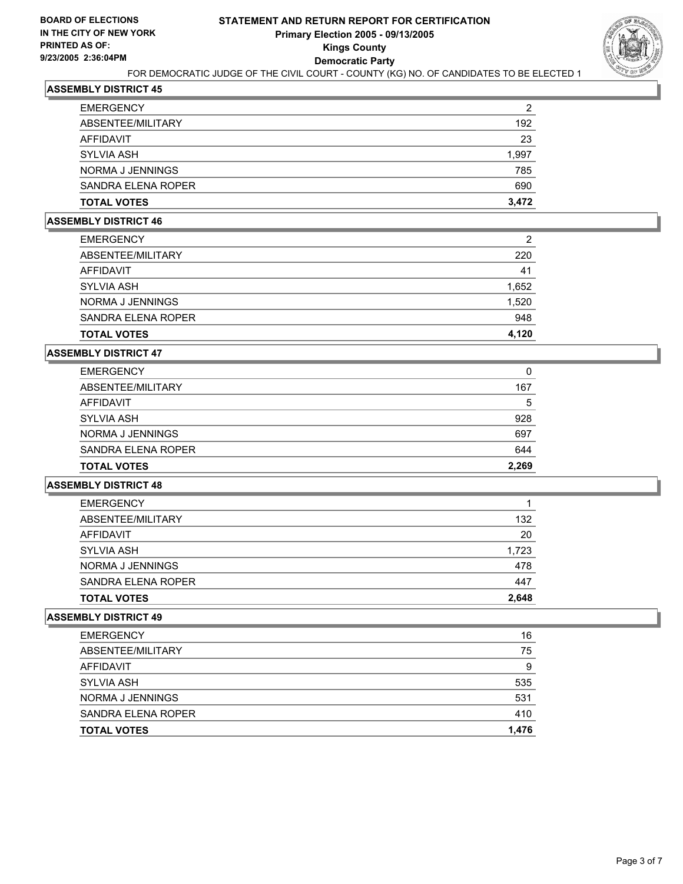**BOARD OF ELECTIONS IN THE CITY OF NEW YORK PRINTED AS OF: 9/23/2005 2:36:04PM**

# STATEMENT AND RETURN REPORT FOR CERTIFICATION
## Primary Election 2005 - 09/13/2005
## Kings County
## Democratic Party

FOR DEMOCRATIC JUDGE OF THE CIVIL COURT - COUNTY (KG) NO. OF CANDIDATES TO BE ELECTED 1

### ASSEMBLY DISTRICT 45

| | |
|---|---|
| EMERGENCY | 2 |
| ABSENTEE/MILITARY | 192 |
| AFFIDAVIT | 23 |
| SYLVIA ASH | 1,997 |
| NORMA J JENNINGS | 785 |
| SANDRA ELENA ROPER | 690 |
| **TOTAL VOTES** | **3,472** |

### ASSEMBLY DISTRICT 46

| | |
|---|---|
| EMERGENCY | 2 |
| ABSENTEE/MILITARY | 220 |
| AFFIDAVIT | 41 |
| SYLVIA ASH | 1,652 |
| NORMA J JENNINGS | 1,520 |
| SANDRA ELENA ROPER | 948 |
| **TOTAL VOTES** | **4,120** |

### ASSEMBLY DISTRICT 47

| | |
|---|---|
| EMERGENCY | 0 |
| ABSENTEE/MILITARY | 167 |
| AFFIDAVIT | 5 |
| SYLVIA ASH | 928 |
| NORMA J JENNINGS | 697 |
| SANDRA ELENA ROPER | 644 |
| **TOTAL VOTES** | **2,269** |

### ASSEMBLY DISTRICT 48

| | |
|---|---|
| EMERGENCY | 1 |
| ABSENTEE/MILITARY | 132 |
| AFFIDAVIT | 20 |
| SYLVIA ASH | 1,723 |
| NORMA J JENNINGS | 478 |
| SANDRA ELENA ROPER | 447 |
| **TOTAL VOTES** | **2,648** |

### ASSEMBLY DISTRICT 49

| | |
|---|---|
| EMERGENCY | 16 |
| ABSENTEE/MILITARY | 75 |
| AFFIDAVIT | 9 |
| SYLVIA ASH | 535 |
| NORMA J JENNINGS | 531 |
| SANDRA ELENA ROPER | 410 |
| **TOTAL VOTES** | **1,476** |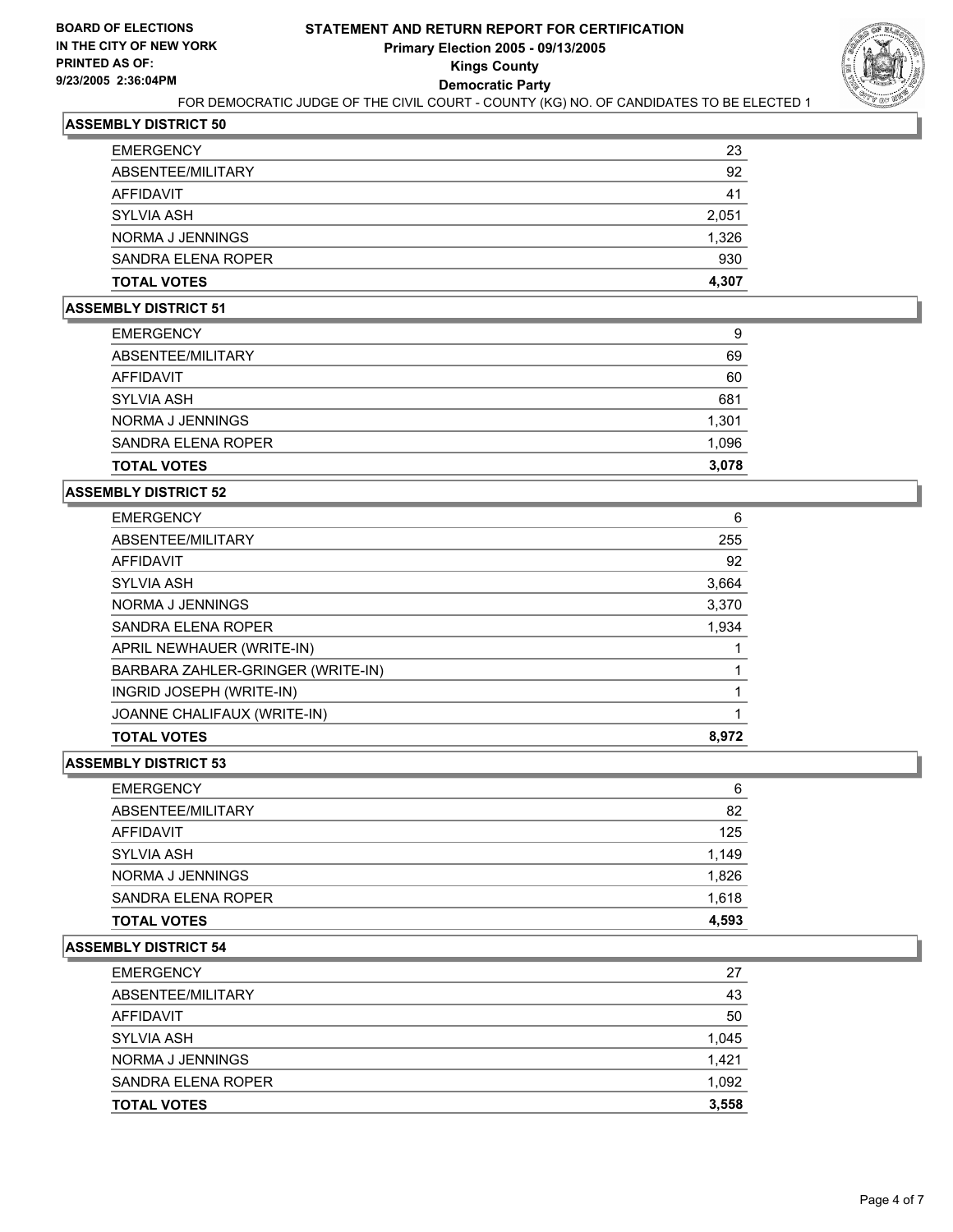**BOARD OF ELECTIONS IN THE CITY OF NEW YORK PRINTED AS OF: 9/23/2005 2:36:04PM**

# STATEMENT AND RETURN REPORT FOR CERTIFICATION
## Primary Election 2005 - 09/13/2005
## Kings County
## Democratic Party

FOR DEMOCRATIC JUDGE OF THE CIVIL COURT - COUNTY (KG) NO. OF CANDIDATES TO BE ELECTED 1

### ASSEMBLY DISTRICT 50

| | |
|---|---|
| EMERGENCY | 23 |
| ABSENTEE/MILITARY | 92 |
| AFFIDAVIT | 41 |
| SYLVIA ASH | 2,051 |
| NORMA J JENNINGS | 1,326 |
| SANDRA ELENA ROPER | 930 |
| **TOTAL VOTES** | **4,307** |

### ASSEMBLY DISTRICT 51

| | |
|---|---|
| EMERGENCY | 9 |
| ABSENTEE/MILITARY | 69 |
| AFFIDAVIT | 60 |
| SYLVIA ASH | 681 |
| NORMA J JENNINGS | 1,301 |
| SANDRA ELENA ROPER | 1,096 |
| **TOTAL VOTES** | **3,078** |

### ASSEMBLY DISTRICT 52

| | |
|---|---|
| EMERGENCY | 6 |
| ABSENTEE/MILITARY | 255 |
| AFFIDAVIT | 92 |
| SYLVIA ASH | 3,664 |
| NORMA J JENNINGS | 3,370 |
| SANDRA ELENA ROPER | 1,934 |
| APRIL NEWHAUER (WRITE-IN) | 1 |
| BARBARA ZAHLER-GRINGER (WRITE-IN) | 1 |
| INGRID JOSEPH (WRITE-IN) | 1 |
| JOANNE CHALIFAUX (WRITE-IN) | 1 |
| **TOTAL VOTES** | **8,972** |

### ASSEMBLY DISTRICT 53

| | |
|---|---|
| EMERGENCY | 6 |
| ABSENTEE/MILITARY | 82 |
| AFFIDAVIT | 125 |
| SYLVIA ASH | 1,149 |
| NORMA J JENNINGS | 1,826 |
| SANDRA ELENA ROPER | 1,618 |
| **TOTAL VOTES** | **4,593** |

### ASSEMBLY DISTRICT 54

| | |
|---|---|
| EMERGENCY | 27 |
| ABSENTEE/MILITARY | 43 |
| AFFIDAVIT | 50 |
| SYLVIA ASH | 1,045 |
| NORMA J JENNINGS | 1,421 |
| SANDRA ELENA ROPER | 1,092 |
| **TOTAL VOTES** | **3,558** |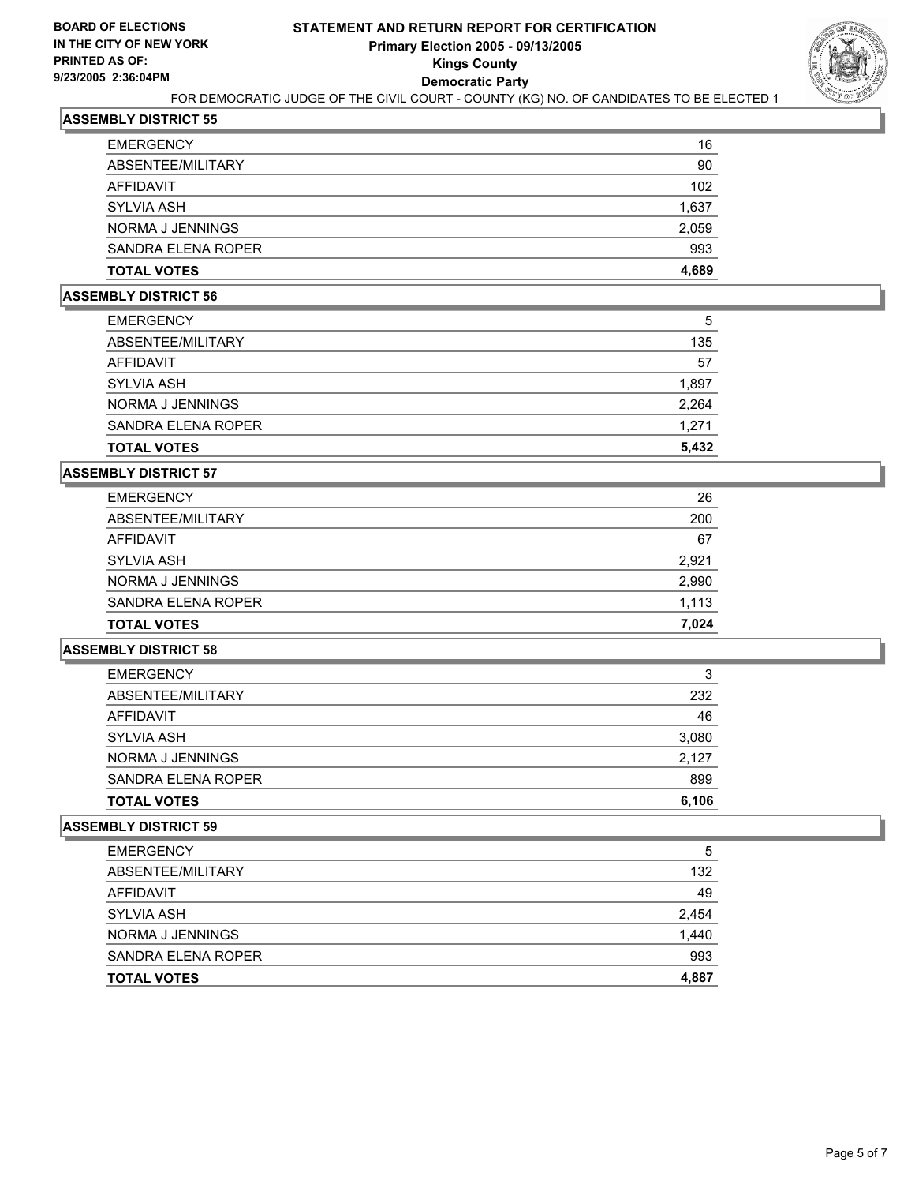**BOARD OF ELECTIONS IN THE CITY OF NEW YORK PRINTED AS OF: 9/23/2005 2:36:04PM**

# STATEMENT AND RETURN REPORT FOR CERTIFICATION
## Primary Election 2005 - 09/13/2005
## Kings County
## Democratic Party

FOR DEMOCRATIC JUDGE OF THE CIVIL COURT - COUNTY (KG) NO. OF CANDIDATES TO BE ELECTED 1

### ASSEMBLY DISTRICT 55

| | |
|---|---|
| EMERGENCY | 16 |
| ABSENTEE/MILITARY | 90 |
| AFFIDAVIT | 102 |
| SYLVIA ASH | 1,637 |
| NORMA J JENNINGS | 2,059 |
| SANDRA ELENA ROPER | 993 |
| **TOTAL VOTES** | **4,689** |

### ASSEMBLY DISTRICT 56

| | |
|---|---|
| EMERGENCY | 5 |
| ABSENTEE/MILITARY | 135 |
| AFFIDAVIT | 57 |
| SYLVIA ASH | 1,897 |
| NORMA J JENNINGS | 2,264 |
| SANDRA ELENA ROPER | 1,271 |
| **TOTAL VOTES** | **5,432** |

### ASSEMBLY DISTRICT 57

| | |
|---|---|
| EMERGENCY | 26 |
| ABSENTEE/MILITARY | 200 |
| AFFIDAVIT | 67 |
| SYLVIA ASH | 2,921 |
| NORMA J JENNINGS | 2,990 |
| SANDRA ELENA ROPER | 1,113 |
| **TOTAL VOTES** | **7,024** |

### ASSEMBLY DISTRICT 58

| | |
|---|---|
| EMERGENCY | 3 |
| ABSENTEE/MILITARY | 232 |
| AFFIDAVIT | 46 |
| SYLVIA ASH | 3,080 |
| NORMA J JENNINGS | 2,127 |
| SANDRA ELENA ROPER | 899 |
| **TOTAL VOTES** | **6,106** |

### ASSEMBLY DISTRICT 59

| | |
|---|---|
| EMERGENCY | 5 |
| ABSENTEE/MILITARY | 132 |
| AFFIDAVIT | 49 |
| SYLVIA ASH | 2,454 |
| NORMA J JENNINGS | 1,440 |
| SANDRA ELENA ROPER | 993 |
| **TOTAL VOTES** | **4,887** |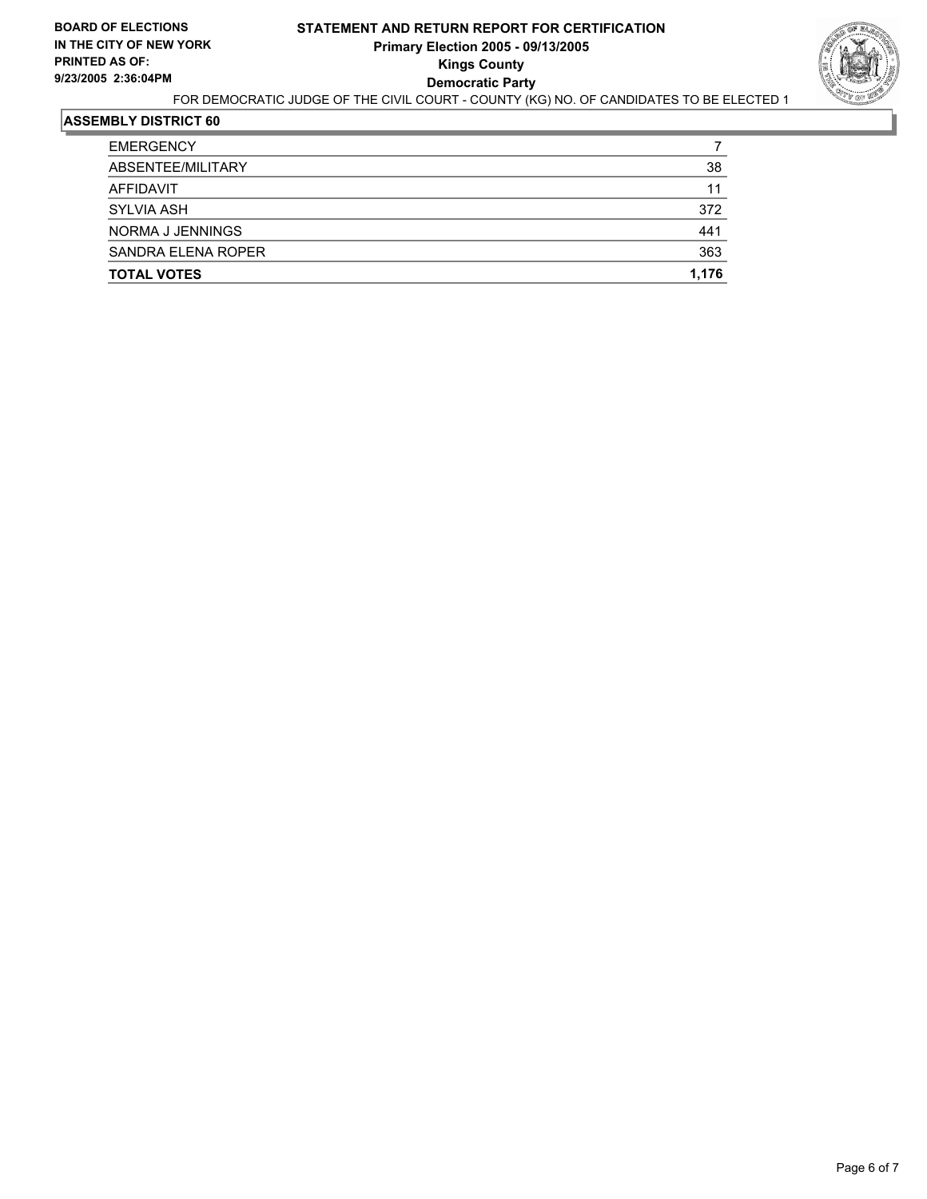**BOARD OF ELECTIONS IN THE CITY OF NEW YORK PRINTED AS OF: 9/23/2005 2:36:04PM**

# STATEMENT AND RETURN REPORT FOR CERTIFICATION
## Primary Election 2005 - 09/13/2005
## Kings County
## Democratic Party

FOR DEMOCRATIC JUDGE OF THE CIVIL COURT - COUNTY (KG) NO. OF CANDIDATES TO BE ELECTED 1

### ASSEMBLY DISTRICT 60

| | |
|---|---|
| EMERGENCY | 7 |
| ABSENTEE/MILITARY | 38 |
| AFFIDAVIT | 11 |
| SYLVIA ASH | 372 |
| NORMA J JENNINGS | 441 |
| SANDRA ELENA ROPER | 363 |
| **TOTAL VOTES** | **1,176** |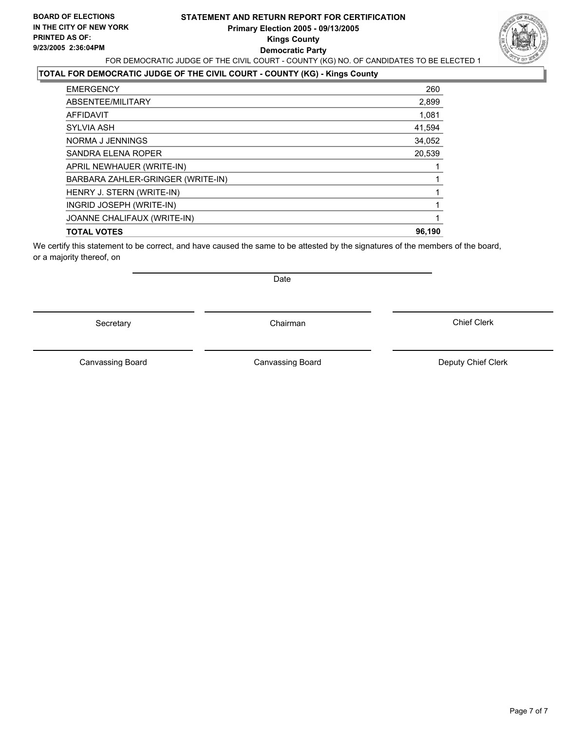**BOARD OF ELECTIONS IN THE CITY OF NEW YORK PRINTED AS OF: 9/23/2005 2:36:04PM**

# STATEMENT AND RETURN REPORT FOR CERTIFICATION
## Primary Election 2005 - 09/13/2005
## Kings County
## Democratic Party

FOR DEMOCRATIC JUDGE OF THE CIVIL COURT - COUNTY (KG) NO. OF CANDIDATES TO BE ELECTED 1

**TOTAL FOR DEMOCRATIC JUDGE OF THE CIVIL COURT - COUNTY (KG) - Kings County**

| | |
|---|---|
| EMERGENCY | 260 |
| ABSENTEE/MILITARY | 2,899 |
| AFFIDAVIT | 1,081 |
| SYLVIA ASH | 41,594 |
| NORMA J JENNINGS | 34,052 |
| SANDRA ELENA ROPER | 20,539 |
| APRIL NEWHAUER (WRITE-IN) | 1 |
| BARBARA ZAHLER-GRINGER (WRITE-IN) | 1 |
| HENRY J. STERN (WRITE-IN) | 1 |
| INGRID JOSEPH (WRITE-IN) | 1 |
| JOANNE CHALIFAUX (WRITE-IN) | 1 |
| **TOTAL VOTES** | **96,190** |

We certify this statement to be correct, and have caused the same to be attested by the signatures of the members of the board, or a majority thereof, on

Date

Secretary | Chairman | Chief Clerk

Canvassing Board | Canvassing Board | Deputy Chief Clerk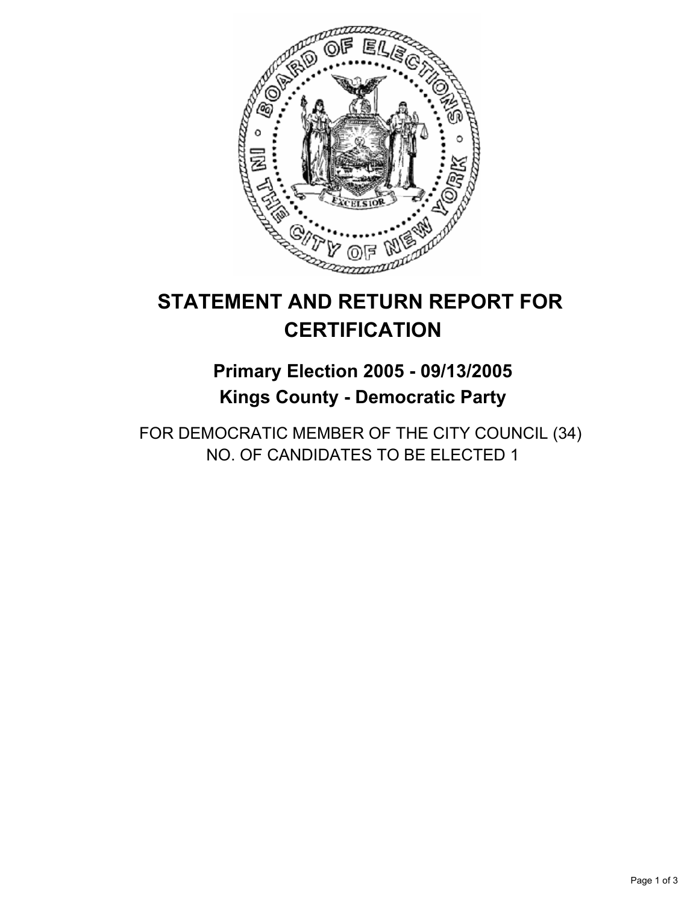# STATEMENT AND RETURN REPORT FOR CERTIFICATION

## Primary Election 2005 - 09/13/2005
## Kings County - Democratic Party

FOR DEMOCRATIC MEMBER OF THE CITY COUNCIL (34)
NO. OF CANDIDATES TO BE ELECTED 1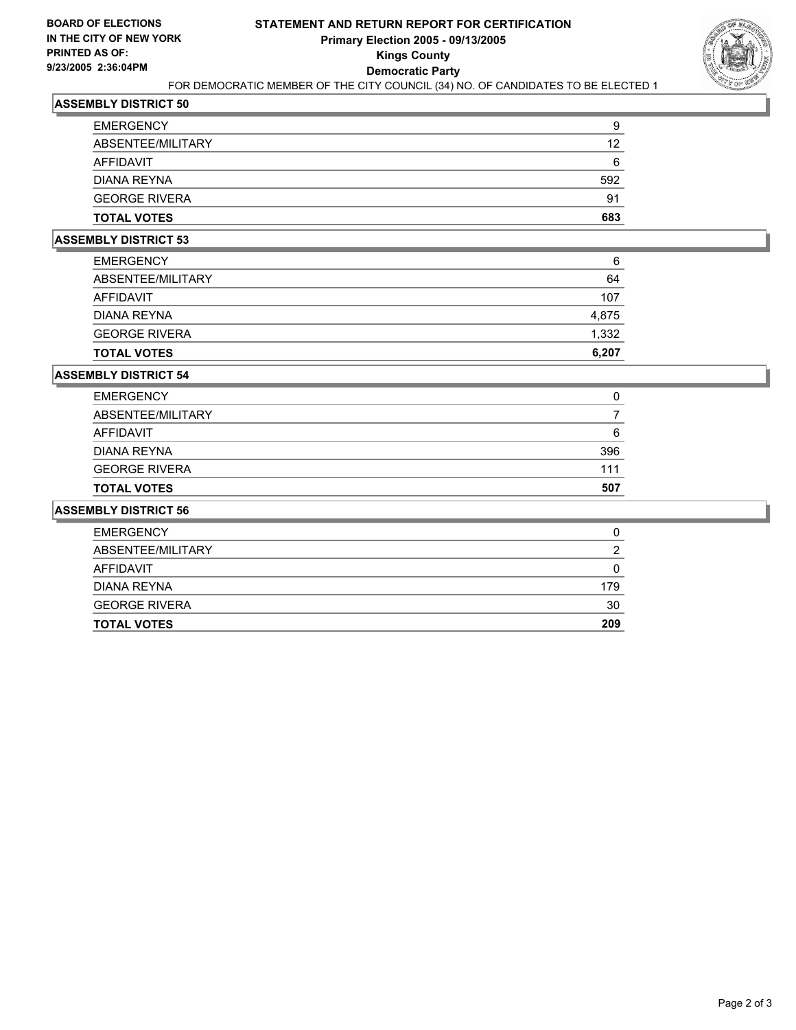**BOARD OF ELECTIONS IN THE CITY OF NEW YORK PRINTED AS OF: 9/23/2005 2:36:04PM**

# STATEMENT AND RETURN REPORT FOR CERTIFICATION
## Primary Election 2005 - 09/13/2005
## Kings County
## Democratic Party

FOR DEMOCRATIC MEMBER OF THE CITY COUNCIL (34) NO. OF CANDIDATES TO BE ELECTED 1

### ASSEMBLY DISTRICT 50

| | |
|---|---|
| EMERGENCY | 9 |
| ABSENTEE/MILITARY | 12 |
| AFFIDAVIT | 6 |
| DIANA REYNA | 592 |
| GEORGE RIVERA | 91 |
| **TOTAL VOTES** | **683** |

### ASSEMBLY DISTRICT 53

| | |
|---|---|
| EMERGENCY | 6 |
| ABSENTEE/MILITARY | 64 |
| AFFIDAVIT | 107 |
| DIANA REYNA | 4,875 |
| GEORGE RIVERA | 1,332 |
| **TOTAL VOTES** | **6,207** |

### ASSEMBLY DISTRICT 54

| | |
|---|---|
| EMERGENCY | 0 |
| ABSENTEE/MILITARY | 7 |
| AFFIDAVIT | 6 |
| DIANA REYNA | 396 |
| GEORGE RIVERA | 111 |
| **TOTAL VOTES** | **507** |

### ASSEMBLY DISTRICT 56

| | |
|---|---|
| EMERGENCY | 0 |
| ABSENTEE/MILITARY | 2 |
| AFFIDAVIT | 0 |
| DIANA REYNA | 179 |
| GEORGE RIVERA | 30 |
| **TOTAL VOTES** | **209** |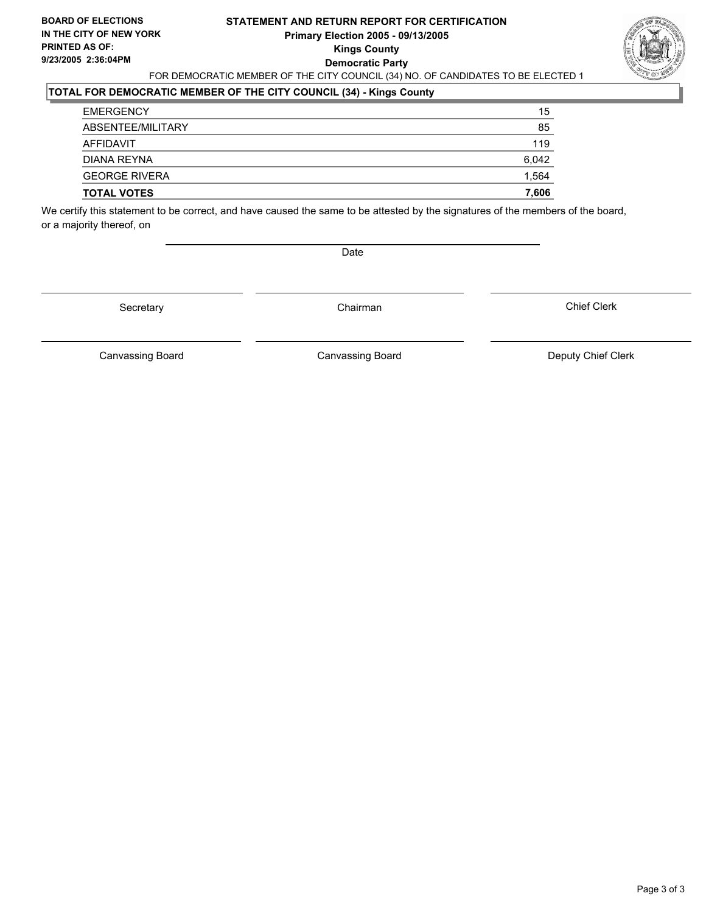**BOARD OF ELECTIONS IN THE CITY OF NEW YORK PRINTED AS OF: 9/23/2005 2:36:04PM**

# STATEMENT AND RETURN REPORT FOR CERTIFICATION
## Primary Election 2005 - 09/13/2005
## Kings County
## Democratic Party

FOR DEMOCRATIC MEMBER OF THE CITY COUNCIL (34) NO. OF CANDIDATES TO BE ELECTED 1

### TOTAL FOR DEMOCRATIC MEMBER OF THE CITY COUNCIL (34) - Kings County

| | |
|---|---|
| EMERGENCY | 15 |
| ABSENTEE/MILITARY | 85 |
| AFFIDAVIT | 119 |
| DIANA REYNA | 6,042 |
| GEORGE RIVERA | 1,564 |
| **TOTAL VOTES** | **7,606** |

We certify this statement to be correct, and have caused the same to be attested by the signatures of the members of the board, or a majority thereof, on

Date

Secretary          Chairman          Chief Clerk

Canvassing Board          Canvassing Board          Deputy Chief Clerk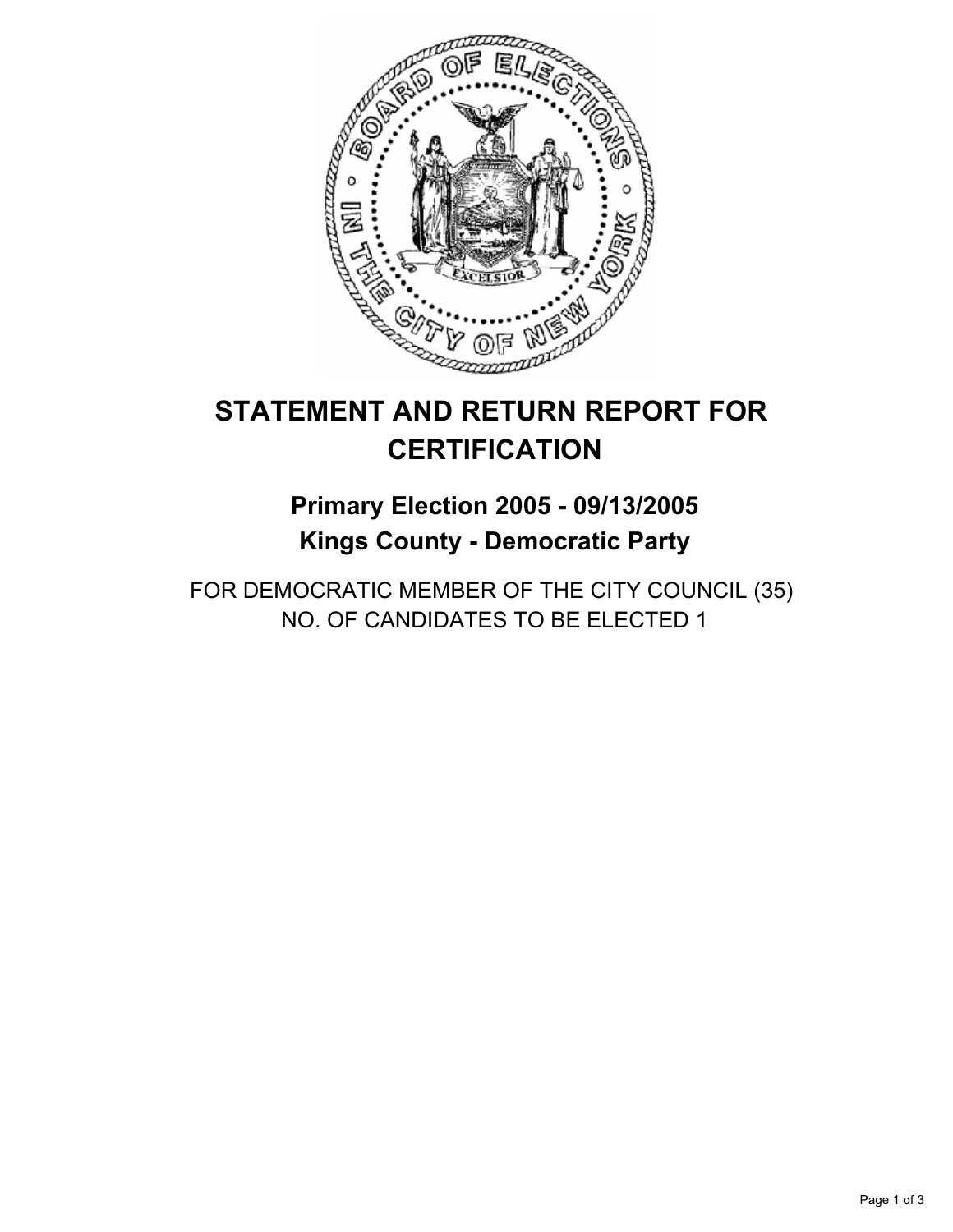# STATEMENT AND RETURN REPORT FOR CERTIFICATION

## Primary Election 2005 - 09/13/2005
## Kings County - Democratic Party

FOR DEMOCRATIC MEMBER OF THE CITY COUNCIL (35)
NO. OF CANDIDATES TO BE ELECTED 1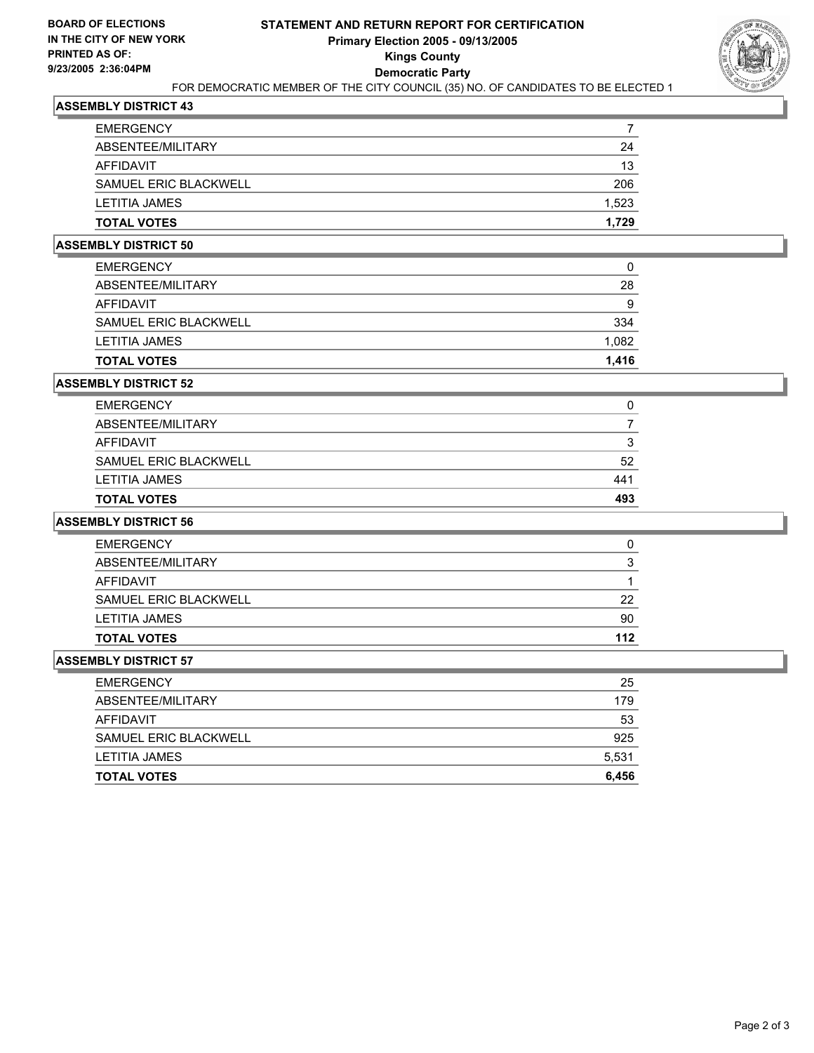**BOARD OF ELECTIONS IN THE CITY OF NEW YORK PRINTED AS OF: 9/23/2005 2:36:04PM**

# STATEMENT AND RETURN REPORT FOR CERTIFICATION
## Primary Election 2005 - 09/13/2005
## Kings County
## Democratic Party

FOR DEMOCRATIC MEMBER OF THE CITY COUNCIL (35) NO. OF CANDIDATES TO BE ELECTED 1

### ASSEMBLY DISTRICT 43

| | |
|---|---:|
| EMERGENCY | 7 |
| ABSENTEE/MILITARY | 24 |
| AFFIDAVIT | 13 |
| SAMUEL ERIC BLACKWELL | 206 |
| LETITIA JAMES | 1,523 |
| **TOTAL VOTES** | **1,729** |

### ASSEMBLY DISTRICT 50

| | |
|---|---:|
| EMERGENCY | 0 |
| ABSENTEE/MILITARY | 28 |
| AFFIDAVIT | 9 |
| SAMUEL ERIC BLACKWELL | 334 |
| LETITIA JAMES | 1,082 |
| **TOTAL VOTES** | **1,416** |

### ASSEMBLY DISTRICT 52

| | |
|---|---:|
| EMERGENCY | 0 |
| ABSENTEE/MILITARY | 7 |
| AFFIDAVIT | 3 |
| SAMUEL ERIC BLACKWELL | 52 |
| LETITIA JAMES | 441 |
| **TOTAL VOTES** | **493** |

### ASSEMBLY DISTRICT 56

| | |
|---|---:|
| EMERGENCY | 0 |
| ABSENTEE/MILITARY | 3 |
| AFFIDAVIT | 1 |
| SAMUEL ERIC BLACKWELL | 22 |
| LETITIA JAMES | 90 |
| **TOTAL VOTES** | **112** |

### ASSEMBLY DISTRICT 57

| | |
|---|---:|
| EMERGENCY | 25 |
| ABSENTEE/MILITARY | 179 |
| AFFIDAVIT | 53 |
| SAMUEL ERIC BLACKWELL | 925 |
| LETITIA JAMES | 5,531 |
| **TOTAL VOTES** | **6,456** |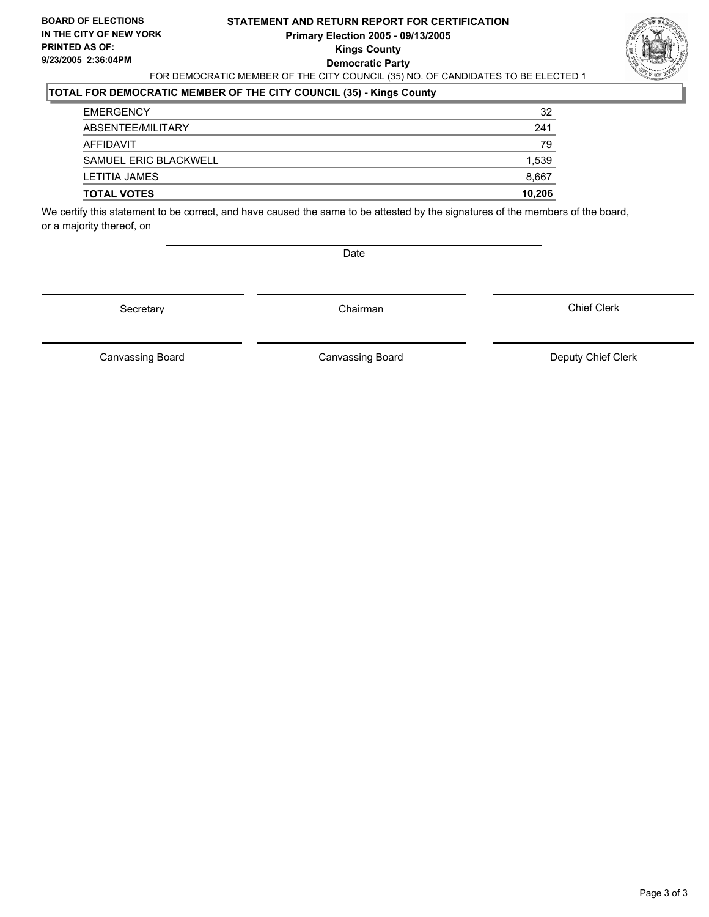**BOARD OF ELECTIONS IN THE CITY OF NEW YORK PRINTED AS OF: 9/23/2005 2:36:04PM**

# STATEMENT AND RETURN REPORT FOR CERTIFICATION
## Primary Election 2005 - 09/13/2005
## Kings County
## Democratic Party

FOR DEMOCRATIC MEMBER OF THE CITY COUNCIL (35) NO. OF CANDIDATES TO BE ELECTED 1

**TOTAL FOR DEMOCRATIC MEMBER OF THE CITY COUNCIL (35) - Kings County**

| | |
|---|---|
| EMERGENCY | 32 |
| ABSENTEE/MILITARY | 241 |
| AFFIDAVIT | 79 |
| SAMUEL ERIC BLACKWELL | 1,539 |
| LETITIA JAMES | 8,667 |
| **TOTAL VOTES** | **10,206** |

We certify this statement to be correct, and have caused the same to be attested by the signatures of the members of the board, or a majority thereof, on

Date

Secretary

Chairman

Chief Clerk

Canvassing Board

Canvassing Board

Deputy Chief Clerk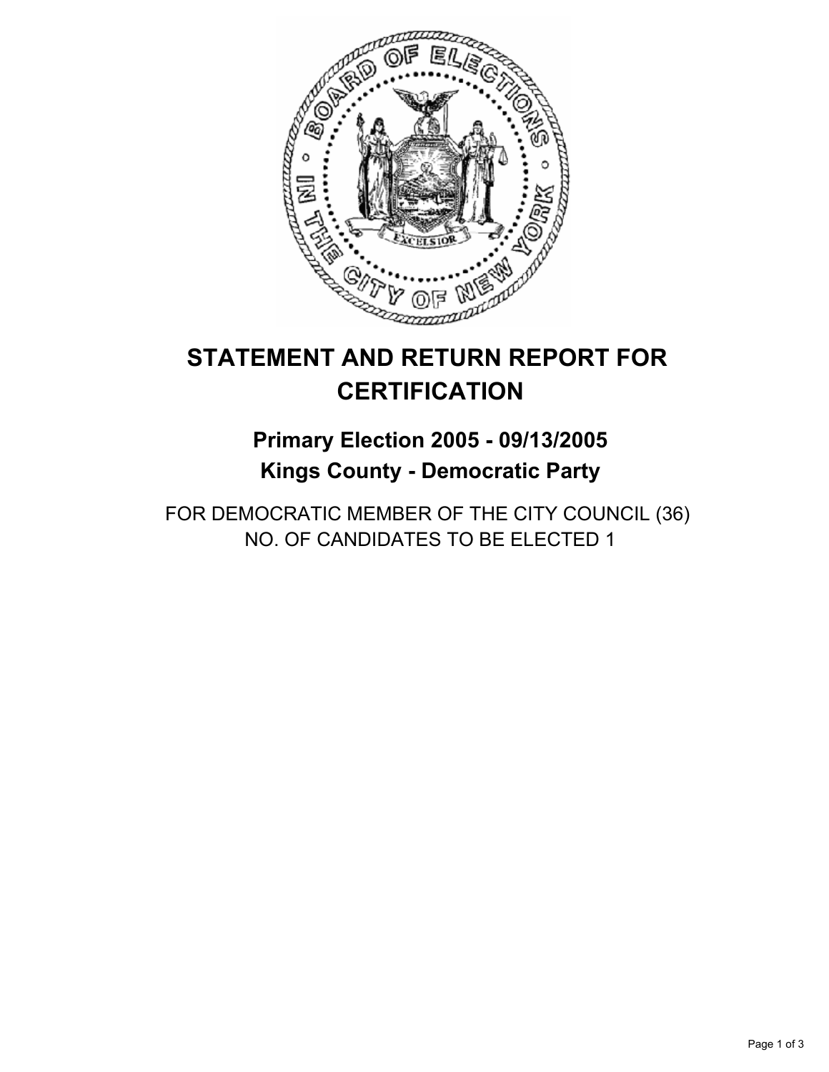# STATEMENT AND RETURN REPORT FOR CERTIFICATION

## Primary Election 2005 - 09/13/2005

## Kings County - Democratic Party

FOR DEMOCRATIC MEMBER OF THE CITY COUNCIL (36)
NO. OF CANDIDATES TO BE ELECTED 1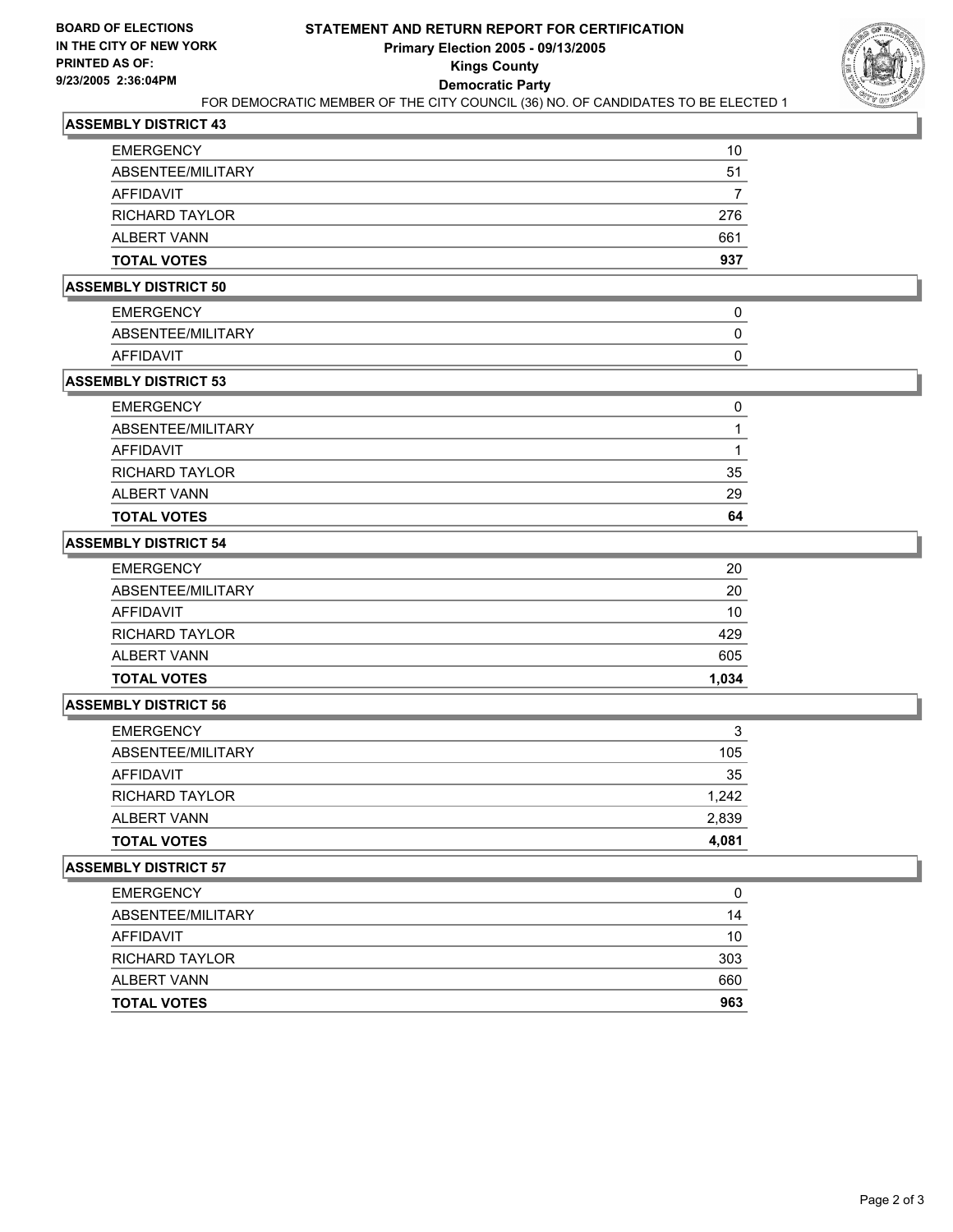**BOARD OF ELECTIONS IN THE CITY OF NEW YORK PRINTED AS OF: 9/23/2005 2:36:04PM**

# STATEMENT AND RETURN REPORT FOR CERTIFICATION
## Primary Election 2005 - 09/13/2005
## Kings County
## Democratic Party

FOR DEMOCRATIC MEMBER OF THE CITY COUNCIL (36) NO. OF CANDIDATES TO BE ELECTED 1

### ASSEMBLY DISTRICT 43

| | |
|---|---|
| EMERGENCY | 10 |
| ABSENTEE/MILITARY | 51 |
| AFFIDAVIT | 7 |
| RICHARD TAYLOR | 276 |
| ALBERT VANN | 661 |
| **TOTAL VOTES** | **937** |

### ASSEMBLY DISTRICT 50

| | |
|---|---|
| EMERGENCY | 0 |
| ABSENTEE/MILITARY | 0 |
| AFFIDAVIT | 0 |

### ASSEMBLY DISTRICT 53

| | |
|---|---|
| EMERGENCY | 0 |
| ABSENTEE/MILITARY | 1 |
| AFFIDAVIT | 1 |
| RICHARD TAYLOR | 35 |
| ALBERT VANN | 29 |
| **TOTAL VOTES** | **64** |

### ASSEMBLY DISTRICT 54

| | |
|---|---|
| EMERGENCY | 20 |
| ABSENTEE/MILITARY | 20 |
| AFFIDAVIT | 10 |
| RICHARD TAYLOR | 429 |
| ALBERT VANN | 605 |
| **TOTAL VOTES** | **1,034** |

### ASSEMBLY DISTRICT 56

| | |
|---|---|
| EMERGENCY | 3 |
| ABSENTEE/MILITARY | 105 |
| AFFIDAVIT | 35 |
| RICHARD TAYLOR | 1,242 |
| ALBERT VANN | 2,839 |
| **TOTAL VOTES** | **4,081** |

### ASSEMBLY DISTRICT 57

| | |
|---|---|
| EMERGENCY | 0 |
| ABSENTEE/MILITARY | 14 |
| AFFIDAVIT | 10 |
| RICHARD TAYLOR | 303 |
| ALBERT VANN | 660 |
| **TOTAL VOTES** | **963** |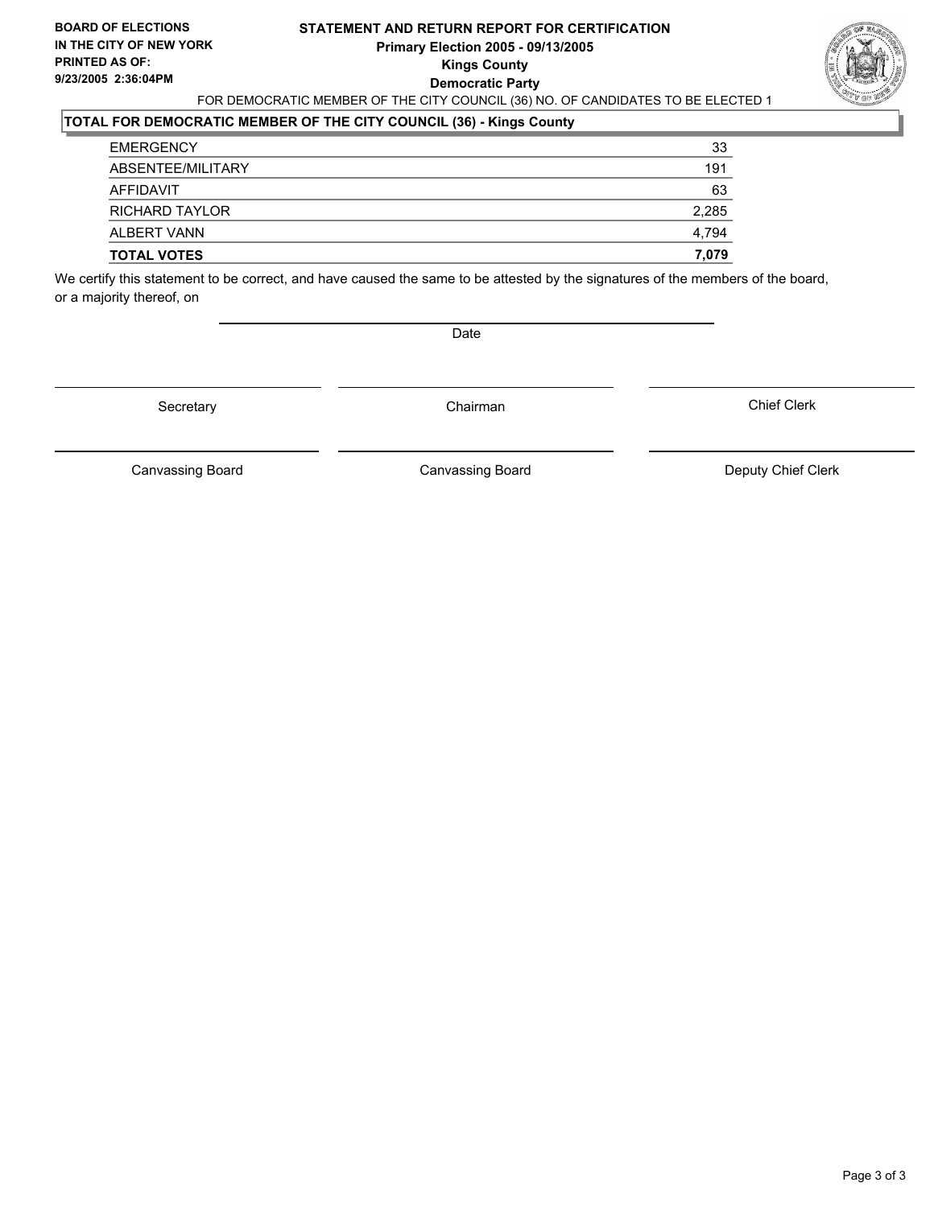BOARD OF ELECTIONS
IN THE CITY OF NEW YORK
PRINTED AS OF:
9/23/2005 2:36:04PM

# STATEMENT AND RETURN REPORT FOR CERTIFICATION
## Primary Election 2005 - 09/13/2005
## Kings County
## Democratic Party

FOR DEMOCRATIC MEMBER OF THE CITY COUNCIL (36) NO. OF CANDIDATES TO BE ELECTED 1

**TOTAL FOR DEMOCRATIC MEMBER OF THE CITY COUNCIL (36) - Kings County**

| | |
|---|---|
| EMERGENCY | 33 |
| ABSENTEE/MILITARY | 191 |
| AFFIDAVIT | 63 |
| RICHARD TAYLOR | 2,285 |
| ALBERT VANN | 4,794 |
| **TOTAL VOTES** | **7,079** |

We certify this statement to be correct, and have caused the same to be attested by the signatures of the members of the board, or a majority thereof, on

Date

Secretary | Chairman | Chief Clerk

Canvassing Board | Canvassing Board | Deputy Chief Clerk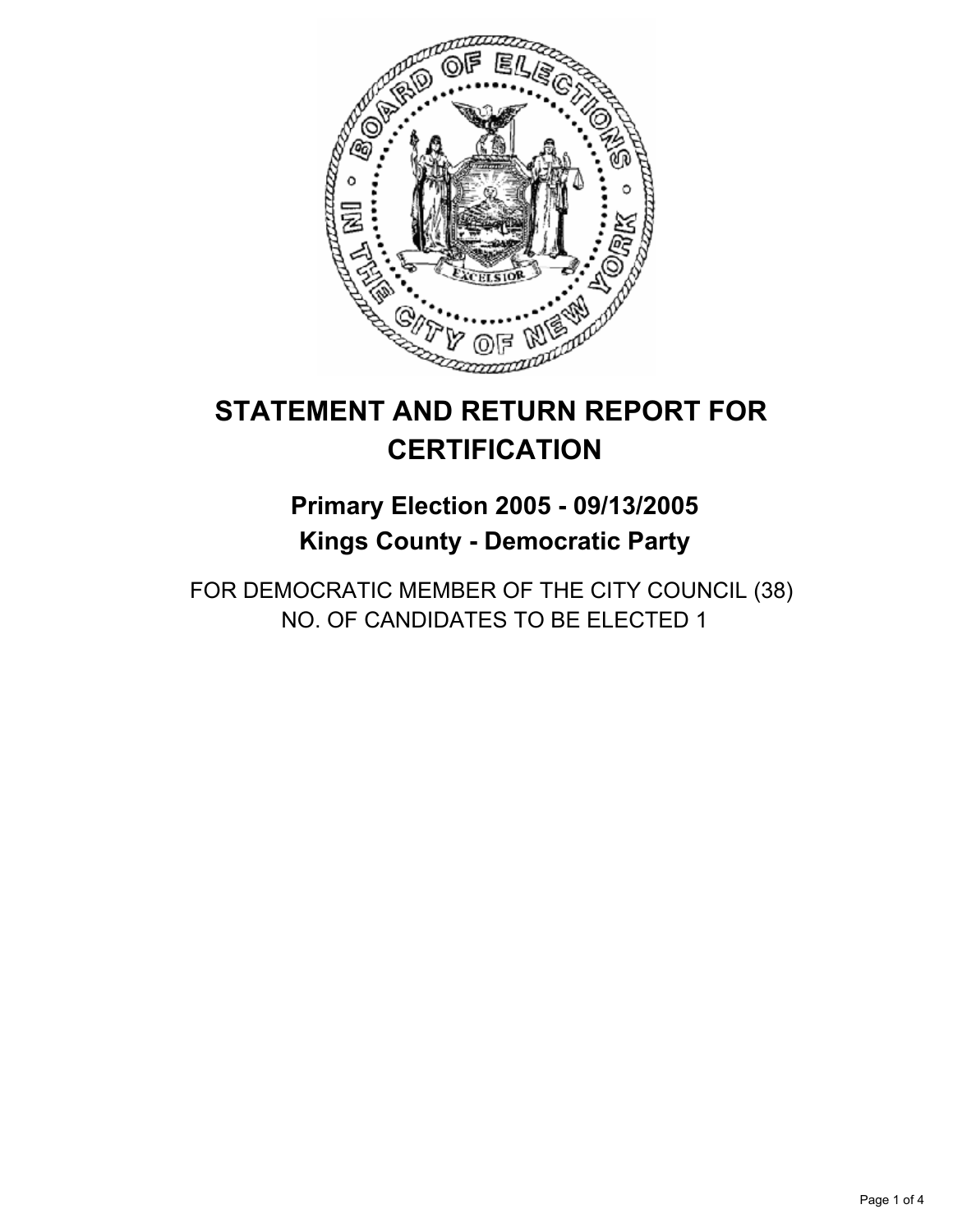# STATEMENT AND RETURN REPORT FOR CERTIFICATION

## Primary Election 2005 - 09/13/2005
## Kings County - Democratic Party

FOR DEMOCRATIC MEMBER OF THE CITY COUNCIL (38)
NO. OF CANDIDATES TO BE ELECTED 1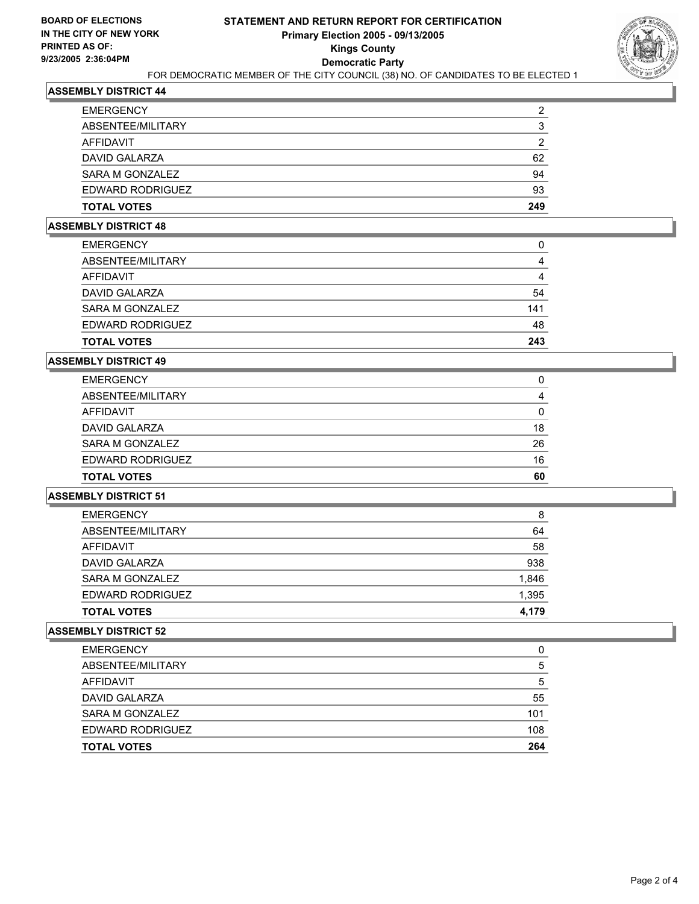**BOARD OF ELECTIONS IN THE CITY OF NEW YORK PRINTED AS OF: 9/23/2005 2:36:04PM**

# STATEMENT AND RETURN REPORT FOR CERTIFICATION
## Primary Election 2005 - 09/13/2005
## Kings County
## Democratic Party

FOR DEMOCRATIC MEMBER OF THE CITY COUNCIL (38) NO. OF CANDIDATES TO BE ELECTED 1

### ASSEMBLY DISTRICT 44

| | |
|---|---|
| EMERGENCY | 2 |
| ABSENTEE/MILITARY | 3 |
| AFFIDAVIT | 2 |
| DAVID GALARZA | 62 |
| SARA M GONZALEZ | 94 |
| EDWARD RODRIGUEZ | 93 |
| **TOTAL VOTES** | **249** |

### ASSEMBLY DISTRICT 48

| | |
|---|---|
| EMERGENCY | 0 |
| ABSENTEE/MILITARY | 4 |
| AFFIDAVIT | 4 |
| DAVID GALARZA | 54 |
| SARA M GONZALEZ | 141 |
| EDWARD RODRIGUEZ | 48 |
| **TOTAL VOTES** | **243** |

### ASSEMBLY DISTRICT 49

| | |
|---|---|
| EMERGENCY | 0 |
| ABSENTEE/MILITARY | 4 |
| AFFIDAVIT | 0 |
| DAVID GALARZA | 18 |
| SARA M GONZALEZ | 26 |
| EDWARD RODRIGUEZ | 16 |
| **TOTAL VOTES** | **60** |

### ASSEMBLY DISTRICT 51

| | |
|---|---|
| EMERGENCY | 8 |
| ABSENTEE/MILITARY | 64 |
| AFFIDAVIT | 58 |
| DAVID GALARZA | 938 |
| SARA M GONZALEZ | 1,846 |
| EDWARD RODRIGUEZ | 1,395 |
| **TOTAL VOTES** | **4,179** |

### ASSEMBLY DISTRICT 52

| | |
|---|---|
| EMERGENCY | 0 |
| ABSENTEE/MILITARY | 5 |
| AFFIDAVIT | 5 |
| DAVID GALARZA | 55 |
| SARA M GONZALEZ | 101 |
| EDWARD RODRIGUEZ | 108 |
| **TOTAL VOTES** | **264** |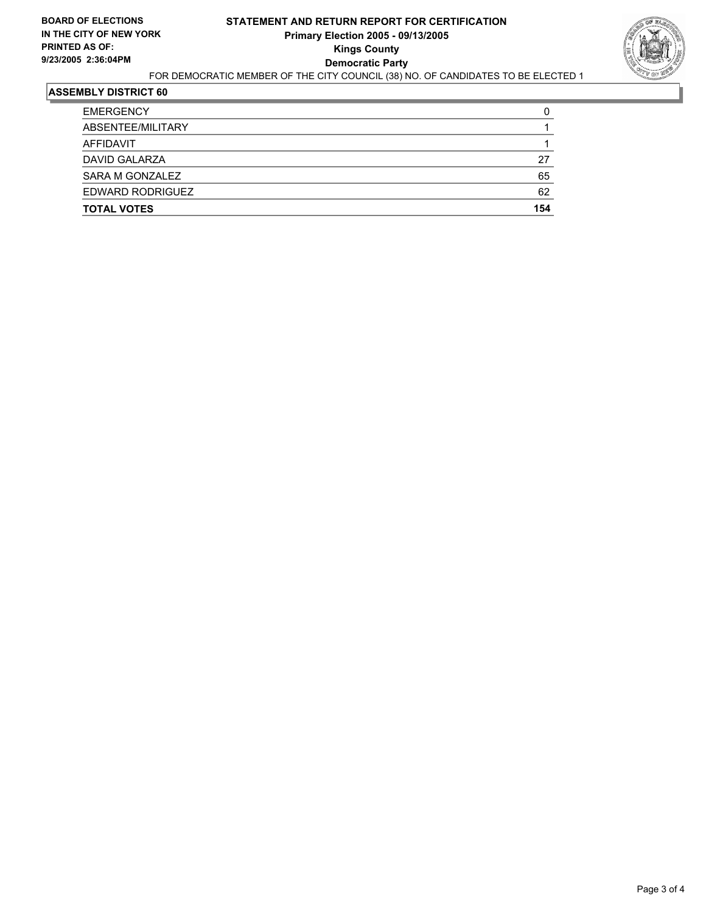**BOARD OF ELECTIONS IN THE CITY OF NEW YORK PRINTED AS OF: 9/23/2005 2:36:04PM**

# STATEMENT AND RETURN REPORT FOR CERTIFICATION

## Primary Election 2005 - 09/13/2005

## Kings County

## Democratic Party

FOR DEMOCRATIC MEMBER OF THE CITY COUNCIL (38) NO. OF CANDIDATES TO BE ELECTED 1

### ASSEMBLY DISTRICT 60

| | |
|---|---|
| EMERGENCY | 0 |
| ABSENTEE/MILITARY | 1 |
| AFFIDAVIT | 1 |
| DAVID GALARZA | 27 |
| SARA M GONZALEZ | 65 |
| EDWARD RODRIGUEZ | 62 |
| **TOTAL VOTES** | **154** |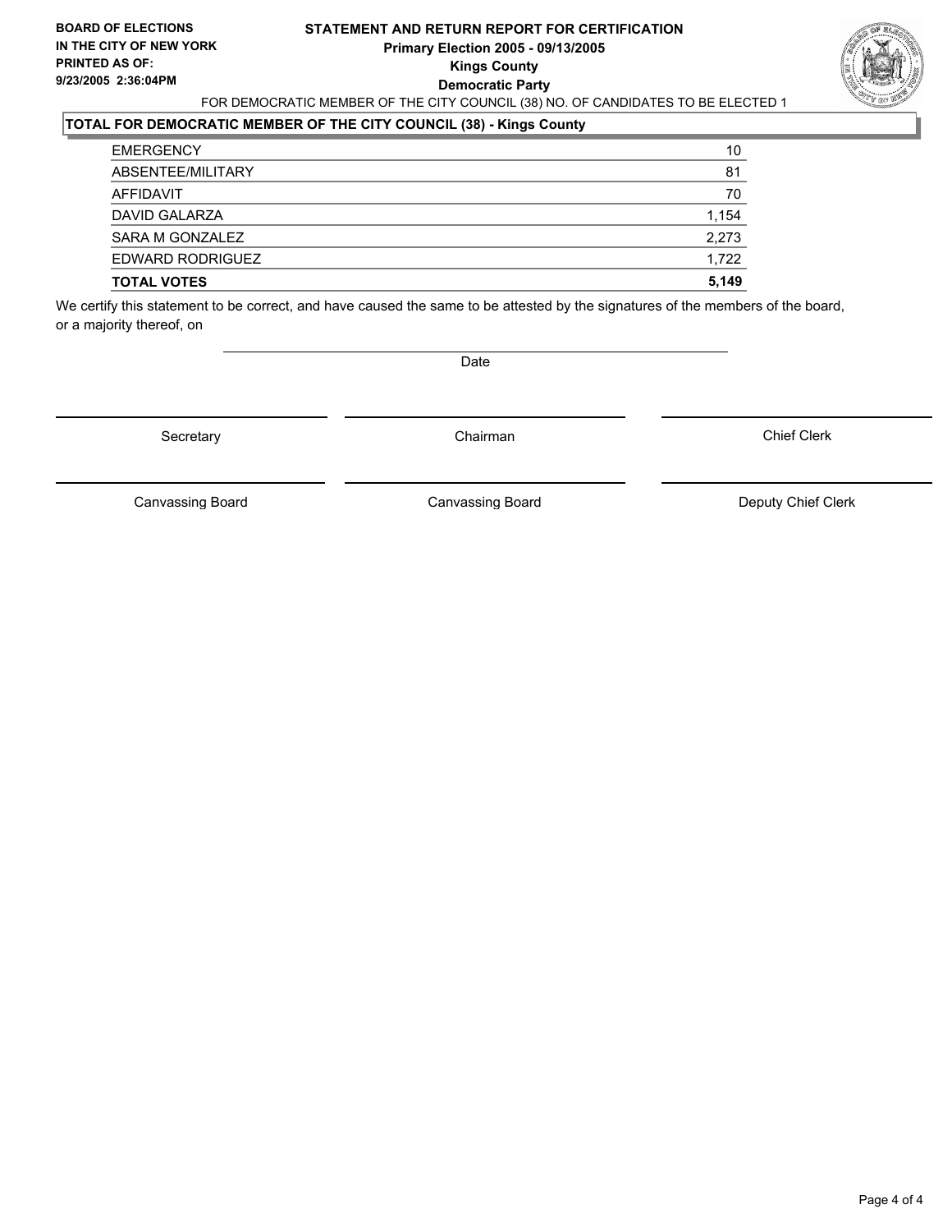**BOARD OF ELECTIONS IN THE CITY OF NEW YORK**
**PRINTED AS OF:**
**9/23/2005 2:36:04PM**

# STATEMENT AND RETURN REPORT FOR CERTIFICATION
## Primary Election 2005 - 09/13/2005
## Kings County
## Democratic Party

FOR DEMOCRATIC MEMBER OF THE CITY COUNCIL (38) NO. OF CANDIDATES TO BE ELECTED 1

**TOTAL FOR DEMOCRATIC MEMBER OF THE CITY COUNCIL (38) - Kings County**

| | |
|---|---|
| EMERGENCY | 10 |
| ABSENTEE/MILITARY | 81 |
| AFFIDAVIT | 70 |
| DAVID GALARZA | 1,154 |
| SARA M GONZALEZ | 2,273 |
| EDWARD RODRIGUEZ | 1,722 |
| **TOTAL VOTES** | **5,149** |

We certify this statement to be correct, and have caused the same to be attested by the signatures of the members of the board, or a majority thereof, on

Date

Secretary | Chairman | Chief Clerk

Canvassing Board | Canvassing Board | Deputy Chief Clerk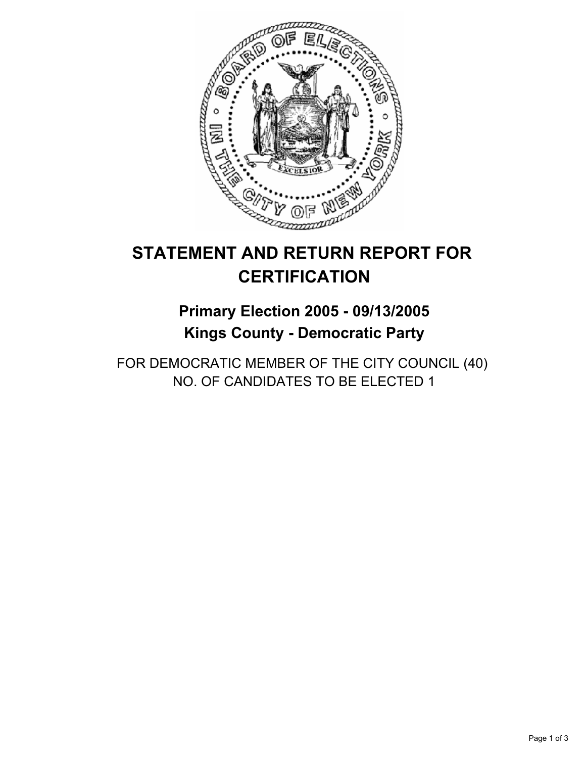# STATEMENT AND RETURN REPORT FOR CERTIFICATION

## Primary Election 2005 - 09/13/2005
## Kings County - Democratic Party

FOR DEMOCRATIC MEMBER OF THE CITY COUNCIL (40)
NO. OF CANDIDATES TO BE ELECTED 1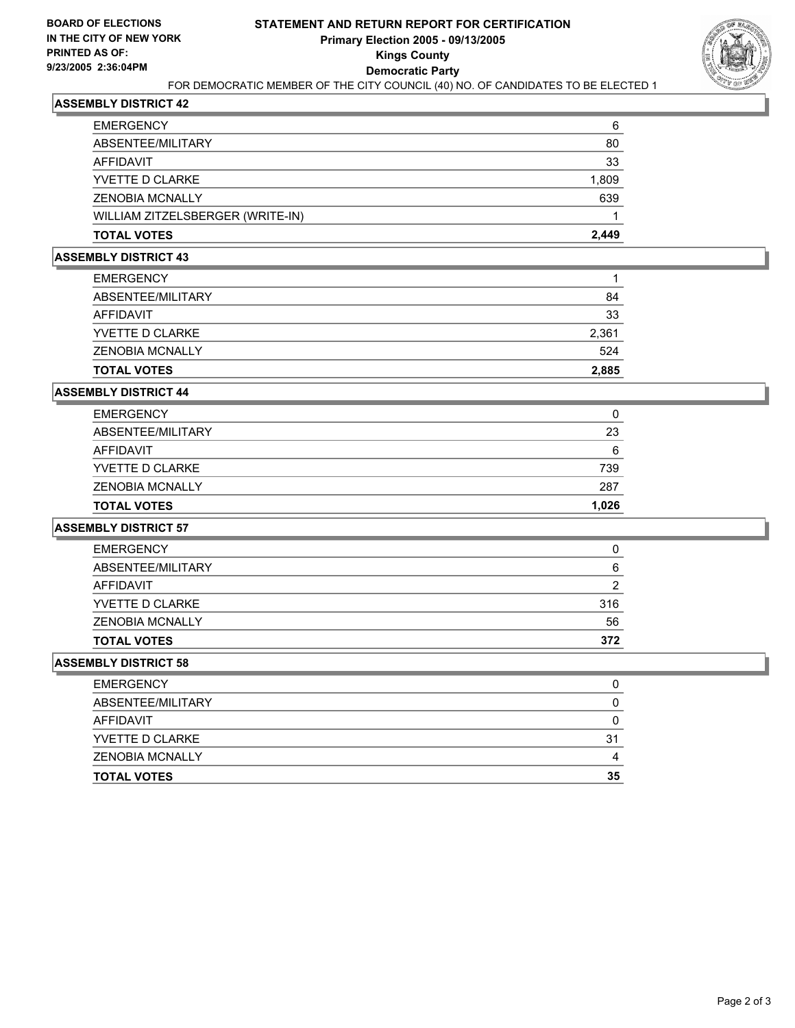**BOARD OF ELECTIONS IN THE CITY OF NEW YORK PRINTED AS OF: 9/23/2005 2:36:04PM**

# STATEMENT AND RETURN REPORT FOR CERTIFICATION
## Primary Election 2005 - 09/13/2005
## Kings County
## Democratic Party

FOR DEMOCRATIC MEMBER OF THE CITY COUNCIL (40) NO. OF CANDIDATES TO BE ELECTED 1

### ASSEMBLY DISTRICT 42

| | |
|---|---|
| EMERGENCY | 6 |
| ABSENTEE/MILITARY | 80 |
| AFFIDAVIT | 33 |
| YVETTE D CLARKE | 1,809 |
| ZENOBIA MCNALLY | 639 |
| WILLIAM ZITZELSBERGER (WRITE-IN) | 1 |
| **TOTAL VOTES** | **2,449** |

### ASSEMBLY DISTRICT 43

| | |
|---|---|
| EMERGENCY | 1 |
| ABSENTEE/MILITARY | 84 |
| AFFIDAVIT | 33 |
| YVETTE D CLARKE | 2,361 |
| ZENOBIA MCNALLY | 524 |
| **TOTAL VOTES** | **2,885** |

### ASSEMBLY DISTRICT 44

| | |
|---|---|
| EMERGENCY | 0 |
| ABSENTEE/MILITARY | 23 |
| AFFIDAVIT | 6 |
| YVETTE D CLARKE | 739 |
| ZENOBIA MCNALLY | 287 |
| **TOTAL VOTES** | **1,026** |

### ASSEMBLY DISTRICT 57

| | |
|---|---|
| EMERGENCY | 0 |
| ABSENTEE/MILITARY | 6 |
| AFFIDAVIT | 2 |
| YVETTE D CLARKE | 316 |
| ZENOBIA MCNALLY | 56 |
| **TOTAL VOTES** | **372** |

### ASSEMBLY DISTRICT 58

| | |
|---|---|
| EMERGENCY | 0 |
| ABSENTEE/MILITARY | 0 |
| AFFIDAVIT | 0 |
| YVETTE D CLARKE | 31 |
| ZENOBIA MCNALLY | 4 |
| **TOTAL VOTES** | **35** |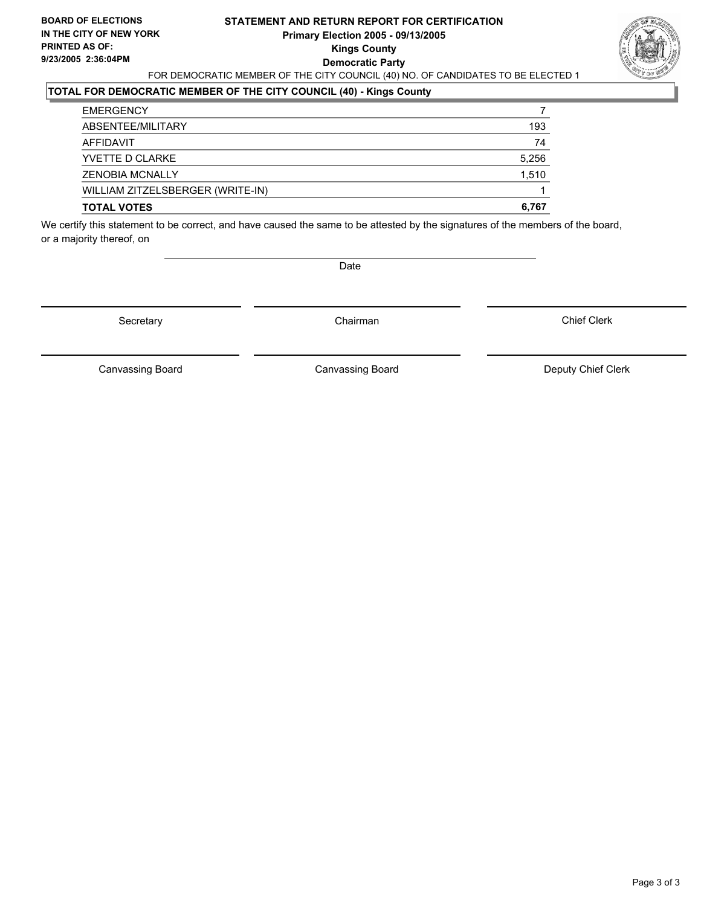**BOARD OF ELECTIONS IN THE CITY OF NEW YORK**
**PRINTED AS OF:**
**9/23/2005 2:36:04PM**

**STATEMENT AND RETURN REPORT FOR CERTIFICATION**
**Primary Election 2005 - 09/13/2005**
**Kings County**
**Democratic Party**

FOR DEMOCRATIC MEMBER OF THE CITY COUNCIL (40) NO. OF CANDIDATES TO BE ELECTED 1

### TOTAL FOR DEMOCRATIC MEMBER OF THE CITY COUNCIL (40) - Kings County

| | |
|---|---|
| EMERGENCY | 7 |
| ABSENTEE/MILITARY | 193 |
| AFFIDAVIT | 74 |
| YVETTE D CLARKE | 5,256 |
| ZENOBIA MCNALLY | 1,510 |
| WILLIAM ZITZELSBERGER (WRITE-IN) | 1 |
| **TOTAL VOTES** | **6,767** |

We certify this statement to be correct, and have caused the same to be attested by the signatures of the members of the board, or a majority thereof, on

Date

Secretary

Chairman

Chief Clerk

Canvassing Board

Canvassing Board

Deputy Chief Clerk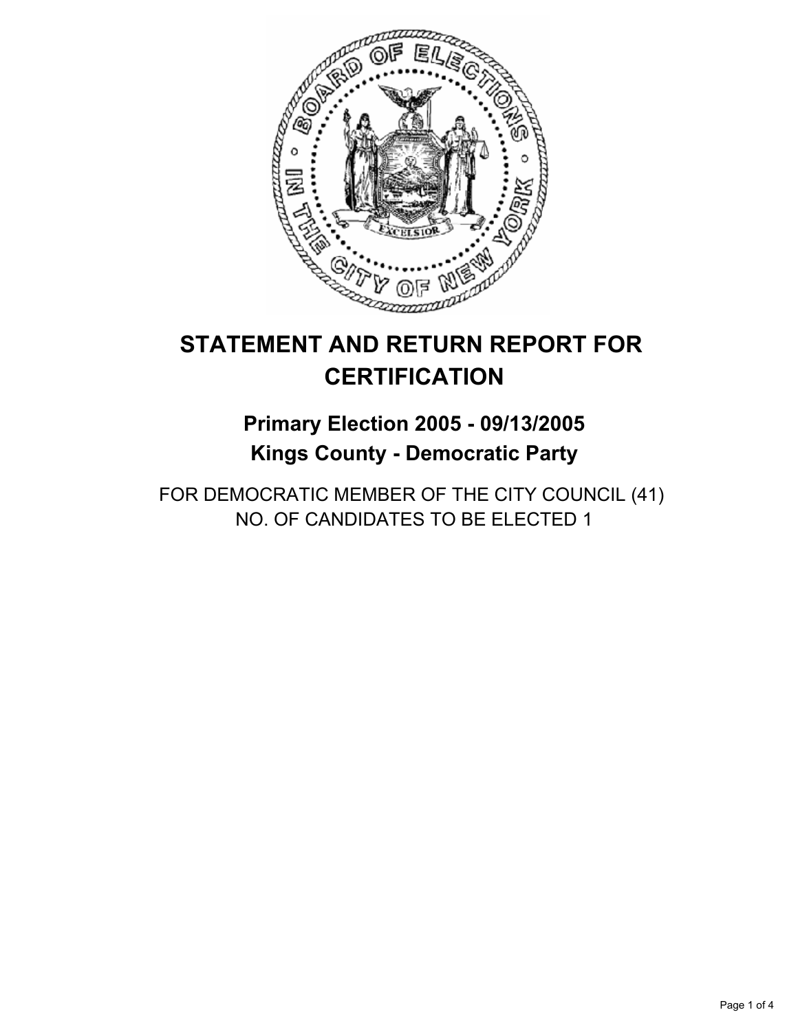# STATEMENT AND RETURN REPORT FOR CERTIFICATION

## Primary Election 2005 - 09/13/2005
## Kings County - Democratic Party

FOR DEMOCRATIC MEMBER OF THE CITY COUNCIL (41)
NO. OF CANDIDATES TO BE ELECTED 1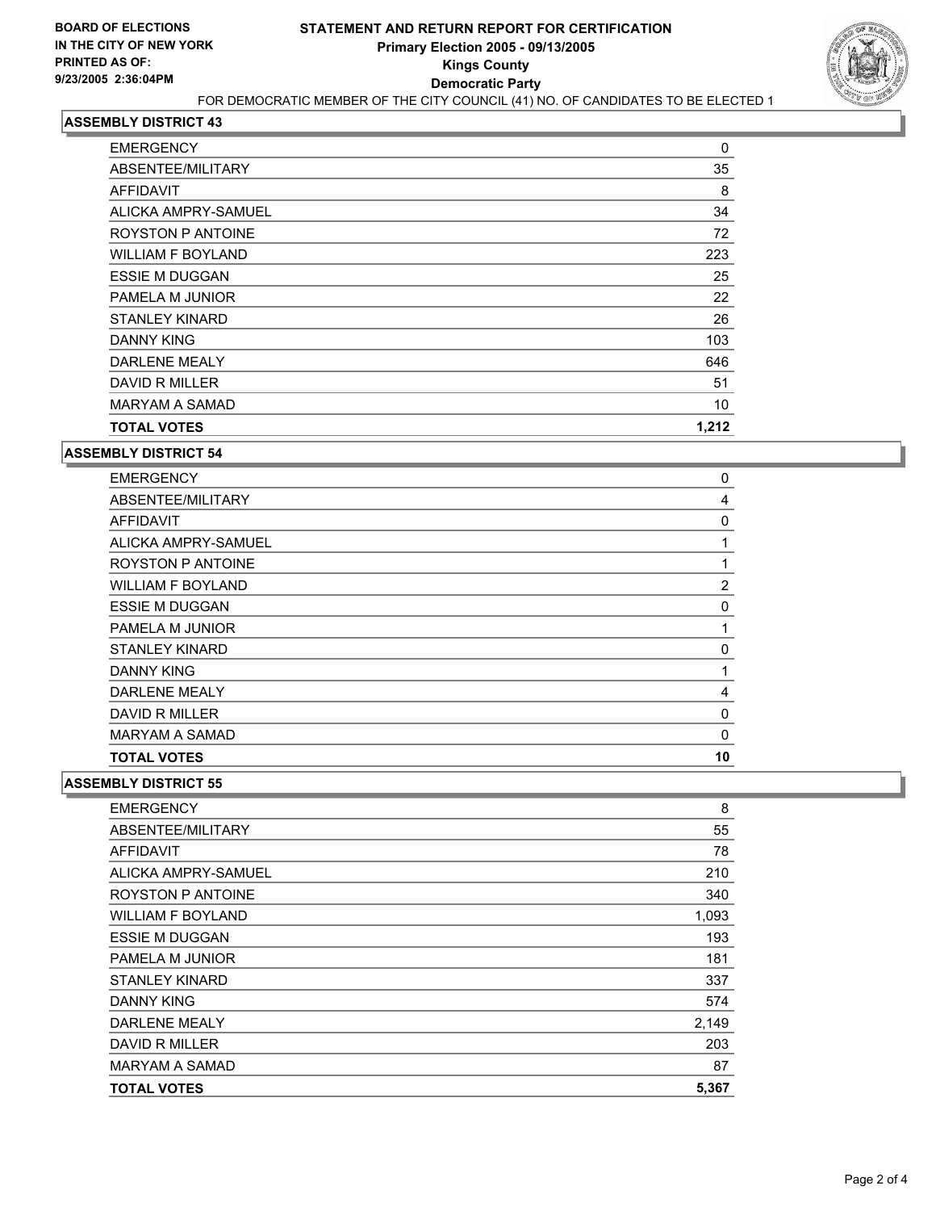**BOARD OF ELECTIONS IN THE CITY OF NEW YORK PRINTED AS OF: 9/23/2005 2:36:04PM**

# STATEMENT AND RETURN REPORT FOR CERTIFICATION
## Primary Election 2005 - 09/13/2005
## Kings County
## Democratic Party

FOR DEMOCRATIC MEMBER OF THE CITY COUNCIL (41) NO. OF CANDIDATES TO BE ELECTED 1

### ASSEMBLY DISTRICT 43

| | |
|---|---|
| EMERGENCY | 0 |
| ABSENTEE/MILITARY | 35 |
| AFFIDAVIT | 8 |
| ALICKA AMPRY-SAMUEL | 34 |
| ROYSTON P ANTOINE | 72 |
| WILLIAM F BOYLAND | 223 |
| ESSIE M DUGGAN | 25 |
| PAMELA M JUNIOR | 22 |
| STANLEY KINARD | 26 |
| DANNY KING | 103 |
| DARLENE MEALY | 646 |
| DAVID R MILLER | 51 |
| MARYAM A SAMAD | 10 |
| **TOTAL VOTES** | **1,212** |

### ASSEMBLY DISTRICT 54

| | |
|---|---|
| EMERGENCY | 0 |
| ABSENTEE/MILITARY | 4 |
| AFFIDAVIT | 0 |
| ALICKA AMPRY-SAMUEL | 1 |
| ROYSTON P ANTOINE | 1 |
| WILLIAM F BOYLAND | 2 |
| ESSIE M DUGGAN | 0 |
| PAMELA M JUNIOR | 1 |
| STANLEY KINARD | 0 |
| DANNY KING | 1 |
| DARLENE MEALY | 4 |
| DAVID R MILLER | 0 |
| MARYAM A SAMAD | 0 |
| **TOTAL VOTES** | **10** |

### ASSEMBLY DISTRICT 55

| | |
|---|---|
| EMERGENCY | 8 |
| ABSENTEE/MILITARY | 55 |
| AFFIDAVIT | 78 |
| ALICKA AMPRY-SAMUEL | 210 |
| ROYSTON P ANTOINE | 340 |
| WILLIAM F BOYLAND | 1,093 |
| ESSIE M DUGGAN | 193 |
| PAMELA M JUNIOR | 181 |
| STANLEY KINARD | 337 |
| DANNY KING | 574 |
| DARLENE MEALY | 2,149 |
| DAVID R MILLER | 203 |
| MARYAM A SAMAD | 87 |
| **TOTAL VOTES** | **5,367** |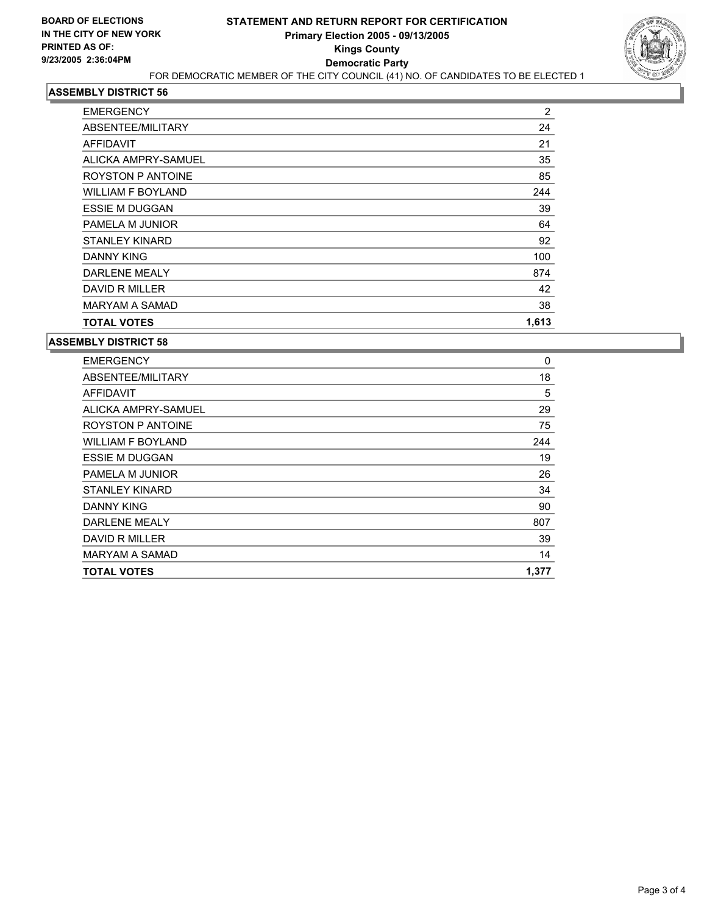**BOARD OF ELECTIONS IN THE CITY OF NEW YORK PRINTED AS OF: 9/23/2005 2:36:04PM**

# STATEMENT AND RETURN REPORT FOR CERTIFICATION
## Primary Election 2005 - 09/13/2005
## Kings County
## Democratic Party

FOR DEMOCRATIC MEMBER OF THE CITY COUNCIL (41) NO. OF CANDIDATES TO BE ELECTED 1

### ASSEMBLY DISTRICT 56

| | |
|---|---|
| EMERGENCY | 2 |
| ABSENTEE/MILITARY | 24 |
| AFFIDAVIT | 21 |
| ALICKA AMPRY-SAMUEL | 35 |
| ROYSTON P ANTOINE | 85 |
| WILLIAM F BOYLAND | 244 |
| ESSIE M DUGGAN | 39 |
| PAMELA M JUNIOR | 64 |
| STANLEY KINARD | 92 |
| DANNY KING | 100 |
| DARLENE MEALY | 874 |
| DAVID R MILLER | 42 |
| MARYAM A SAMAD | 38 |
| **TOTAL VOTES** | **1,613** |

### ASSEMBLY DISTRICT 58

| | |
|---|---|
| EMERGENCY | 0 |
| ABSENTEE/MILITARY | 18 |
| AFFIDAVIT | 5 |
| ALICKA AMPRY-SAMUEL | 29 |
| ROYSTON P ANTOINE | 75 |
| WILLIAM F BOYLAND | 244 |
| ESSIE M DUGGAN | 19 |
| PAMELA M JUNIOR | 26 |
| STANLEY KINARD | 34 |
| DANNY KING | 90 |
| DARLENE MEALY | 807 |
| DAVID R MILLER | 39 |
| MARYAM A SAMAD | 14 |
| **TOTAL VOTES** | **1,377** |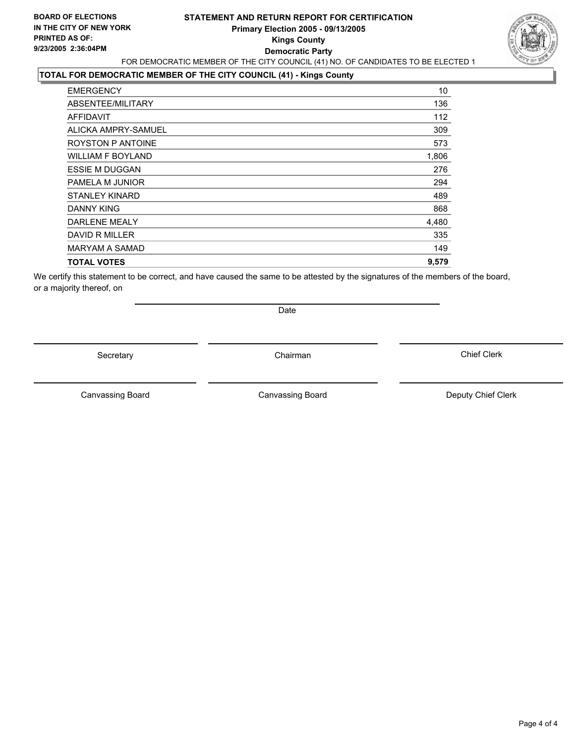**BOARD OF ELECTIONS IN THE CITY OF NEW YORK PRINTED AS OF: 9/23/2005 2:36:04PM**

# STATEMENT AND RETURN REPORT FOR CERTIFICATION
## Primary Election 2005 - 09/13/2005
## Kings County
## Democratic Party

FOR DEMOCRATIC MEMBER OF THE CITY COUNCIL (41) NO. OF CANDIDATES TO BE ELECTED 1

### TOTAL FOR DEMOCRATIC MEMBER OF THE CITY COUNCIL (41) - Kings County

| | |
|---|---|
| EMERGENCY | 10 |
| ABSENTEE/MILITARY | 136 |
| AFFIDAVIT | 112 |
| ALICKA AMPRY-SAMUEL | 309 |
| ROYSTON P ANTOINE | 573 |
| WILLIAM F BOYLAND | 1,806 |
| ESSIE M DUGGAN | 276 |
| PAMELA M JUNIOR | 294 |
| STANLEY KINARD | 489 |
| DANNY KING | 868 |
| DARLENE MEALY | 4,480 |
| DAVID R MILLER | 335 |
| MARYAM A SAMAD | 149 |
| **TOTAL VOTES** | **9,579** |

We certify this statement to be correct, and have caused the same to be attested by the signatures of the members of the board, or a majority thereof, on

Date

Secretary

Chairman

Chief Clerk

Canvassing Board

Canvassing Board

Deputy Chief Clerk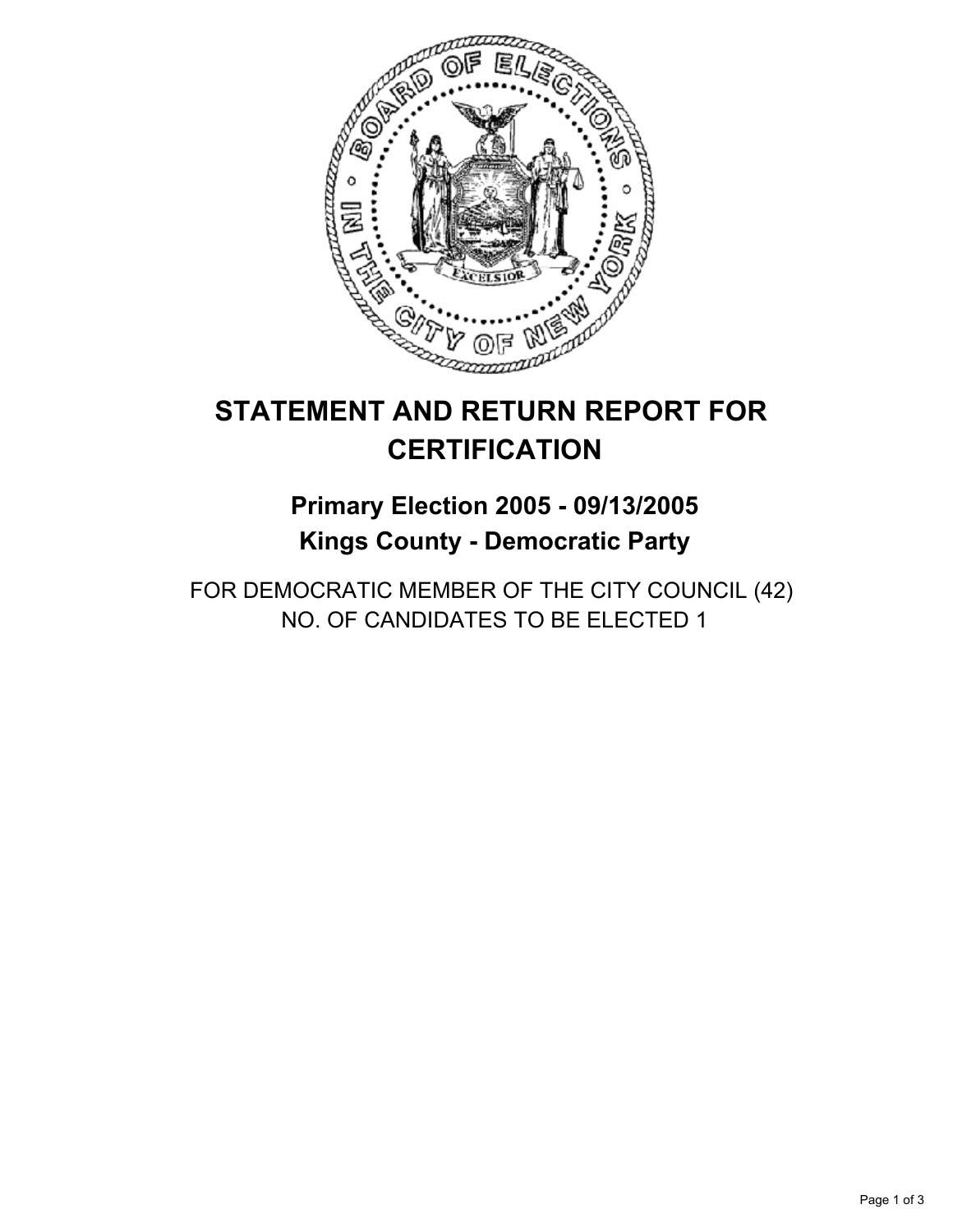# STATEMENT AND RETURN REPORT FOR CERTIFICATION

## Primary Election 2005 - 09/13/2005
## Kings County - Democratic Party

FOR DEMOCRATIC MEMBER OF THE CITY COUNCIL (42)
NO. OF CANDIDATES TO BE ELECTED 1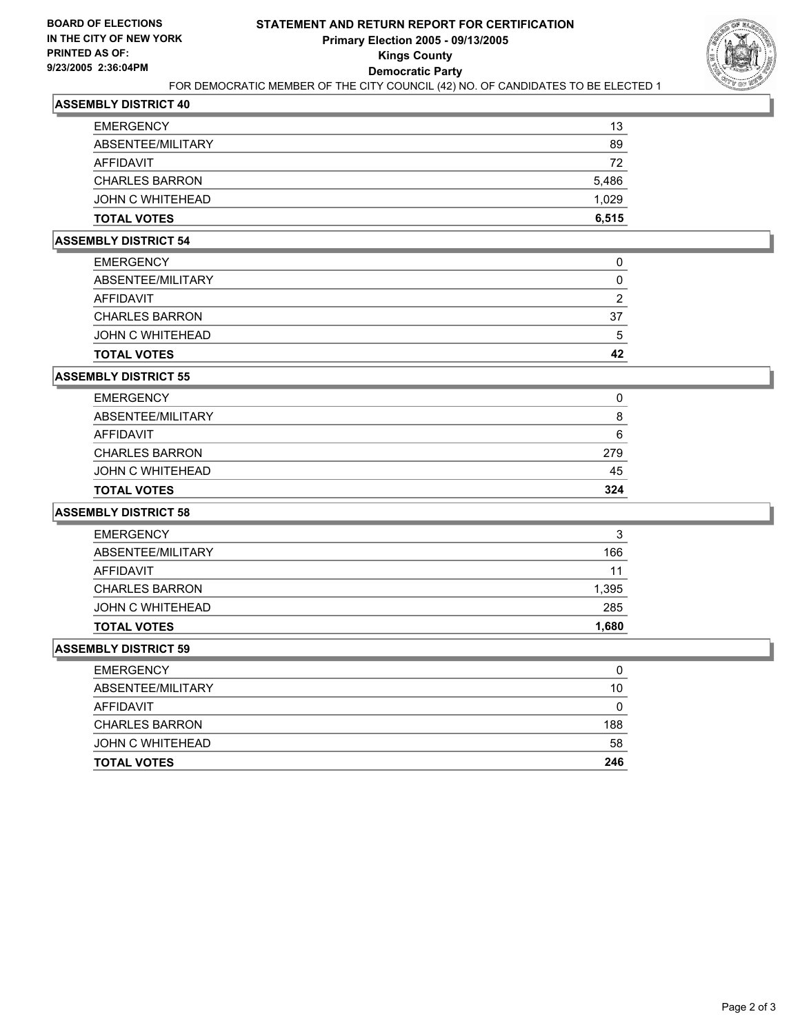**BOARD OF ELECTIONS IN THE CITY OF NEW YORK PRINTED AS OF: 9/23/2005 2:36:04PM**

# STATEMENT AND RETURN REPORT FOR CERTIFICATION
## Primary Election 2005 - 09/13/2005
## Kings County
## Democratic Party

FOR DEMOCRATIC MEMBER OF THE CITY COUNCIL (42) NO. OF CANDIDATES TO BE ELECTED 1

### ASSEMBLY DISTRICT 40

| | |
|---|---|
| EMERGENCY | 13 |
| ABSENTEE/MILITARY | 89 |
| AFFIDAVIT | 72 |
| CHARLES BARRON | 5,486 |
| JOHN C WHITEHEAD | 1,029 |
| **TOTAL VOTES** | **6,515** |

### ASSEMBLY DISTRICT 54

| | |
|---|---|
| EMERGENCY | 0 |
| ABSENTEE/MILITARY | 0 |
| AFFIDAVIT | 2 |
| CHARLES BARRON | 37 |
| JOHN C WHITEHEAD | 5 |
| **TOTAL VOTES** | **42** |

### ASSEMBLY DISTRICT 55

| | |
|---|---|
| EMERGENCY | 0 |
| ABSENTEE/MILITARY | 8 |
| AFFIDAVIT | 6 |
| CHARLES BARRON | 279 |
| JOHN C WHITEHEAD | 45 |
| **TOTAL VOTES** | **324** |

### ASSEMBLY DISTRICT 58

| | |
|---|---|
| EMERGENCY | 3 |
| ABSENTEE/MILITARY | 166 |
| AFFIDAVIT | 11 |
| CHARLES BARRON | 1,395 |
| JOHN C WHITEHEAD | 285 |
| **TOTAL VOTES** | **1,680** |

### ASSEMBLY DISTRICT 59

| | |
|---|---|
| EMERGENCY | 0 |
| ABSENTEE/MILITARY | 10 |
| AFFIDAVIT | 0 |
| CHARLES BARRON | 188 |
| JOHN C WHITEHEAD | 58 |
| **TOTAL VOTES** | **246** |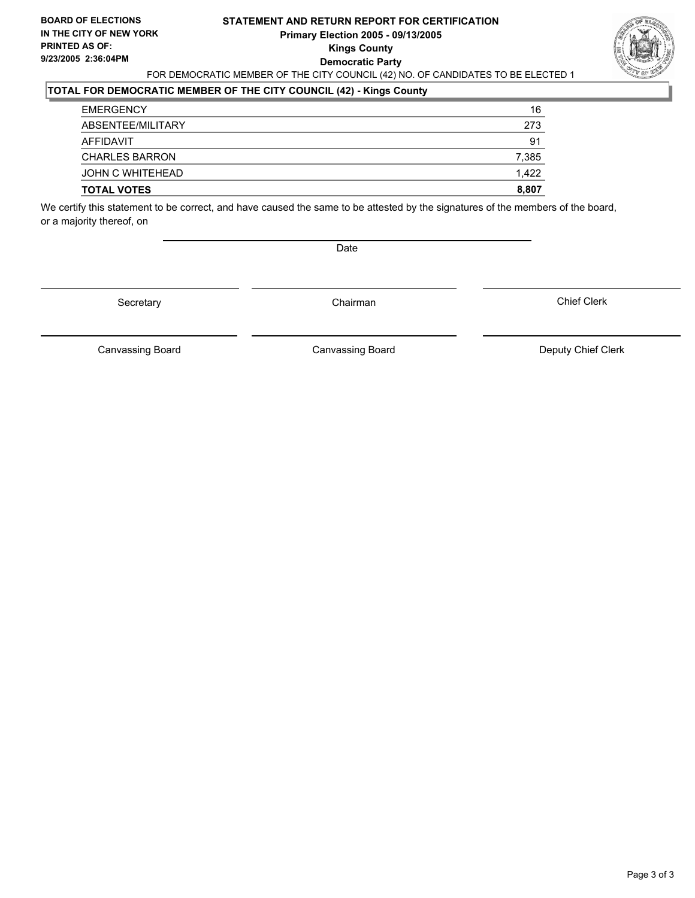**BOARD OF ELECTIONS IN THE CITY OF NEW YORK**
**PRINTED AS OF: 9/23/2005 2:36:04PM**

**STATEMENT AND RETURN REPORT FOR CERTIFICATION**
**Primary Election 2005 - 09/13/2005**
**Kings County**
**Democratic Party**

FOR DEMOCRATIC MEMBER OF THE CITY COUNCIL (42) NO. OF CANDIDATES TO BE ELECTED 1

**TOTAL FOR DEMOCRATIC MEMBER OF THE CITY COUNCIL (42) - Kings County**

| | |
|---|---|
| EMERGENCY | 16 |
| ABSENTEE/MILITARY | 273 |
| AFFIDAVIT | 91 |
| CHARLES BARRON | 7,385 |
| JOHN C WHITEHEAD | 1,422 |
| **TOTAL VOTES** | **8,807** |

We certify this statement to be correct, and have caused the same to be attested by the signatures of the members of the board, or a majority thereof, on

Date

Secretary | Chairman | Chief Clerk

Canvassing Board | Canvassing Board | Deputy Chief Clerk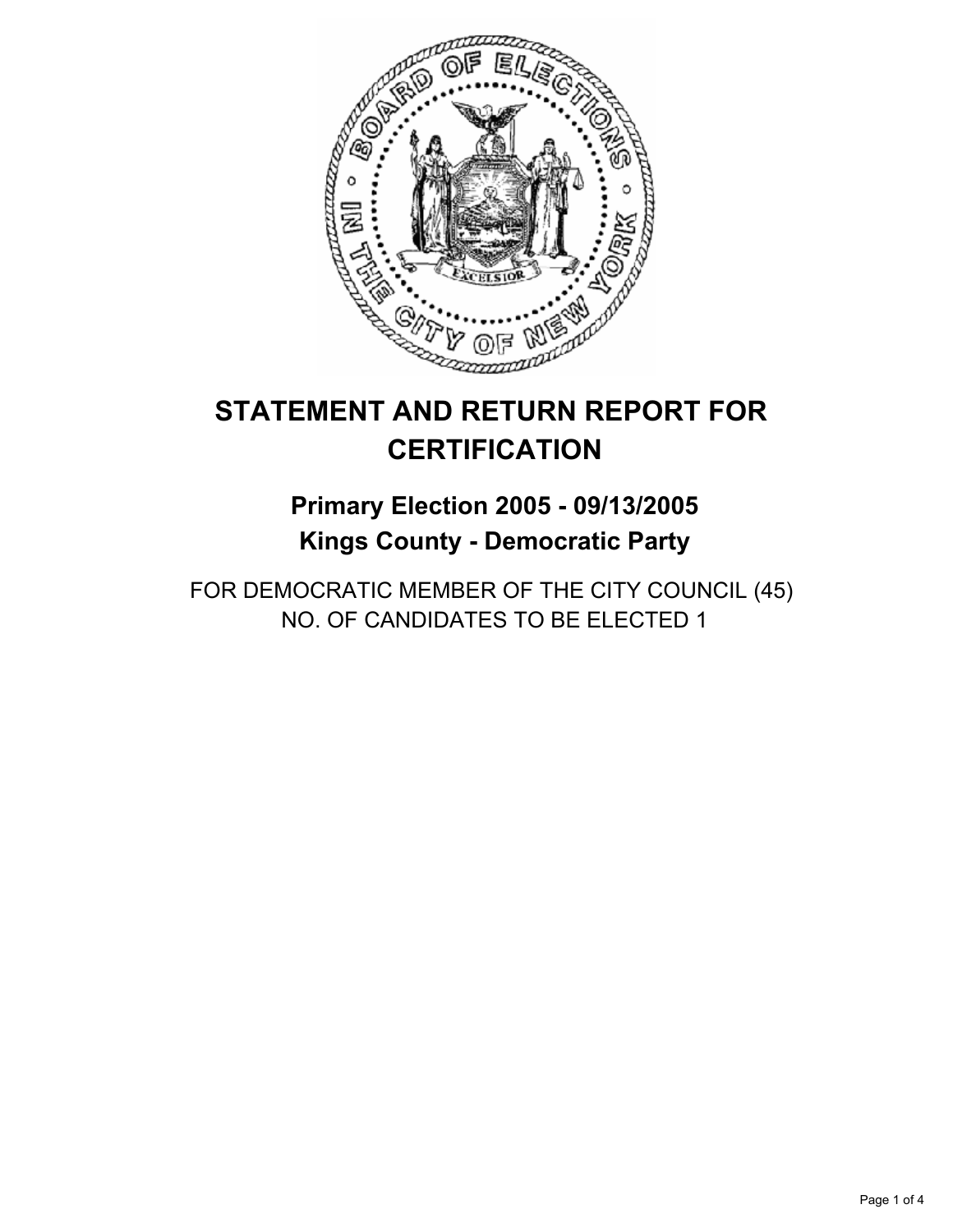# STATEMENT AND RETURN REPORT FOR CERTIFICATION

## Primary Election 2005 - 09/13/2005

## Kings County - Democratic Party

FOR DEMOCRATIC MEMBER OF THE CITY COUNCIL (45)
NO. OF CANDIDATES TO BE ELECTED 1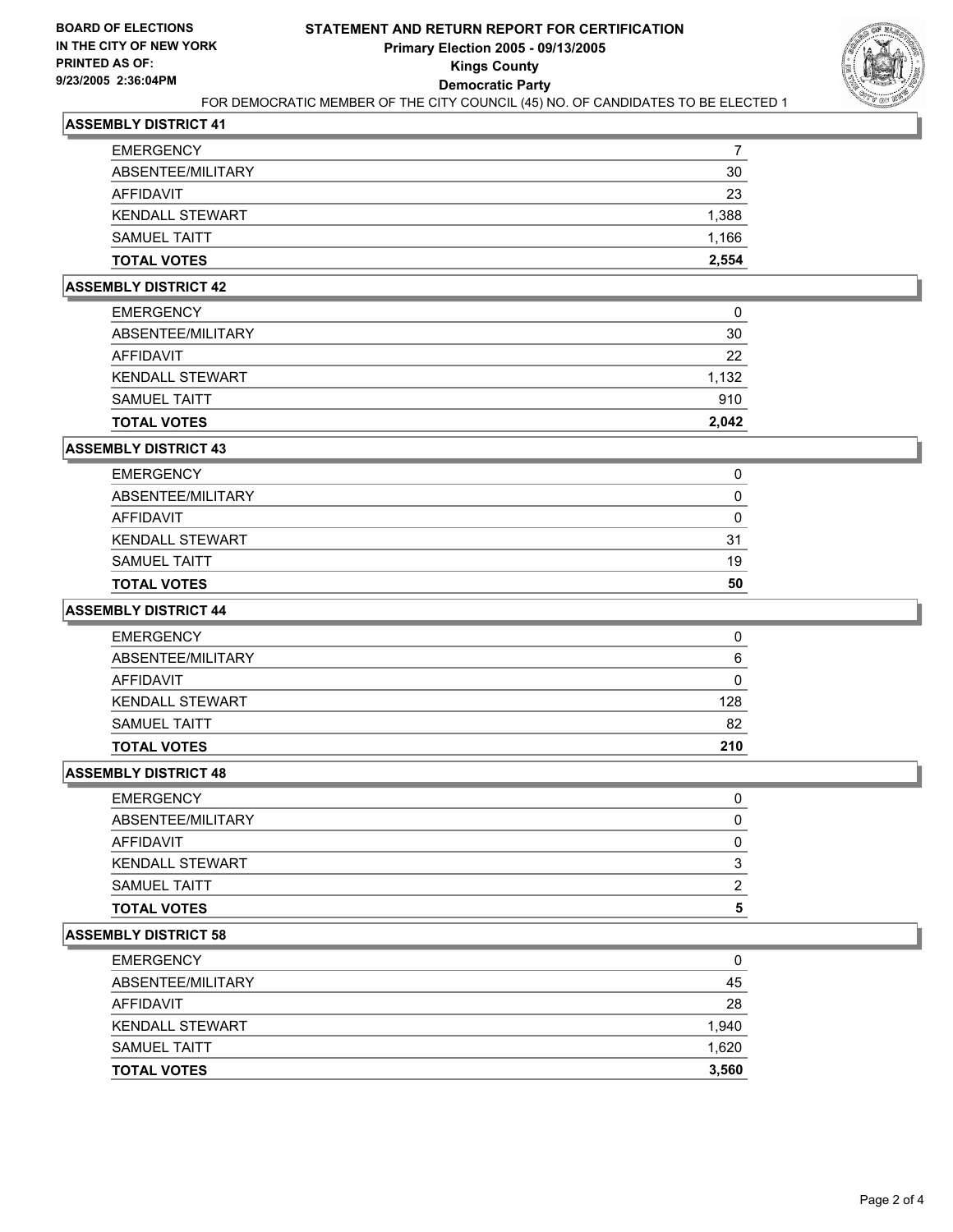**BOARD OF ELECTIONS IN THE CITY OF NEW YORK PRINTED AS OF: 9/23/2005 2:36:04PM**

# STATEMENT AND RETURN REPORT FOR CERTIFICATION
## Primary Election 2005 - 09/13/2005
## Kings County
## Democratic Party

FOR DEMOCRATIC MEMBER OF THE CITY COUNCIL (45) NO. OF CANDIDATES TO BE ELECTED 1

### ASSEMBLY DISTRICT 41

| | |
|---|---|
| EMERGENCY | 7 |
| ABSENTEE/MILITARY | 30 |
| AFFIDAVIT | 23 |
| KENDALL STEWART | 1,388 |
| SAMUEL TAITT | 1,166 |
| **TOTAL VOTES** | **2,554** |

### ASSEMBLY DISTRICT 42

| | |
|---|---|
| EMERGENCY | 0 |
| ABSENTEE/MILITARY | 30 |
| AFFIDAVIT | 22 |
| KENDALL STEWART | 1,132 |
| SAMUEL TAITT | 910 |
| **TOTAL VOTES** | **2,042** |

### ASSEMBLY DISTRICT 43

| | |
|---|---|
| EMERGENCY | 0 |
| ABSENTEE/MILITARY | 0 |
| AFFIDAVIT | 0 |
| KENDALL STEWART | 31 |
| SAMUEL TAITT | 19 |
| **TOTAL VOTES** | **50** |

### ASSEMBLY DISTRICT 44

| | |
|---|---|
| EMERGENCY | 0 |
| ABSENTEE/MILITARY | 6 |
| AFFIDAVIT | 0 |
| KENDALL STEWART | 128 |
| SAMUEL TAITT | 82 |
| **TOTAL VOTES** | **210** |

### ASSEMBLY DISTRICT 48

| | |
|---|---|
| EMERGENCY | 0 |
| ABSENTEE/MILITARY | 0 |
| AFFIDAVIT | 0 |
| KENDALL STEWART | 3 |
| SAMUEL TAITT | 2 |
| **TOTAL VOTES** | **5** |

### ASSEMBLY DISTRICT 58

| | |
|---|---|
| EMERGENCY | 0 |
| ABSENTEE/MILITARY | 45 |
| AFFIDAVIT | 28 |
| KENDALL STEWART | 1,940 |
| SAMUEL TAITT | 1,620 |
| **TOTAL VOTES** | **3,560** |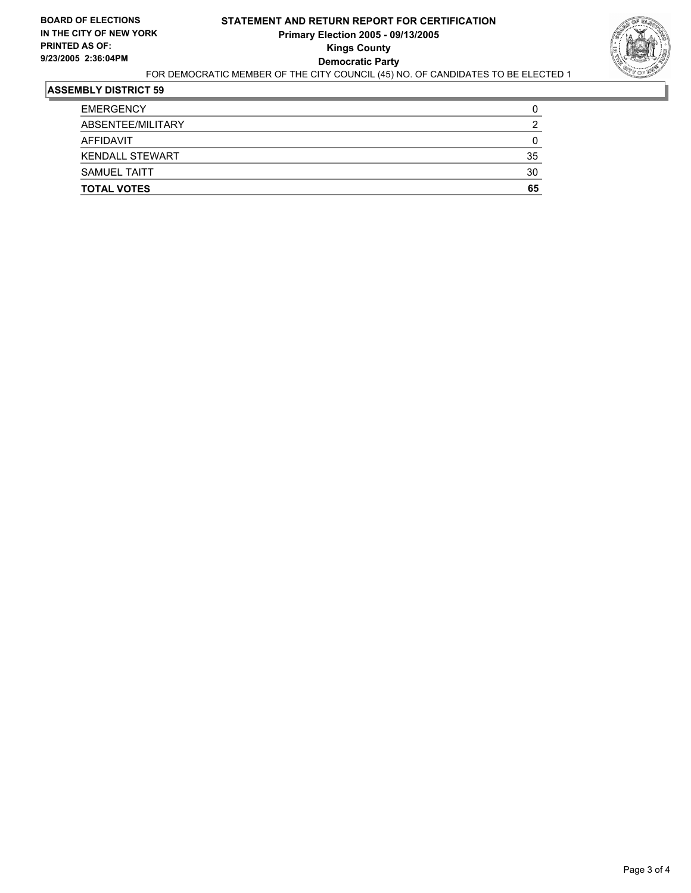**BOARD OF ELECTIONS IN THE CITY OF NEW YORK**
**PRINTED AS OF: 9/23/2005 2:36:04PM**

# STATEMENT AND RETURN REPORT FOR CERTIFICATION
## Primary Election 2005 - 09/13/2005
## Kings County
## Democratic Party

FOR DEMOCRATIC MEMBER OF THE CITY COUNCIL (45) NO. OF CANDIDATES TO BE ELECTED 1

### ASSEMBLY DISTRICT 59

| | |
|---|---|
| EMERGENCY | 0 |
| ABSENTEE/MILITARY | 2 |
| AFFIDAVIT | 0 |
| KENDALL STEWART | 35 |
| SAMUEL TAITT | 30 |
| **TOTAL VOTES** | **65** |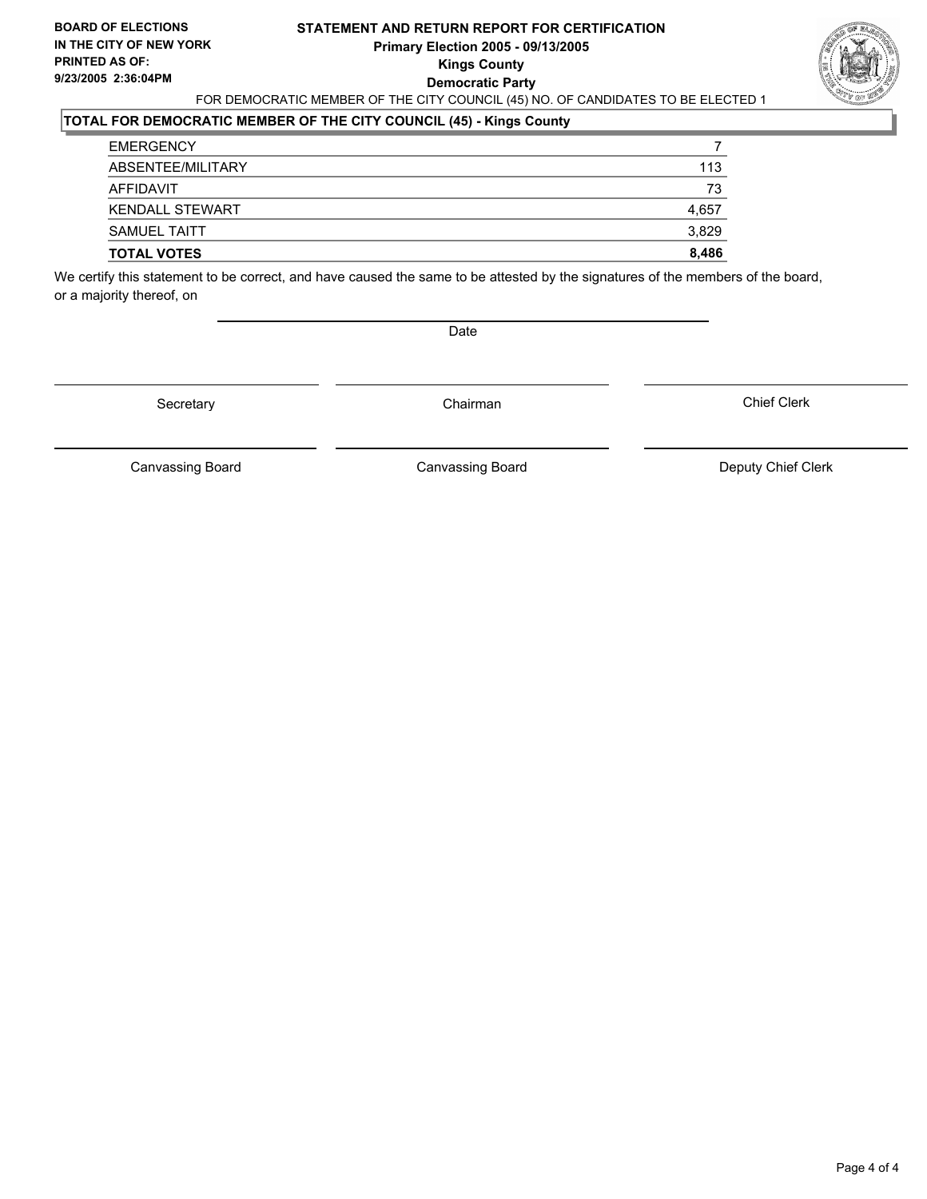**BOARD OF ELECTIONS IN THE CITY OF NEW YORK PRINTED AS OF: 9/23/2005 2:36:04PM**

**STATEMENT AND RETURN REPORT FOR CERTIFICATION**
**Primary Election 2005 - 09/13/2005**
**Kings County**
**Democratic Party**

FOR DEMOCRATIC MEMBER OF THE CITY COUNCIL (45) NO. OF CANDIDATES TO BE ELECTED 1

**TOTAL FOR DEMOCRATIC MEMBER OF THE CITY COUNCIL (45) - Kings County**

| | |
|---|---|
| EMERGENCY | 7 |
| ABSENTEE/MILITARY | 113 |
| AFFIDAVIT | 73 |
| KENDALL STEWART | 4,657 |
| SAMUEL TAITT | 3,829 |
| **TOTAL VOTES** | **8,486** |

We certify this statement to be correct, and have caused the same to be attested by the signatures of the members of the board, or a majority thereof, on

Date

Secretary | Chairman | Chief Clerk

Canvassing Board | Canvassing Board | Deputy Chief Clerk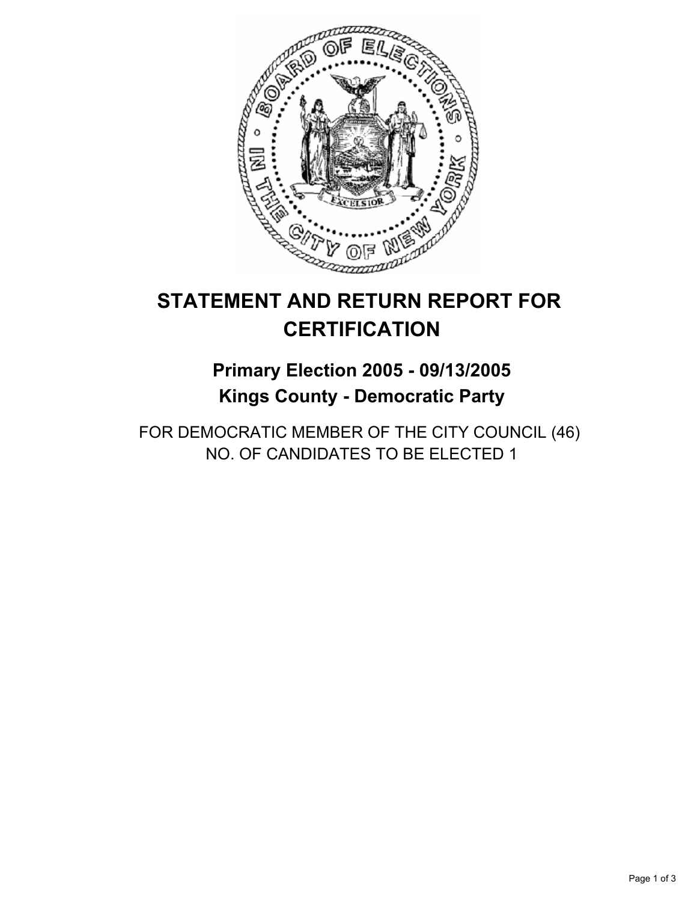# STATEMENT AND RETURN REPORT FOR CERTIFICATION

## Primary Election 2005 - 09/13/2005
## Kings County - Democratic Party

FOR DEMOCRATIC MEMBER OF THE CITY COUNCIL (46)
NO. OF CANDIDATES TO BE ELECTED 1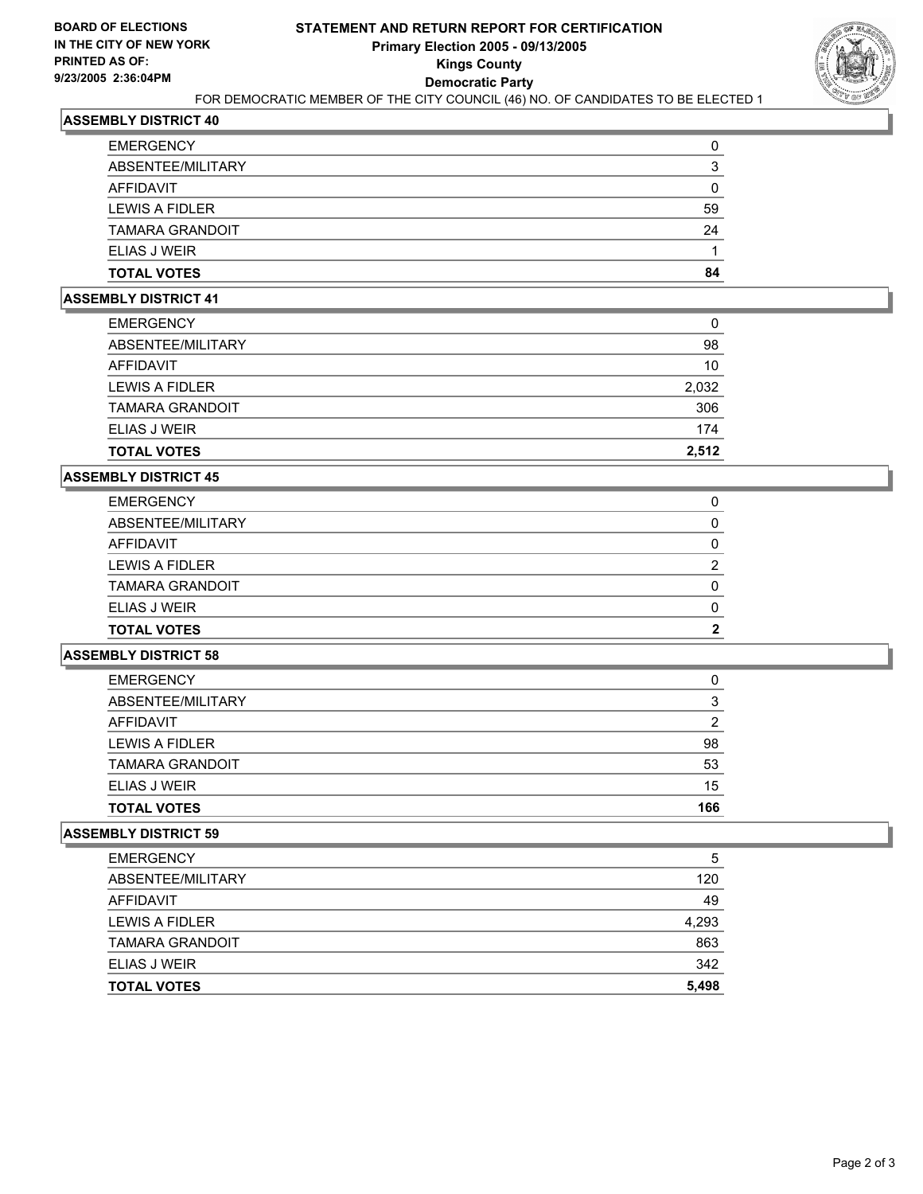**BOARD OF ELECTIONS IN THE CITY OF NEW YORK PRINTED AS OF: 9/23/2005 2:36:04PM**

# STATEMENT AND RETURN REPORT FOR CERTIFICATION
## Primary Election 2005 - 09/13/2005
## Kings County
## Democratic Party

FOR DEMOCRATIC MEMBER OF THE CITY COUNCIL (46) NO. OF CANDIDATES TO BE ELECTED 1

### ASSEMBLY DISTRICT 40

| | |
|---|---|
| EMERGENCY | 0 |
| ABSENTEE/MILITARY | 3 |
| AFFIDAVIT | 0 |
| LEWIS A FIDLER | 59 |
| TAMARA GRANDOIT | 24 |
| ELIAS J WEIR | 1 |
| **TOTAL VOTES** | **84** |

### ASSEMBLY DISTRICT 41

| | |
|---|---|
| EMERGENCY | 0 |
| ABSENTEE/MILITARY | 98 |
| AFFIDAVIT | 10 |
| LEWIS A FIDLER | 2,032 |
| TAMARA GRANDOIT | 306 |
| ELIAS J WEIR | 174 |
| **TOTAL VOTES** | **2,512** |

### ASSEMBLY DISTRICT 45

| | |
|---|---|
| EMERGENCY | 0 |
| ABSENTEE/MILITARY | 0 |
| AFFIDAVIT | 0 |
| LEWIS A FIDLER | 2 |
| TAMARA GRANDOIT | 0 |
| ELIAS J WEIR | 0 |
| **TOTAL VOTES** | **2** |

### ASSEMBLY DISTRICT 58

| | |
|---|---|
| EMERGENCY | 0 |
| ABSENTEE/MILITARY | 3 |
| AFFIDAVIT | 2 |
| LEWIS A FIDLER | 98 |
| TAMARA GRANDOIT | 53 |
| ELIAS J WEIR | 15 |
| **TOTAL VOTES** | **166** |

### ASSEMBLY DISTRICT 59

| | |
|---|---|
| EMERGENCY | 5 |
| ABSENTEE/MILITARY | 120 |
| AFFIDAVIT | 49 |
| LEWIS A FIDLER | 4,293 |
| TAMARA GRANDOIT | 863 |
| ELIAS J WEIR | 342 |
| **TOTAL VOTES** | **5,498** |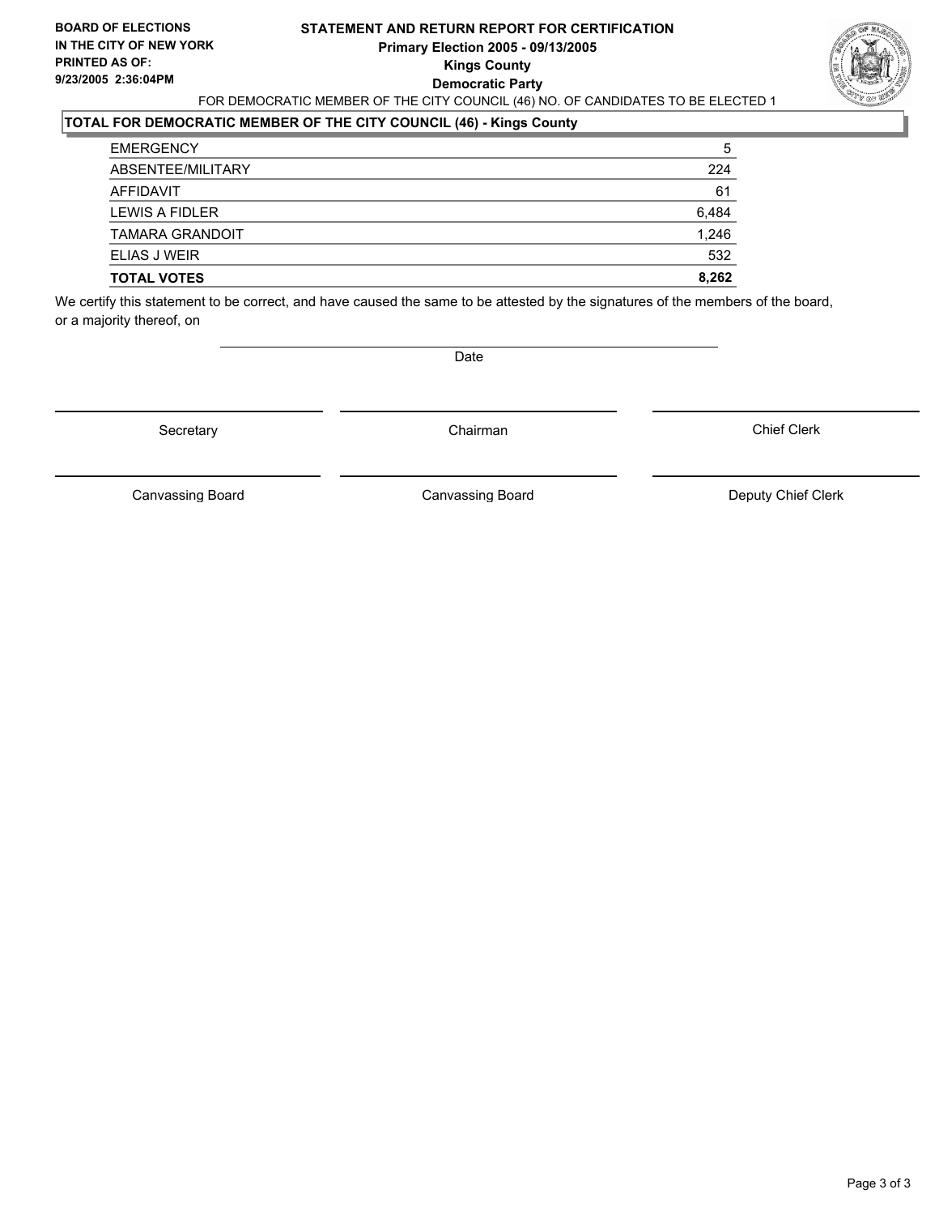**BOARD OF ELECTIONS IN THE CITY OF NEW YORK PRINTED AS OF: 9/23/2005 2:36:04PM**

**STATEMENT AND RETURN REPORT FOR CERTIFICATION**
**Primary Election 2005 - 09/13/2005**
**Kings County**
**Democratic Party**

FOR DEMOCRATIC MEMBER OF THE CITY COUNCIL (46) NO. OF CANDIDATES TO BE ELECTED 1

## TOTAL FOR DEMOCRATIC MEMBER OF THE CITY COUNCIL (46) - Kings County

| | |
|---|---|
| EMERGENCY | 5 |
| ABSENTEE/MILITARY | 224 |
| AFFIDAVIT | 61 |
| LEWIS A FIDLER | 6,484 |
| TAMARA GRANDOIT | 1,246 |
| ELIAS J WEIR | 532 |
| **TOTAL VOTES** | **8,262** |

We certify this statement to be correct, and have caused the same to be attested by the signatures of the members of the board, or a majority thereof, on

Date

Secretary | Chairman | Chief Clerk

Canvassing Board | Canvassing Board | Deputy Chief Clerk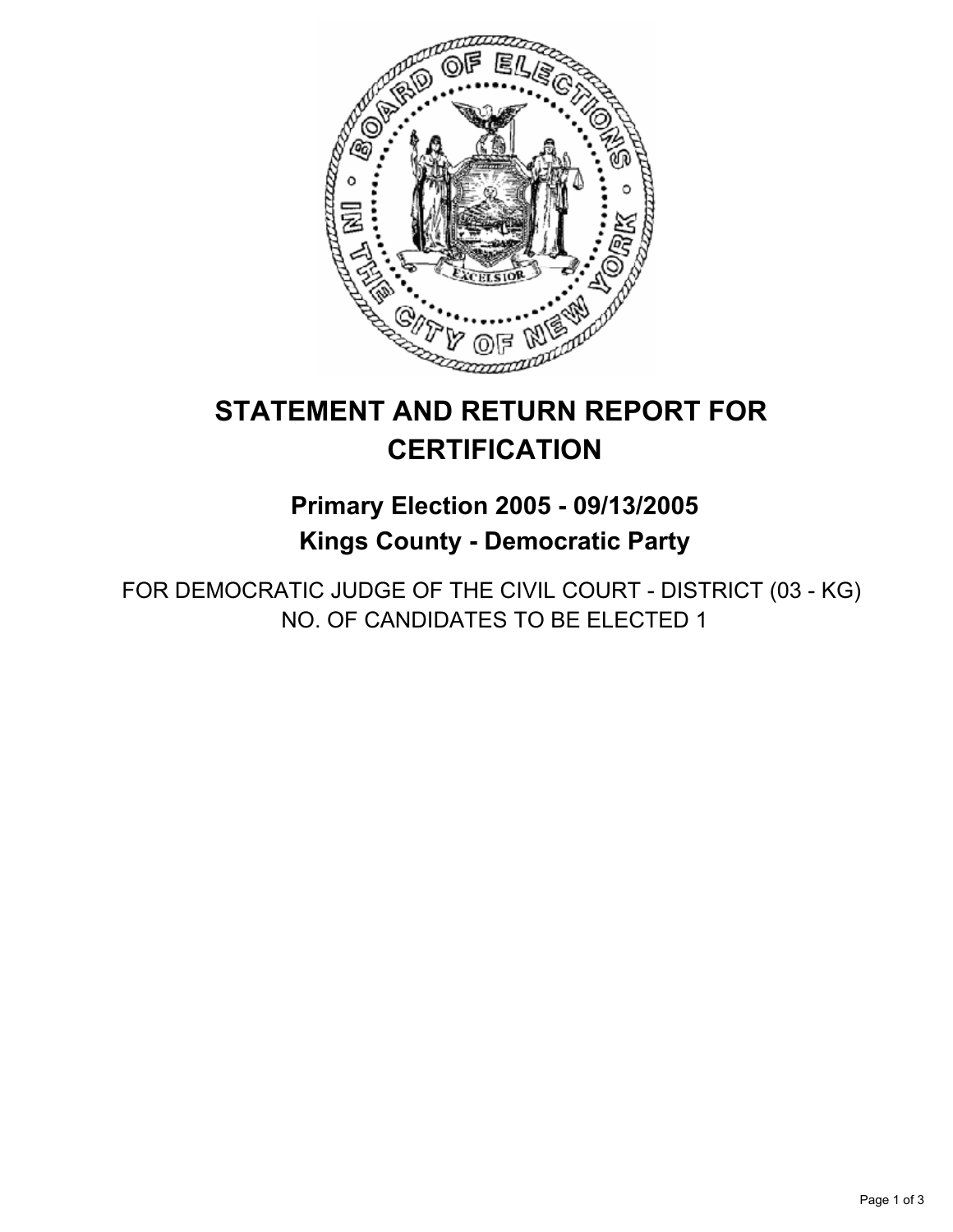# STATEMENT AND RETURN REPORT FOR CERTIFICATION

## Primary Election 2005 - 09/13/2005
## Kings County - Democratic Party

FOR DEMOCRATIC JUDGE OF THE CIVIL COURT - DISTRICT (03 - KG)
NO. OF CANDIDATES TO BE ELECTED 1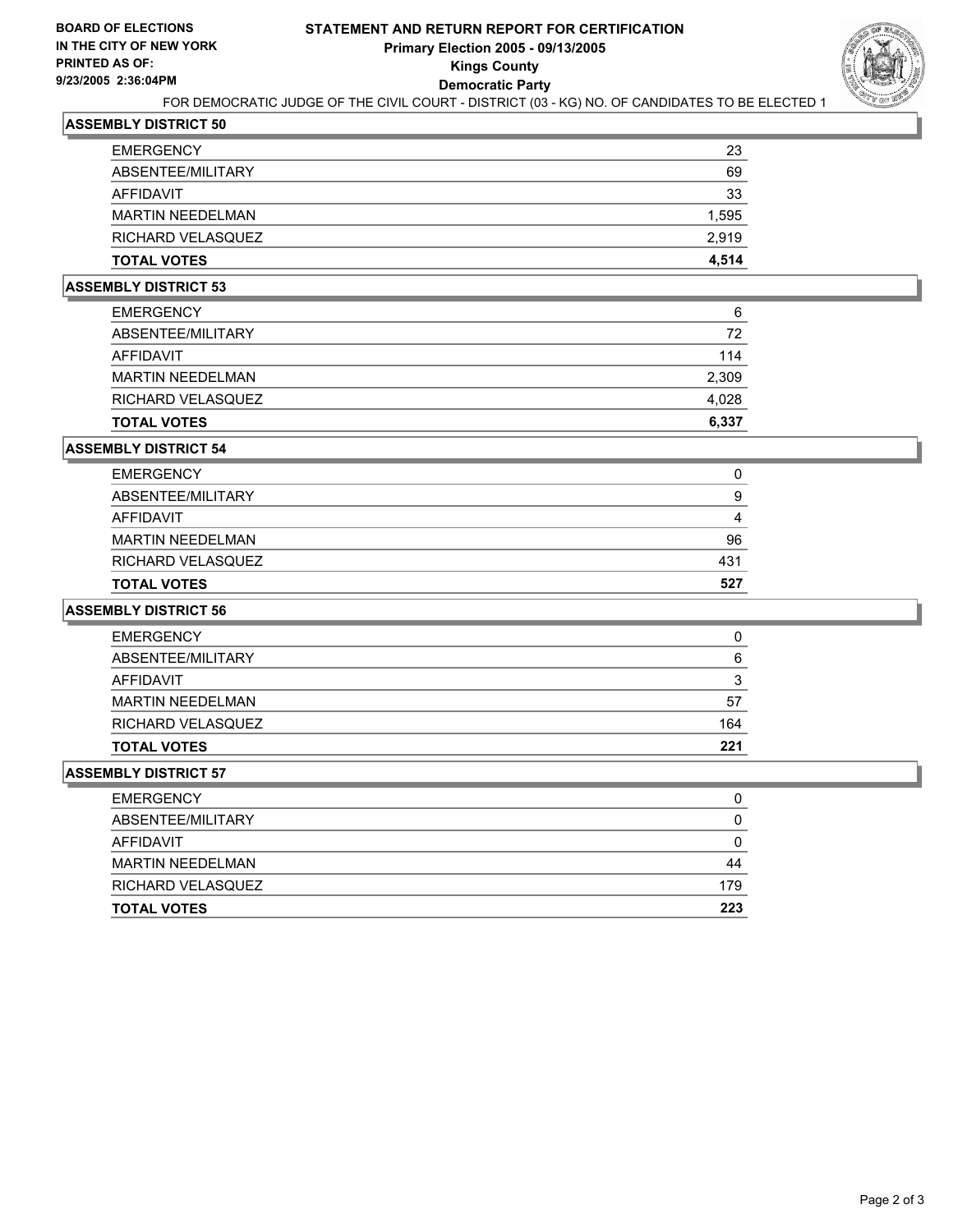**BOARD OF ELECTIONS IN THE CITY OF NEW YORK PRINTED AS OF: 9/23/2005 2:36:04PM**

# STATEMENT AND RETURN REPORT FOR CERTIFICATION
## Primary Election 2005 - 09/13/2005
## Kings County
## Democratic Party

FOR DEMOCRATIC JUDGE OF THE CIVIL COURT - DISTRICT (03 - KG) NO. OF CANDIDATES TO BE ELECTED 1

### ASSEMBLY DISTRICT 50

| | |
|---|---|
| EMERGENCY | 23 |
| ABSENTEE/MILITARY | 69 |
| AFFIDAVIT | 33 |
| MARTIN NEEDELMAN | 1,595 |
| RICHARD VELASQUEZ | 2,919 |
| **TOTAL VOTES** | **4,514** |

### ASSEMBLY DISTRICT 53

| | |
|---|---|
| EMERGENCY | 6 |
| ABSENTEE/MILITARY | 72 |
| AFFIDAVIT | 114 |
| MARTIN NEEDELMAN | 2,309 |
| RICHARD VELASQUEZ | 4,028 |
| **TOTAL VOTES** | **6,337** |

### ASSEMBLY DISTRICT 54

| | |
|---|---|
| EMERGENCY | 0 |
| ABSENTEE/MILITARY | 9 |
| AFFIDAVIT | 4 |
| MARTIN NEEDELMAN | 96 |
| RICHARD VELASQUEZ | 431 |
| **TOTAL VOTES** | **527** |

### ASSEMBLY DISTRICT 56

| | |
|---|---|
| EMERGENCY | 0 |
| ABSENTEE/MILITARY | 6 |
| AFFIDAVIT | 3 |
| MARTIN NEEDELMAN | 57 |
| RICHARD VELASQUEZ | 164 |
| **TOTAL VOTES** | **221** |

### ASSEMBLY DISTRICT 57

| | |
|---|---|
| EMERGENCY | 0 |
| ABSENTEE/MILITARY | 0 |
| AFFIDAVIT | 0 |
| MARTIN NEEDELMAN | 44 |
| RICHARD VELASQUEZ | 179 |
| **TOTAL VOTES** | **223** |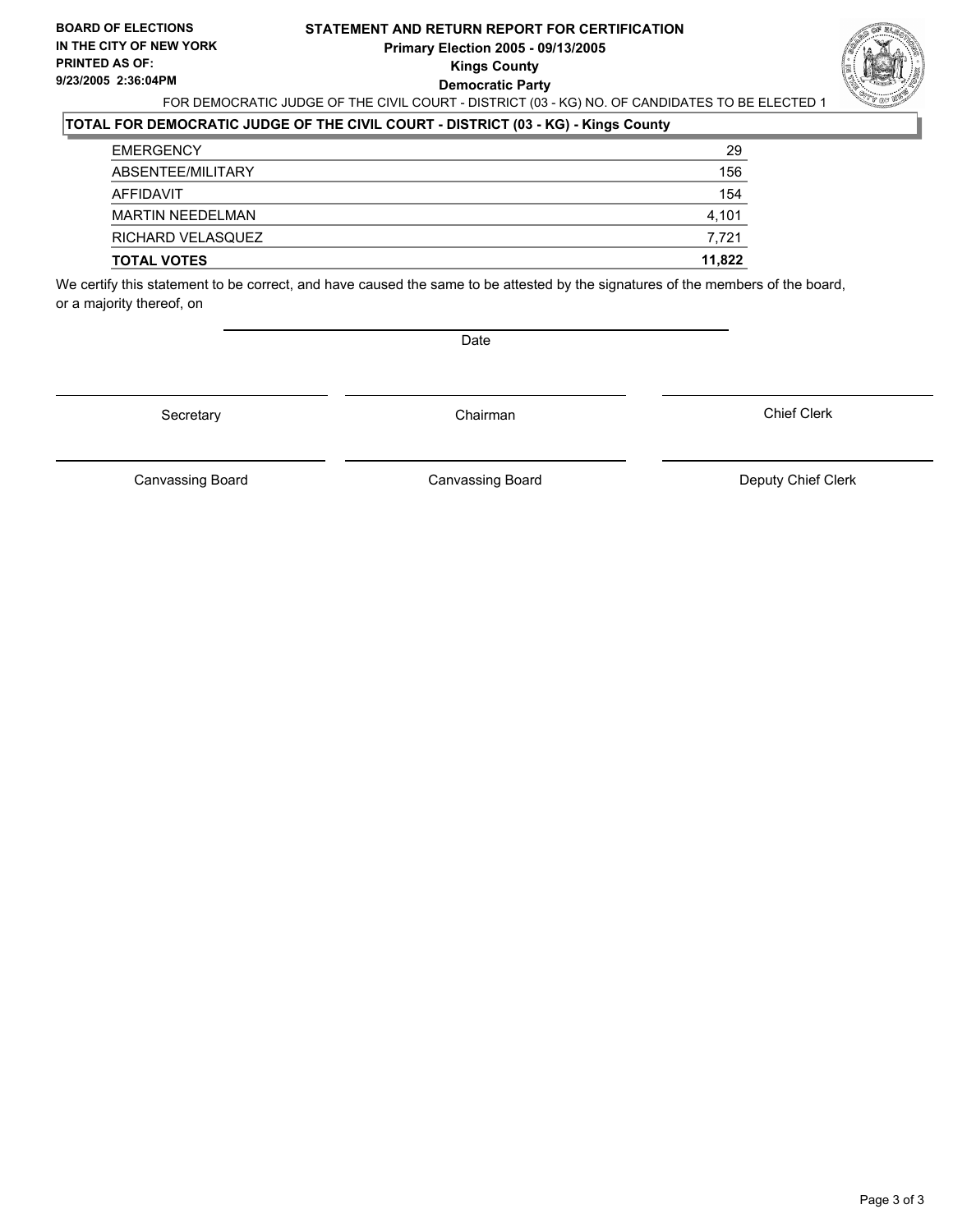**BOARD OF ELECTIONS IN THE CITY OF NEW YORK PRINTED AS OF: 9/23/2005 2:36:04PM**

# STATEMENT AND RETURN REPORT FOR CERTIFICATION
## Primary Election 2005 - 09/13/2005
## Kings County
## Democratic Party

FOR DEMOCRATIC JUDGE OF THE CIVIL COURT - DISTRICT (03 - KG) NO. OF CANDIDATES TO BE ELECTED 1

**TOTAL FOR DEMOCRATIC JUDGE OF THE CIVIL COURT - DISTRICT (03 - KG) - Kings County**

| | |
|---|---|
| EMERGENCY | 29 |
| ABSENTEE/MILITARY | 156 |
| AFFIDAVIT | 154 |
| MARTIN NEEDELMAN | 4,101 |
| RICHARD VELASQUEZ | 7,721 |
| **TOTAL VOTES** | **11,822** |

We certify this statement to be correct, and have caused the same to be attested by the signatures of the members of the board, or a majority thereof, on

Date

| | | |
|---|---|---|
| Secretary | Chairman | Chief Clerk |
| Canvassing Board | Canvassing Board | Deputy Chief Clerk |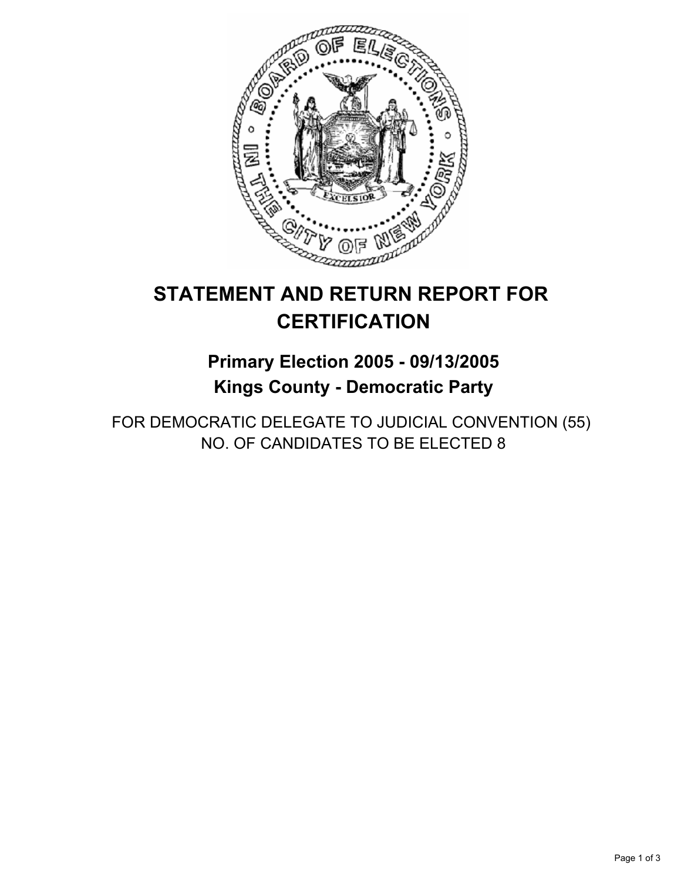# STATEMENT AND RETURN REPORT FOR CERTIFICATION

## Primary Election 2005 - 09/13/2005
## Kings County - Democratic Party

FOR DEMOCRATIC DELEGATE TO JUDICIAL CONVENTION (55)
NO. OF CANDIDATES TO BE ELECTED 8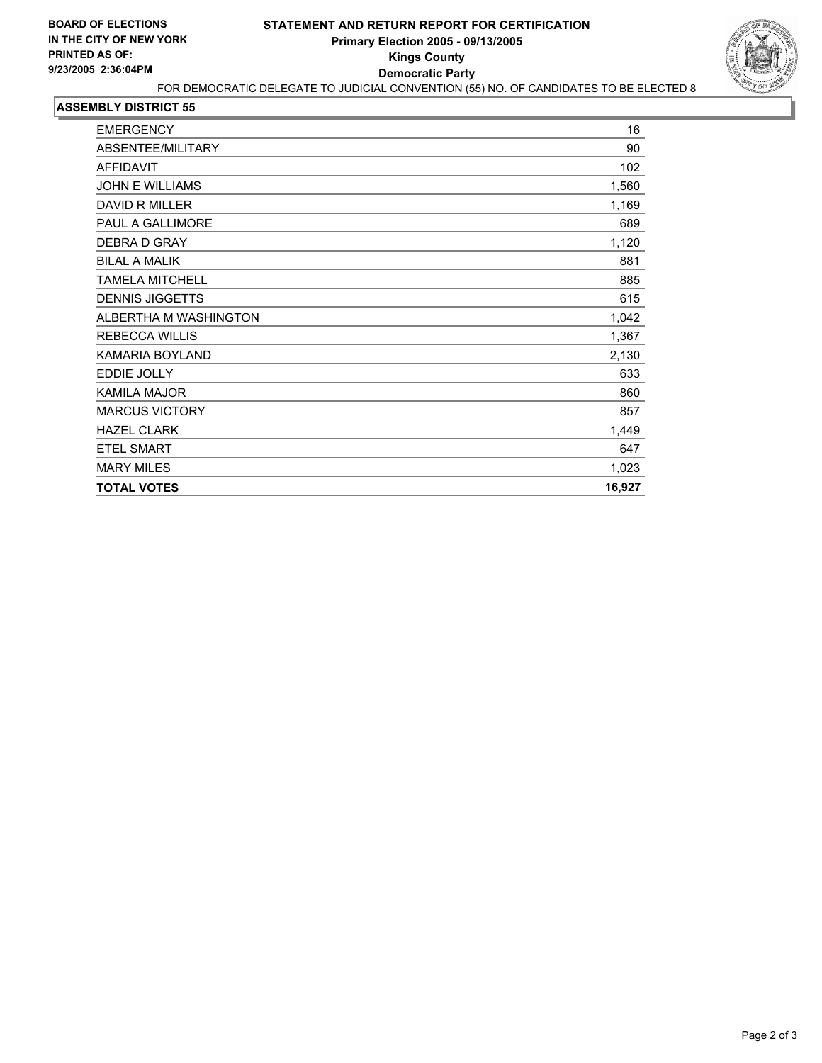**BOARD OF ELECTIONS IN THE CITY OF NEW YORK PRINTED AS OF: 9/23/2005 2:36:04PM**

# STATEMENT AND RETURN REPORT FOR CERTIFICATION

## Primary Election 2005 - 09/13/2005

## Kings County

## Democratic Party

FOR DEMOCRATIC DELEGATE TO JUDICIAL CONVENTION (55) NO. OF CANDIDATES TO BE ELECTED 8

### ASSEMBLY DISTRICT 55

| | |
|---|---|
| EMERGENCY | 16 |
| ABSENTEE/MILITARY | 90 |
| AFFIDAVIT | 102 |
| JOHN E WILLIAMS | 1,560 |
| DAVID R MILLER | 1,169 |
| PAUL A GALLIMORE | 689 |
| DEBRA D GRAY | 1,120 |
| BILAL A MALIK | 881 |
| TAMELA MITCHELL | 885 |
| DENNIS JIGGETTS | 615 |
| ALBERTHA M WASHINGTON | 1,042 |
| REBECCA WILLIS | 1,367 |
| KAMARIA BOYLAND | 2,130 |
| EDDIE JOLLY | 633 |
| KAMILA MAJOR | 860 |
| MARCUS VICTORY | 857 |
| HAZEL CLARK | 1,449 |
| ETEL SMART | 647 |
| MARY MILES | 1,023 |
| **TOTAL VOTES** | **16,927** |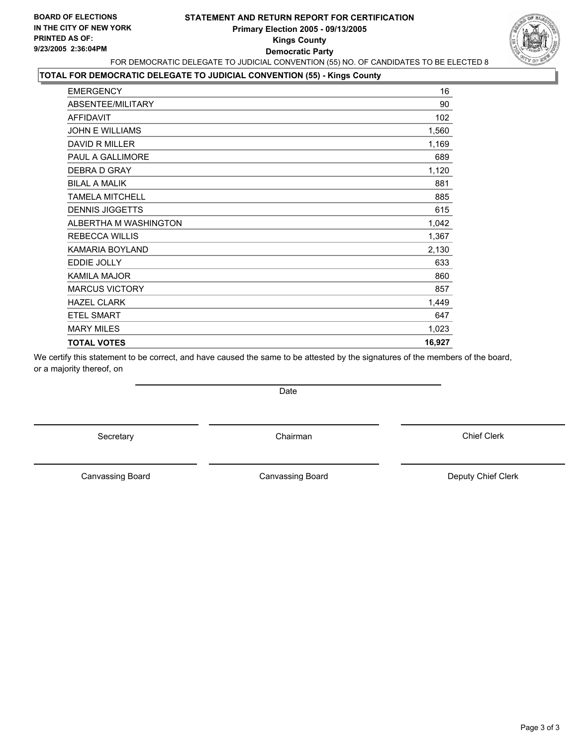**BOARD OF ELECTIONS**
**IN THE CITY OF NEW YORK**
**PRINTED AS OF:**
**9/23/2005 2:36:04PM**

# STATEMENT AND RETURN REPORT FOR CERTIFICATION
## Primary Election 2005 - 09/13/2005
## Kings County
## Democratic Party

FOR DEMOCRATIC DELEGATE TO JUDICIAL CONVENTION (55) NO. OF CANDIDATES TO BE ELECTED 8

### TOTAL FOR DEMOCRATIC DELEGATE TO JUDICIAL CONVENTION (55) - Kings County

| | |
|---|---|
| EMERGENCY | 16 |
| ABSENTEE/MILITARY | 90 |
| AFFIDAVIT | 102 |
| JOHN E WILLIAMS | 1,560 |
| DAVID R MILLER | 1,169 |
| PAUL A GALLIMORE | 689 |
| DEBRA D GRAY | 1,120 |
| BILAL A MALIK | 881 |
| TAMELA MITCHELL | 885 |
| DENNIS JIGGETTS | 615 |
| ALBERTHA M WASHINGTON | 1,042 |
| REBECCA WILLIS | 1,367 |
| KAMARIA BOYLAND | 2,130 |
| EDDIE JOLLY | 633 |
| KAMILA MAJOR | 860 |
| MARCUS VICTORY | 857 |
| HAZEL CLARK | 1,449 |
| ETEL SMART | 647 |
| MARY MILES | 1,023 |
| **TOTAL VOTES** | **16,927** |

We certify this statement to be correct, and have caused the same to be attested by the signatures of the members of the board, or a majority thereof, on

Date

Secretary | Chairman | Chief Clerk

Canvassing Board | Canvassing Board | Deputy Chief Clerk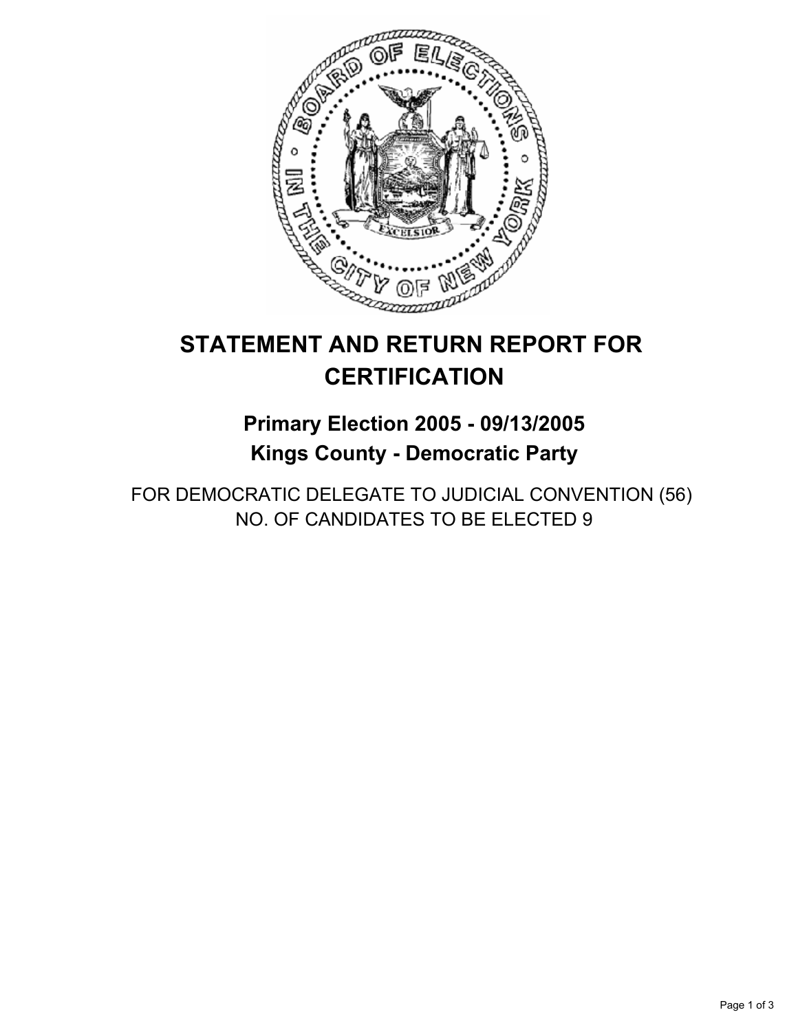# STATEMENT AND RETURN REPORT FOR CERTIFICATION

## Primary Election 2005 - 09/13/2005

## Kings County - Democratic Party

FOR DEMOCRATIC DELEGATE TO JUDICIAL CONVENTION (56)

NO. OF CANDIDATES TO BE ELECTED 9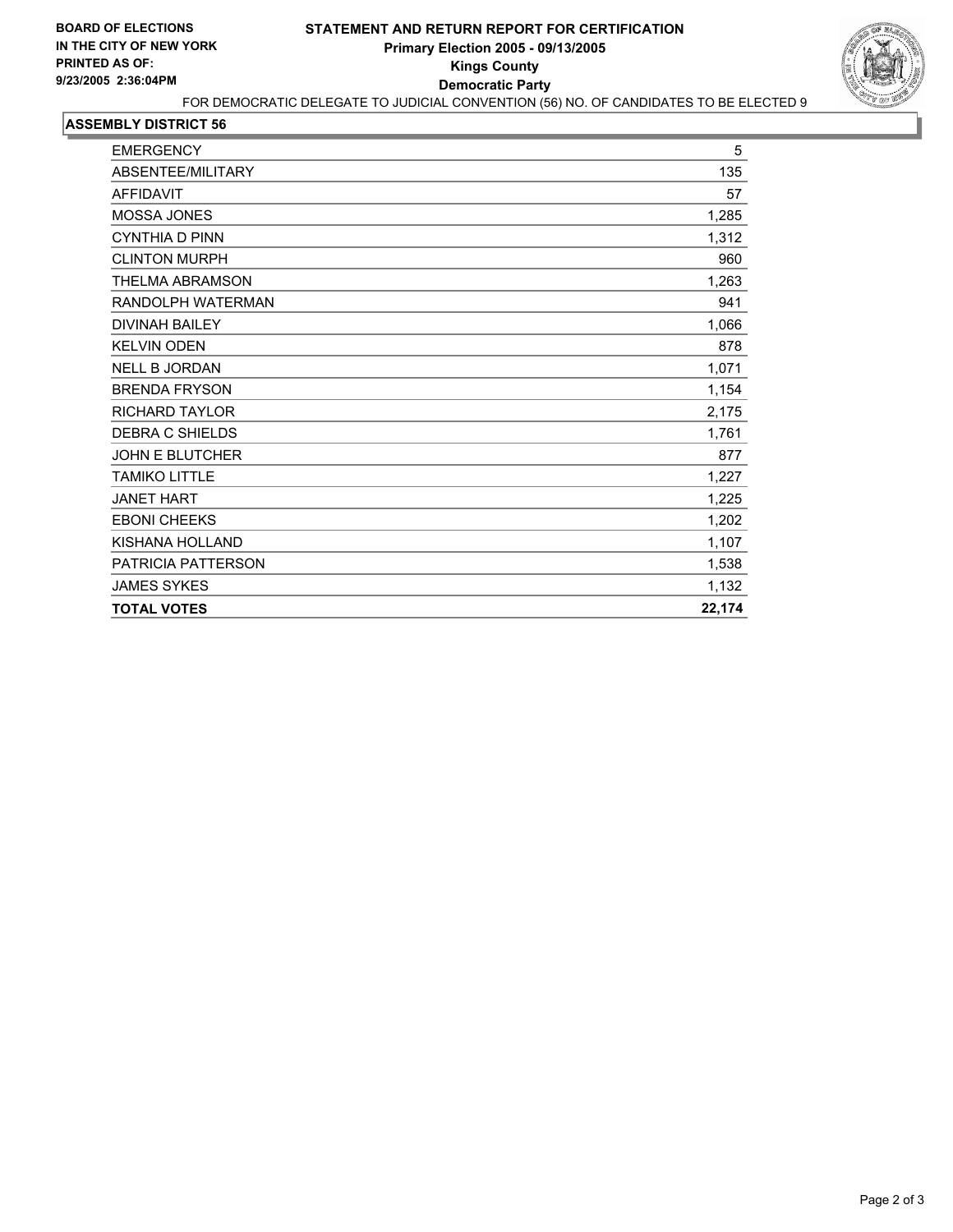**BOARD OF ELECTIONS IN THE CITY OF NEW YORK PRINTED AS OF: 9/23/2005 2:36:04PM**

# STATEMENT AND RETURN REPORT FOR CERTIFICATION
## Primary Election 2005 - 09/13/2005
## Kings County
## Democratic Party

FOR DEMOCRATIC DELEGATE TO JUDICIAL CONVENTION (56) NO. OF CANDIDATES TO BE ELECTED 9

### ASSEMBLY DISTRICT 56

| | |
|---|---|
| EMERGENCY | 5 |
| ABSENTEE/MILITARY | 135 |
| AFFIDAVIT | 57 |
| MOSSA JONES | 1,285 |
| CYNTHIA D PINN | 1,312 |
| CLINTON MURPH | 960 |
| THELMA ABRAMSON | 1,263 |
| RANDOLPH WATERMAN | 941 |
| DIVINAH BAILEY | 1,066 |
| KELVIN ODEN | 878 |
| NELL B JORDAN | 1,071 |
| BRENDA FRYSON | 1,154 |
| RICHARD TAYLOR | 2,175 |
| DEBRA C SHIELDS | 1,761 |
| JOHN E BLUTCHER | 877 |
| TAMIKO LITTLE | 1,227 |
| JANET HART | 1,225 |
| EBONI CHEEKS | 1,202 |
| KISHANA HOLLAND | 1,107 |
| PATRICIA PATTERSON | 1,538 |
| JAMES SYKES | 1,132 |
| **TOTAL VOTES** | **22,174** |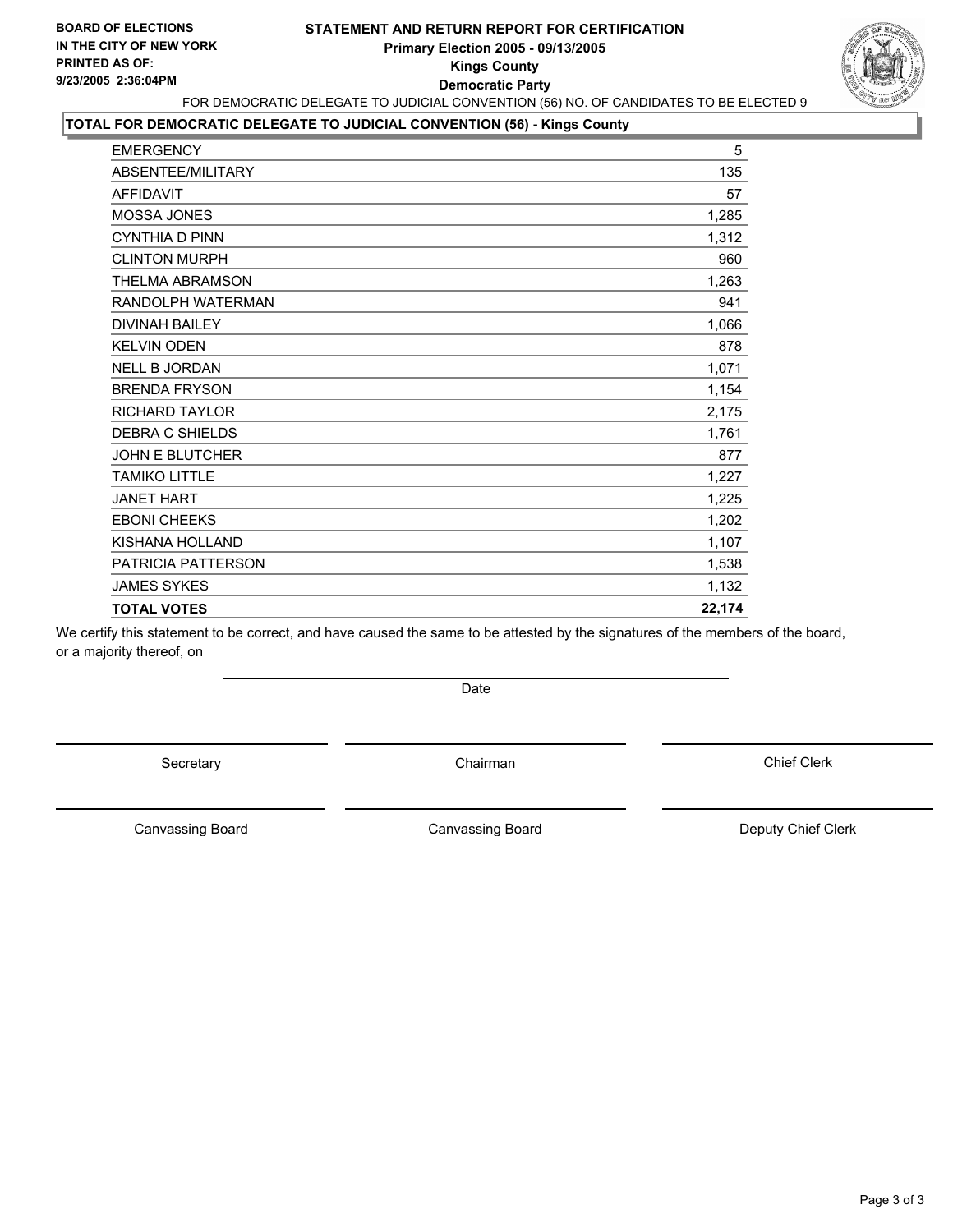**BOARD OF ELECTIONS IN THE CITY OF NEW YORK PRINTED AS OF: 9/23/2005 2:36:04PM**

# STATEMENT AND RETURN REPORT FOR CERTIFICATION
## Primary Election 2005 - 09/13/2005
## Kings County
## Democratic Party

FOR DEMOCRATIC DELEGATE TO JUDICIAL CONVENTION (56) NO. OF CANDIDATES TO BE ELECTED 9

**TOTAL FOR DEMOCRATIC DELEGATE TO JUDICIAL CONVENTION (56) - Kings County**

| | |
|---|---|
| EMERGENCY | 5 |
| ABSENTEE/MILITARY | 135 |
| AFFIDAVIT | 57 |
| MOSSA JONES | 1,285 |
| CYNTHIA D PINN | 1,312 |
| CLINTON MURPH | 960 |
| THELMA ABRAMSON | 1,263 |
| RANDOLPH WATERMAN | 941 |
| DIVINAH BAILEY | 1,066 |
| KELVIN ODEN | 878 |
| NELL B JORDAN | 1,071 |
| BRENDA FRYSON | 1,154 |
| RICHARD TAYLOR | 2,175 |
| DEBRA C SHIELDS | 1,761 |
| JOHN E BLUTCHER | 877 |
| TAMIKO LITTLE | 1,227 |
| JANET HART | 1,225 |
| EBONI CHEEKS | 1,202 |
| KISHANA HOLLAND | 1,107 |
| PATRICIA PATTERSON | 1,538 |
| JAMES SYKES | 1,132 |
| **TOTAL VOTES** | **22,174** |

We certify this statement to be correct, and have caused the same to be attested by the signatures of the members of the board, or a majority thereof, on

Date

Secretary | Chairman | Chief Clerk

Canvassing Board | Canvassing Board | Deputy Chief Clerk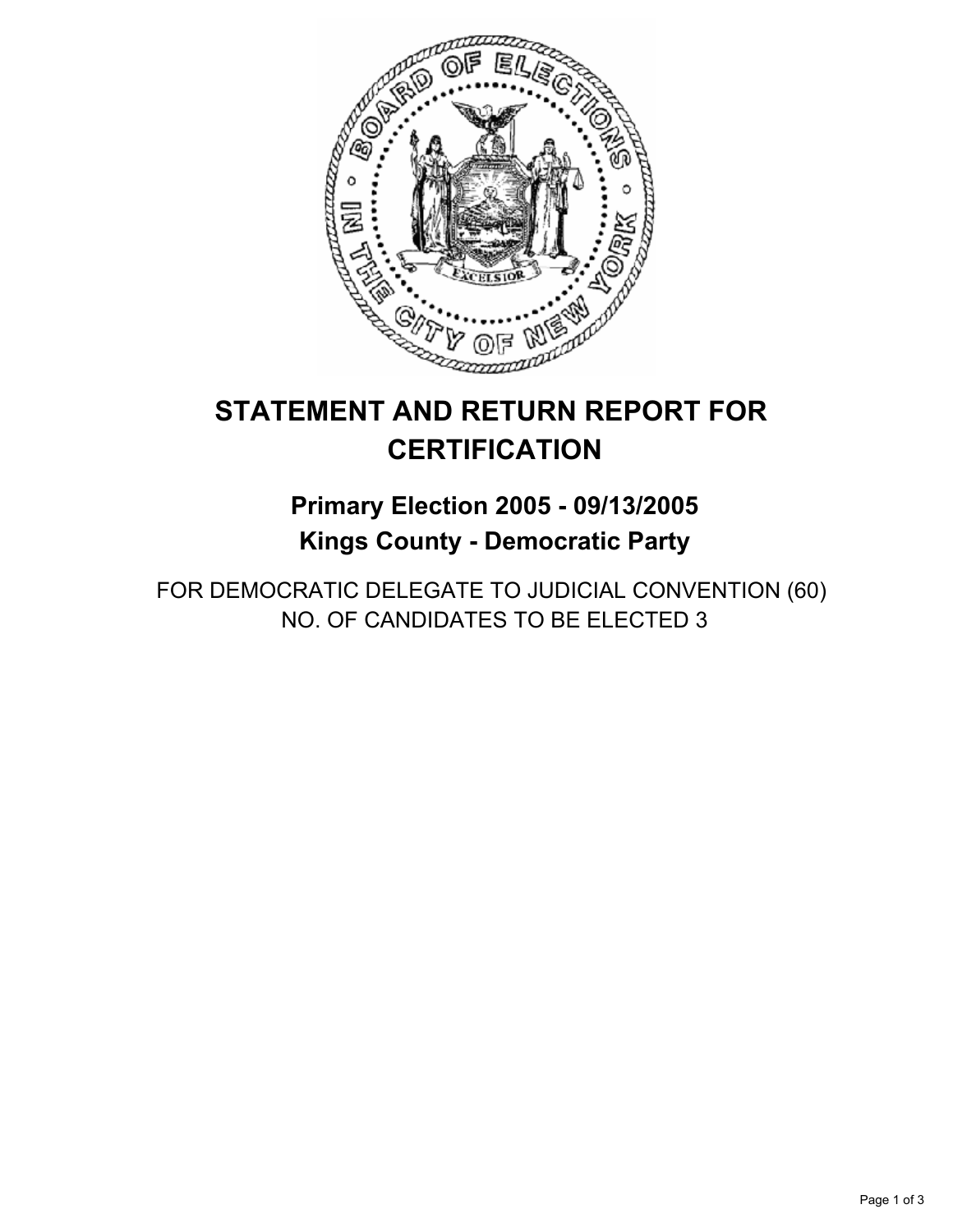# STATEMENT AND RETURN REPORT FOR CERTIFICATION

## Primary Election 2005 - 09/13/2005
## Kings County - Democratic Party

FOR DEMOCRATIC DELEGATE TO JUDICIAL CONVENTION (60)
NO. OF CANDIDATES TO BE ELECTED 3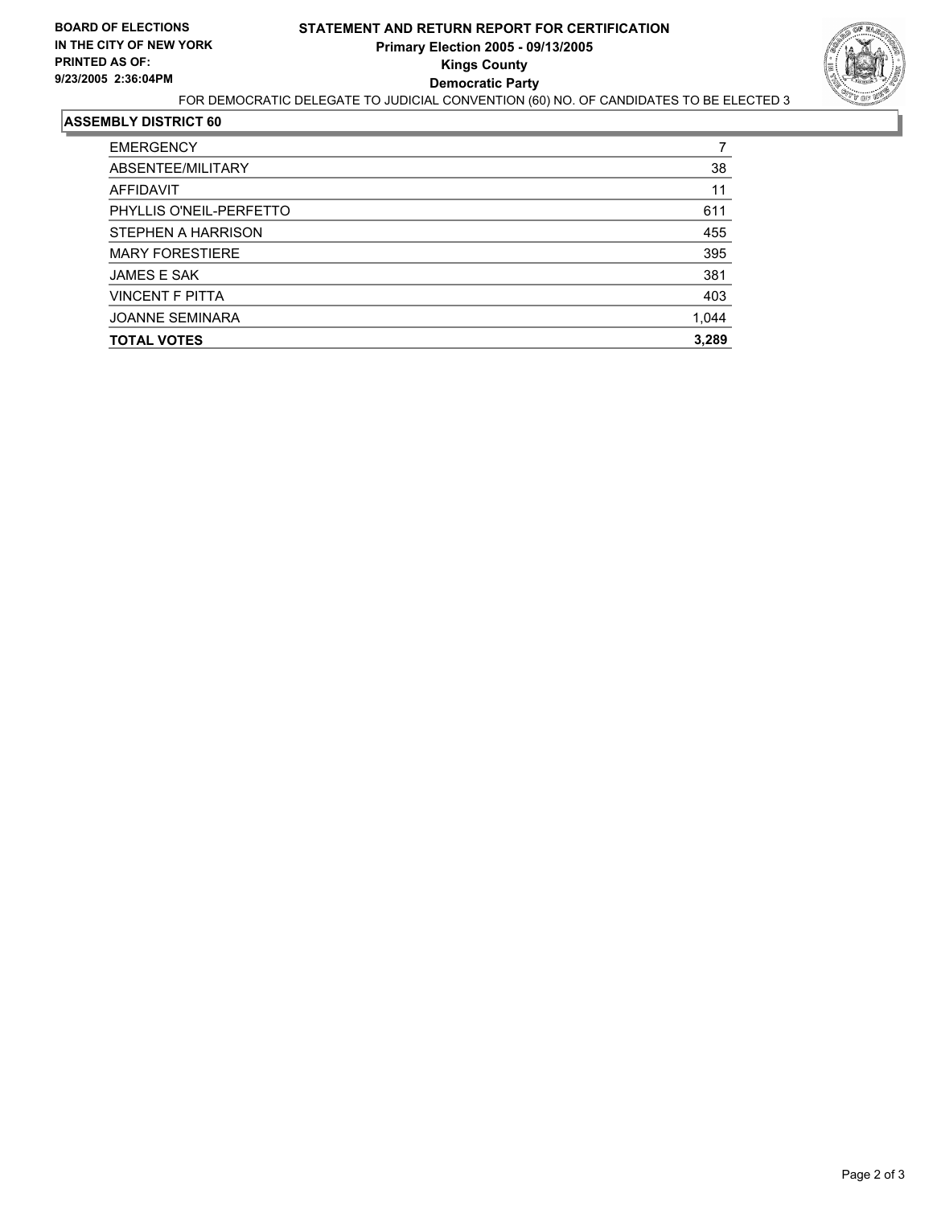**BOARD OF ELECTIONS IN THE CITY OF NEW YORK PRINTED AS OF: 9/23/2005 2:36:04PM**

# STATEMENT AND RETURN REPORT FOR CERTIFICATION
## Primary Election 2005 - 09/13/2005
## Kings County
## Democratic Party

FOR DEMOCRATIC DELEGATE TO JUDICIAL CONVENTION (60) NO. OF CANDIDATES TO BE ELECTED 3

### ASSEMBLY DISTRICT 60

| | |
|---|---|
| EMERGENCY | 7 |
| ABSENTEE/MILITARY | 38 |
| AFFIDAVIT | 11 |
| PHYLLIS O'NEIL-PERFETTO | 611 |
| STEPHEN A HARRISON | 455 |
| MARY FORESTIERE | 395 |
| JAMES E SAK | 381 |
| VINCENT F PITTA | 403 |
| JOANNE SEMINARA | 1,044 |
| **TOTAL VOTES** | **3,289** |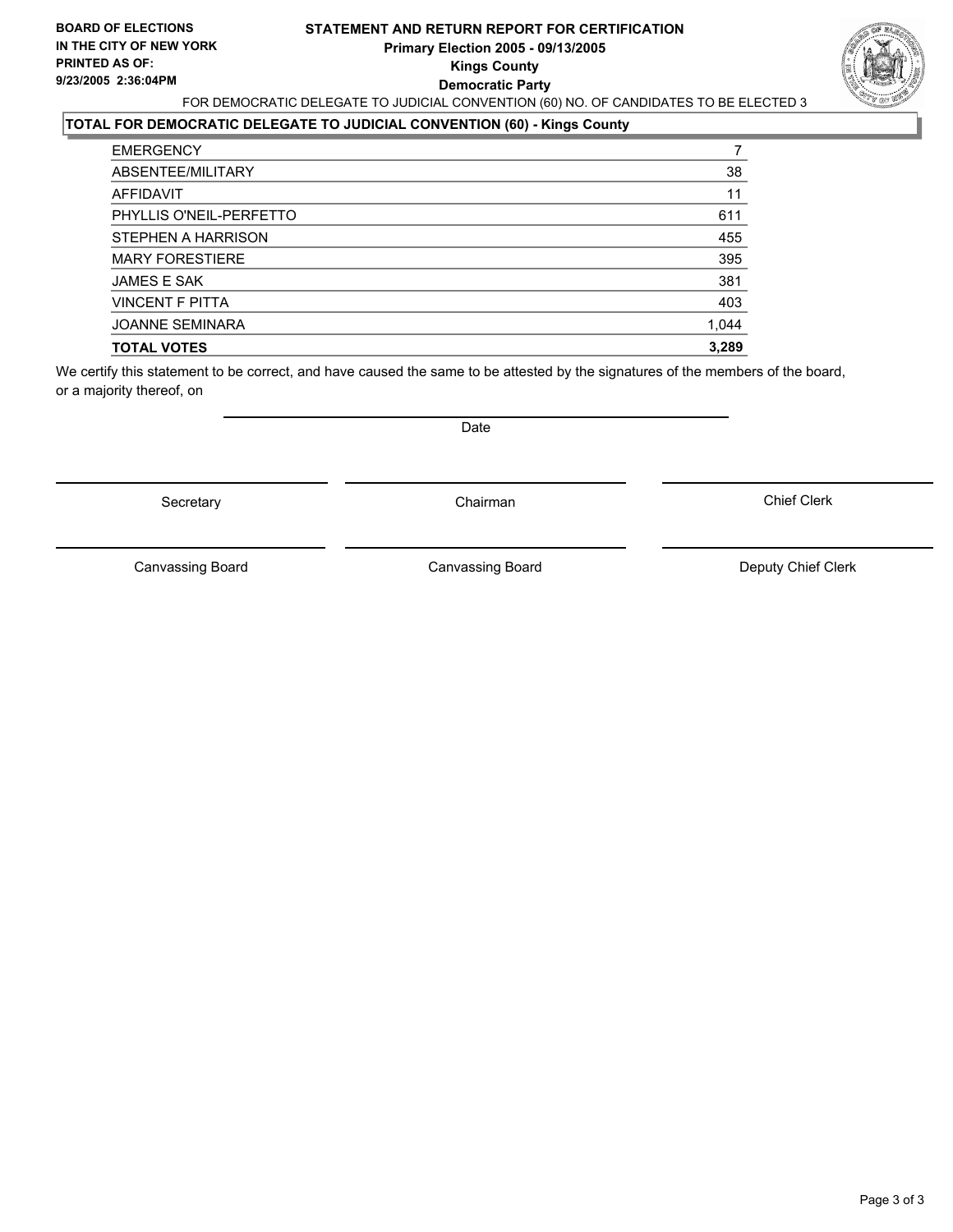**BOARD OF ELECTIONS IN THE CITY OF NEW YORK PRINTED AS OF: 9/23/2005 2:36:04PM**

# STATEMENT AND RETURN REPORT FOR CERTIFICATION
## Primary Election 2005 - 09/13/2005
## Kings County
## Democratic Party

FOR DEMOCRATIC DELEGATE TO JUDICIAL CONVENTION (60) NO. OF CANDIDATES TO BE ELECTED 3

**TOTAL FOR DEMOCRATIC DELEGATE TO JUDICIAL CONVENTION (60) - Kings County**

| | |
|---|---|
| EMERGENCY | 7 |
| ABSENTEE/MILITARY | 38 |
| AFFIDAVIT | 11 |
| PHYLLIS O'NEIL-PERFETTO | 611 |
| STEPHEN A HARRISON | 455 |
| MARY FORESTIERE | 395 |
| JAMES E SAK | 381 |
| VINCENT F PITTA | 403 |
| JOANNE SEMINARA | 1,044 |
| **TOTAL VOTES** | **3,289** |

We certify this statement to be correct, and have caused the same to be attested by the signatures of the members of the board, or a majority thereof, on

Date

Secretary | Chairman | Chief Clerk

Canvassing Board | Canvassing Board | Deputy Chief Clerk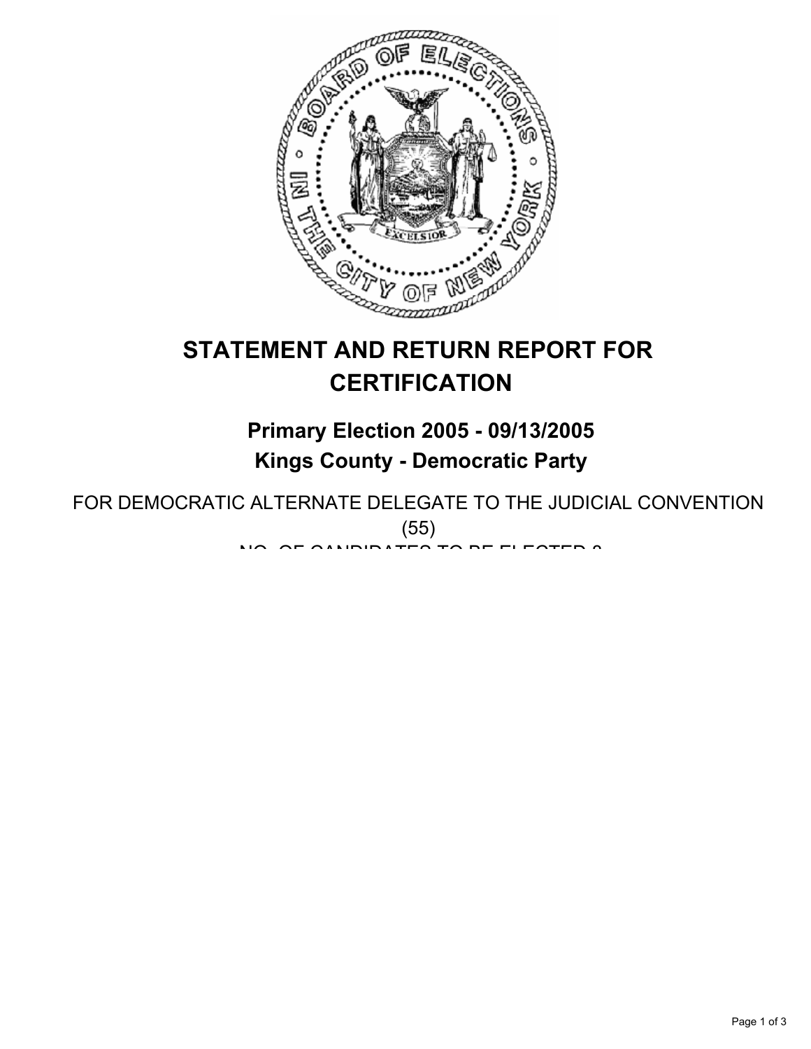# STATEMENT AND RETURN REPORT FOR CERTIFICATION

## Primary Election 2005 - 09/13/2005
## Kings County - Democratic Party

FOR DEMOCRATIC ALTERNATE DELEGATE TO THE JUDICIAL CONVENTION (55)

NO. OF CANDIDATES TO BE ELECTED 8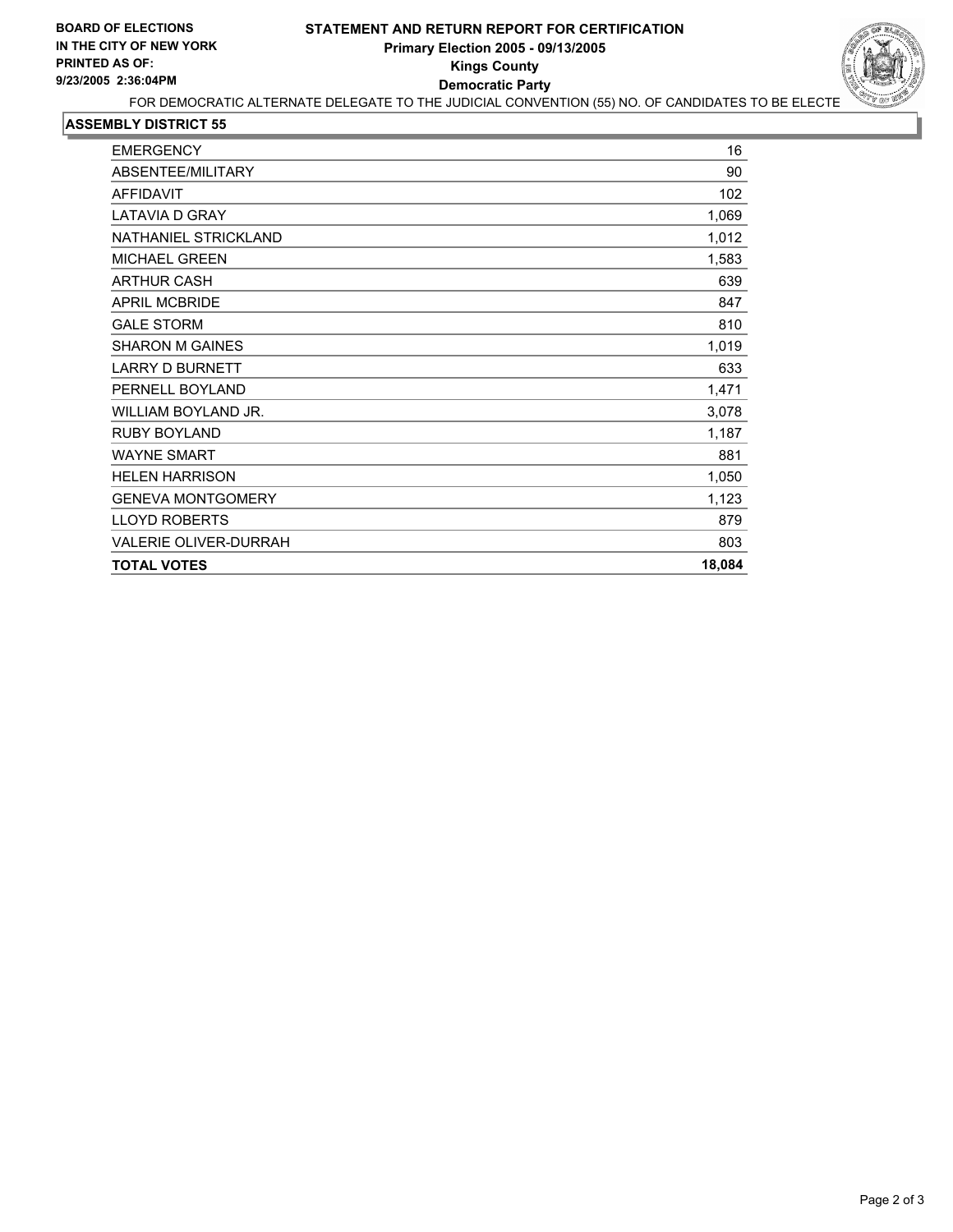**BOARD OF ELECTIONS IN THE CITY OF NEW YORK PRINTED AS OF: 9/23/2005 2:36:04PM**

# STATEMENT AND RETURN REPORT FOR CERTIFICATION
## Primary Election 2005 - 09/13/2005
## Kings County
## Democratic Party

FOR DEMOCRATIC ALTERNATE DELEGATE TO THE JUDICIAL CONVENTION (55) NO. OF CANDIDATES TO BE ELECTE

**ASSEMBLY DISTRICT 55**

| | |
|---|---|
| EMERGENCY | 16 |
| ABSENTEE/MILITARY | 90 |
| AFFIDAVIT | 102 |
| LATAVIA D GRAY | 1,069 |
| NATHANIEL STRICKLAND | 1,012 |
| MICHAEL GREEN | 1,583 |
| ARTHUR CASH | 639 |
| APRIL MCBRIDE | 847 |
| GALE STORM | 810 |
| SHARON M GAINES | 1,019 |
| LARRY D BURNETT | 633 |
| PERNELL BOYLAND | 1,471 |
| WILLIAM BOYLAND JR. | 3,078 |
| RUBY BOYLAND | 1,187 |
| WAYNE SMART | 881 |
| HELEN HARRISON | 1,050 |
| GENEVA MONTGOMERY | 1,123 |
| LLOYD ROBERTS | 879 |
| VALERIE OLIVER-DURRAH | 803 |
| **TOTAL VOTES** | **18,084** |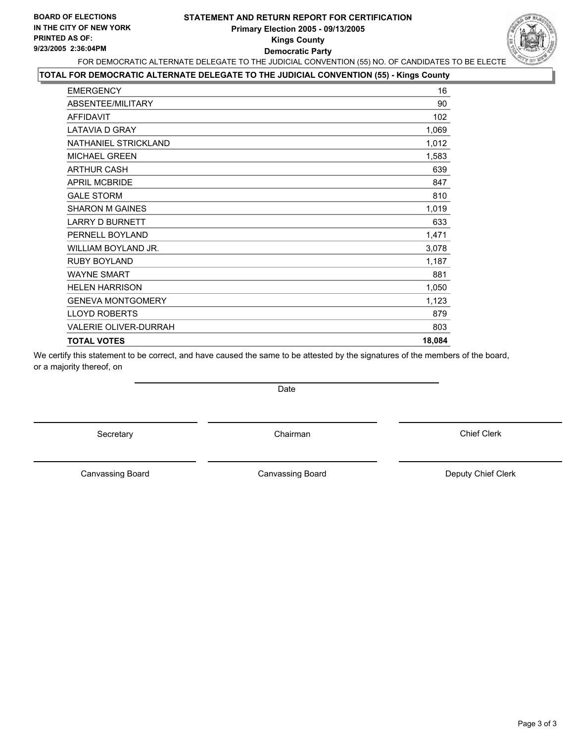**BOARD OF ELECTIONS IN THE CITY OF NEW YORK PRINTED AS OF: 9/23/2005 2:36:04PM**

# STATEMENT AND RETURN REPORT FOR CERTIFICATION
## Primary Election 2005 - 09/13/2005
## Kings County
## Democratic Party

FOR DEMOCRATIC ALTERNATE DELEGATE TO THE JUDICIAL CONVENTION (55) NO. OF CANDIDATES TO BE ELECTE

**TOTAL FOR DEMOCRATIC ALTERNATE DELEGATE TO THE JUDICIAL CONVENTION (55) - Kings County**

| | |
|---|---|
| EMERGENCY | 16 |
| ABSENTEE/MILITARY | 90 |
| AFFIDAVIT | 102 |
| LATAVIA D GRAY | 1,069 |
| NATHANIEL STRICKLAND | 1,012 |
| MICHAEL GREEN | 1,583 |
| ARTHUR CASH | 639 |
| APRIL MCBRIDE | 847 |
| GALE STORM | 810 |
| SHARON M GAINES | 1,019 |
| LARRY D BURNETT | 633 |
| PERNELL BOYLAND | 1,471 |
| WILLIAM BOYLAND JR. | 3,078 |
| RUBY BOYLAND | 1,187 |
| WAYNE SMART | 881 |
| HELEN HARRISON | 1,050 |
| GENEVA MONTGOMERY | 1,123 |
| LLOYD ROBERTS | 879 |
| VALERIE OLIVER-DURRAH | 803 |
| **TOTAL VOTES** | **18,084** |

We certify this statement to be correct, and have caused the same to be attested by the signatures of the members of the board, or a majority thereof, on

Date

Secretary | Chairman | Chief Clerk

Canvassing Board | Canvassing Board | Deputy Chief Clerk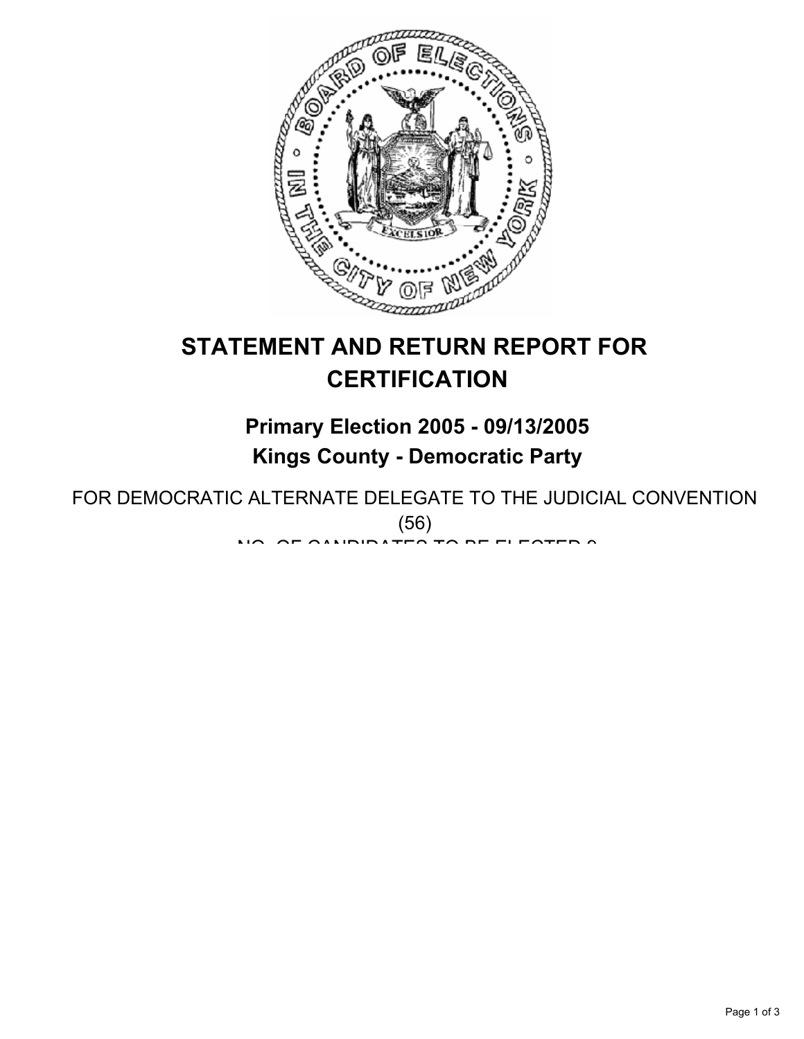# STATEMENT AND RETURN REPORT FOR CERTIFICATION

## Primary Election 2005 - 09/13/2005
## Kings County - Democratic Party

FOR DEMOCRATIC ALTERNATE DELEGATE TO THE JUDICIAL CONVENTION (56)

NO. OF CANDIDATES TO BE ELECTED 9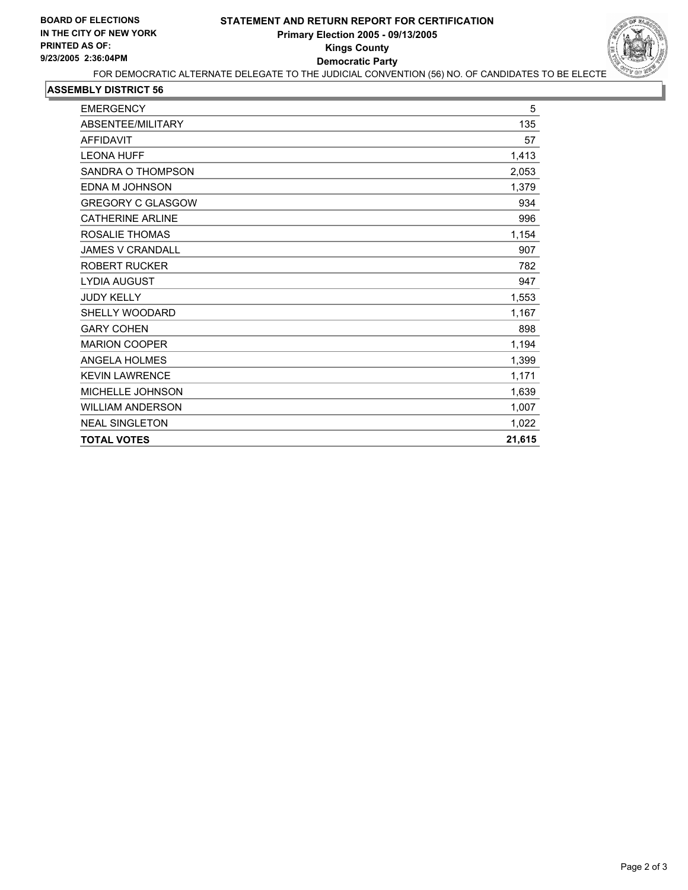**BOARD OF ELECTIONS IN THE CITY OF NEW YORK**
**PRINTED AS OF: 9/23/2005 2:36:04PM**

# STATEMENT AND RETURN REPORT FOR CERTIFICATION
## Primary Election 2005 - 09/13/2005
## Kings County
## Democratic Party

FOR DEMOCRATIC ALTERNATE DELEGATE TO THE JUDICIAL CONVENTION (56) NO. OF CANDIDATES TO BE ELECTE

### ASSEMBLY DISTRICT 56

| | |
|---|---|
| EMERGENCY | 5 |
| ABSENTEE/MILITARY | 135 |
| AFFIDAVIT | 57 |
| LEONA HUFF | 1,413 |
| SANDRA O THOMPSON | 2,053 |
| EDNA M JOHNSON | 1,379 |
| GREGORY C GLASGOW | 934 |
| CATHERINE ARLINE | 996 |
| ROSALIE THOMAS | 1,154 |
| JAMES V CRANDALL | 907 |
| ROBERT RUCKER | 782 |
| LYDIA AUGUST | 947 |
| JUDY KELLY | 1,553 |
| SHELLY WOODARD | 1,167 |
| GARY COHEN | 898 |
| MARION COOPER | 1,194 |
| ANGELA HOLMES | 1,399 |
| KEVIN LAWRENCE | 1,171 |
| MICHELLE JOHNSON | 1,639 |
| WILLIAM ANDERSON | 1,007 |
| NEAL SINGLETON | 1,022 |
| **TOTAL VOTES** | **21,615** |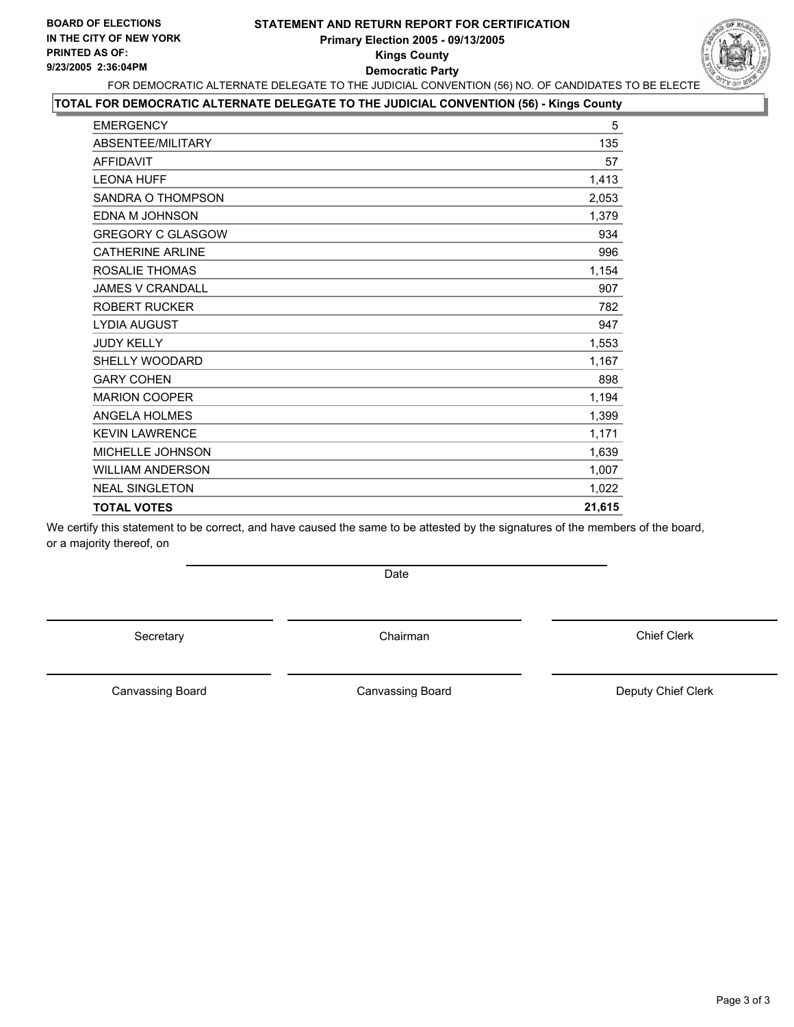**BOARD OF ELECTIONS**
**IN THE CITY OF NEW YORK**
**PRINTED AS OF:**
**9/23/2005 2:36:04PM**

# STATEMENT AND RETURN REPORT FOR CERTIFICATION
## Primary Election 2005 - 09/13/2005
## Kings County
## Democratic Party

FOR DEMOCRATIC ALTERNATE DELEGATE TO THE JUDICIAL CONVENTION (56) NO. OF CANDIDATES TO BE ELECTE

**TOTAL FOR DEMOCRATIC ALTERNATE DELEGATE TO THE JUDICIAL CONVENTION (56) - Kings County**

| | |
|---|---|
| EMERGENCY | 5 |
| ABSENTEE/MILITARY | 135 |
| AFFIDAVIT | 57 |
| LEONA HUFF | 1,413 |
| SANDRA O THOMPSON | 2,053 |
| EDNA M JOHNSON | 1,379 |
| GREGORY C GLASGOW | 934 |
| CATHERINE ARLINE | 996 |
| ROSALIE THOMAS | 1,154 |
| JAMES V CRANDALL | 907 |
| ROBERT RUCKER | 782 |
| LYDIA AUGUST | 947 |
| JUDY KELLY | 1,553 |
| SHELLY WOODARD | 1,167 |
| GARY COHEN | 898 |
| MARION COOPER | 1,194 |
| ANGELA HOLMES | 1,399 |
| KEVIN LAWRENCE | 1,171 |
| MICHELLE JOHNSON | 1,639 |
| WILLIAM ANDERSON | 1,007 |
| NEAL SINGLETON | 1,022 |
| **TOTAL VOTES** | **21,615** |

We certify this statement to be correct, and have caused the same to be attested by the signatures of the members of the board, or a majority thereof, on

Date

Secretary | Chairman | Chief Clerk

Canvassing Board | Canvassing Board | Deputy Chief Clerk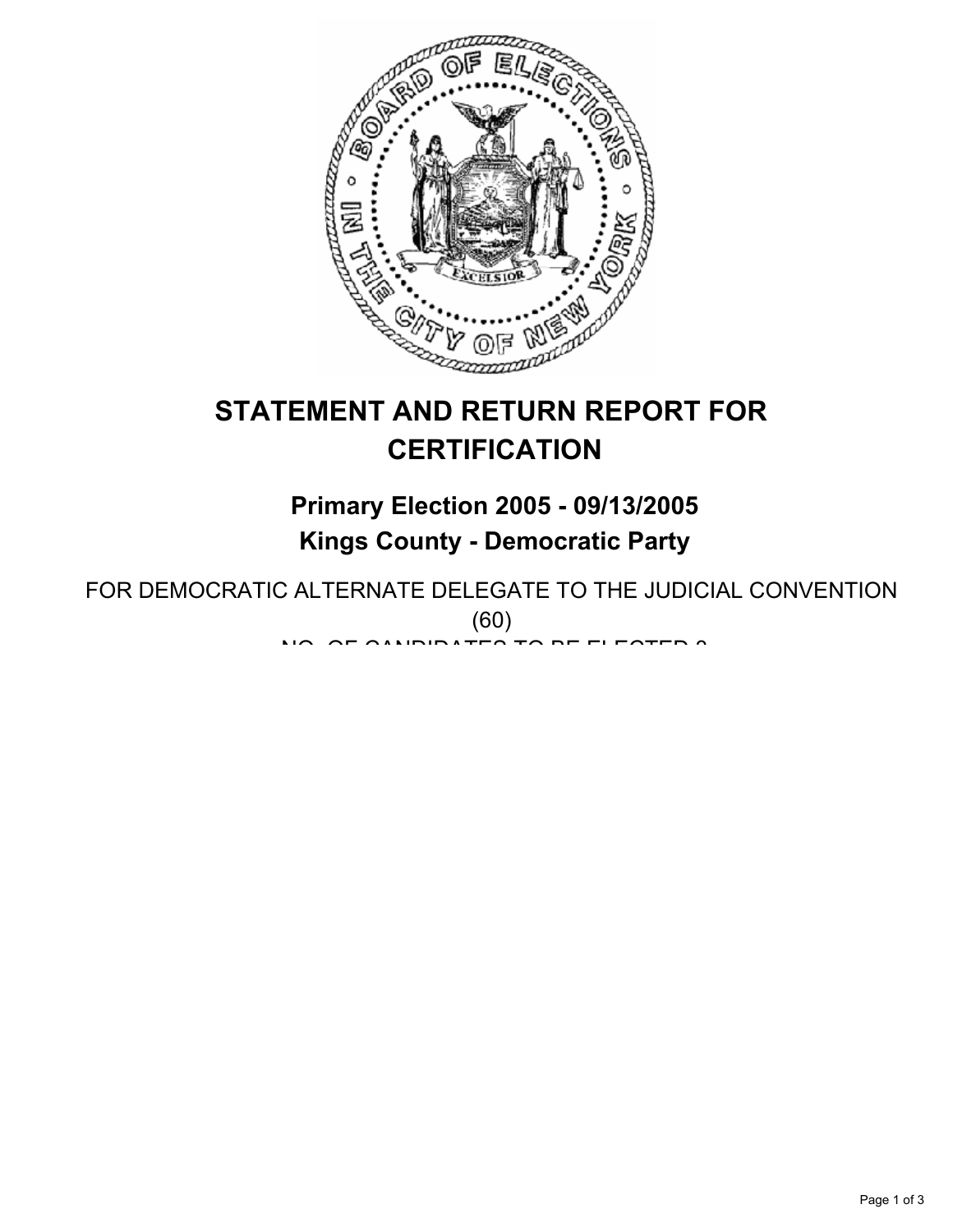# STATEMENT AND RETURN REPORT FOR CERTIFICATION

## Primary Election 2005 - 09/13/2005

## Kings County - Democratic Party

FOR DEMOCRATIC ALTERNATE DELEGATE TO THE JUDICIAL CONVENTION (60)

NO. OF CANDIDATES TO BE ELECTED 8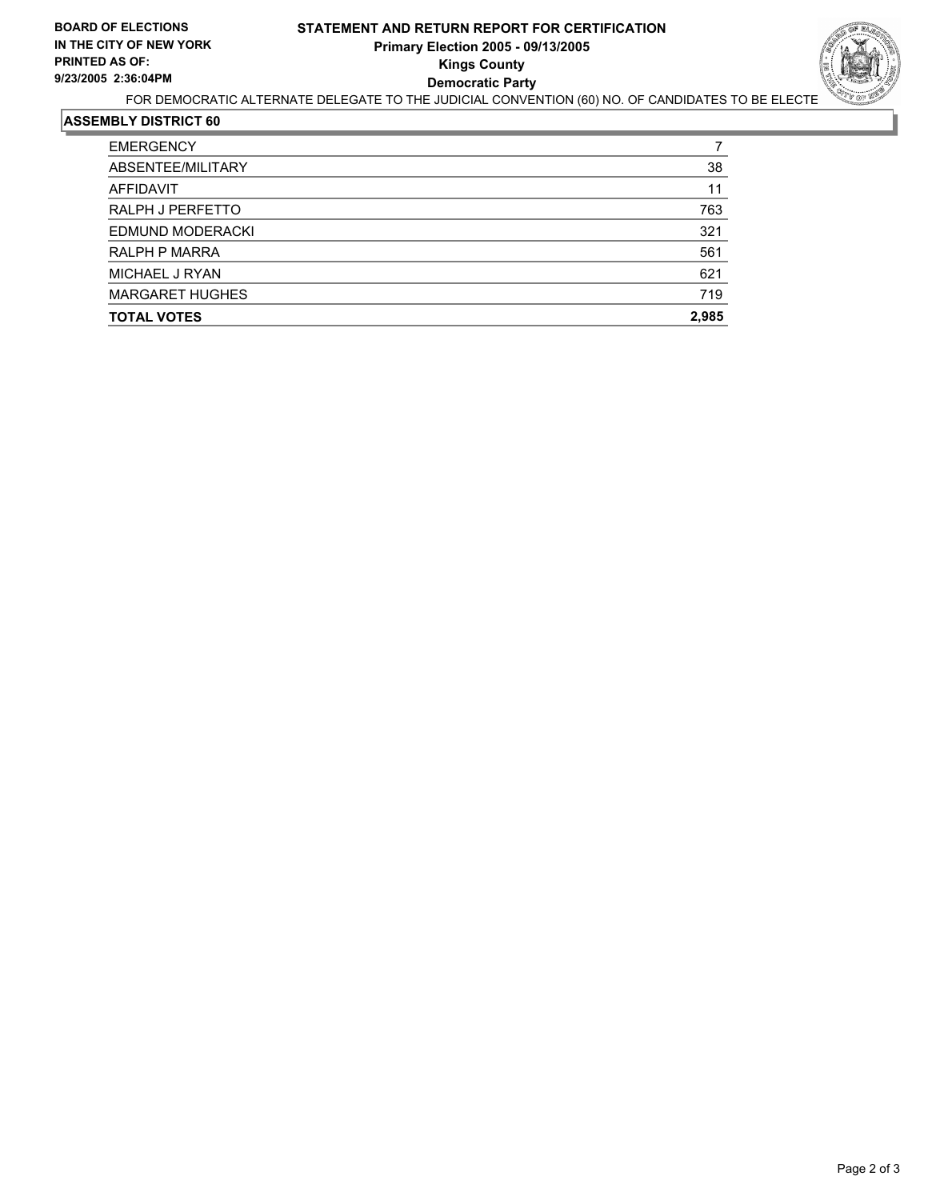**BOARD OF ELECTIONS IN THE CITY OF NEW YORK**
**PRINTED AS OF: 9/23/2005 2:36:04PM**

# STATEMENT AND RETURN REPORT FOR CERTIFICATION

## Primary Election 2005 - 09/13/2005

## Kings County

## Democratic Party

FOR DEMOCRATIC ALTERNATE DELEGATE TO THE JUDICIAL CONVENTION (60) NO. OF CANDIDATES TO BE ELECTE

### ASSEMBLY DISTRICT 60

| | |
|---|---|
| EMERGENCY | 7 |
| ABSENTEE/MILITARY | 38 |
| AFFIDAVIT | 11 |
| RALPH J PERFETTO | 763 |
| EDMUND MODERACKI | 321 |
| RALPH P MARRA | 561 |
| MICHAEL J RYAN | 621 |
| MARGARET HUGHES | 719 |
| **TOTAL VOTES** | **2,985** |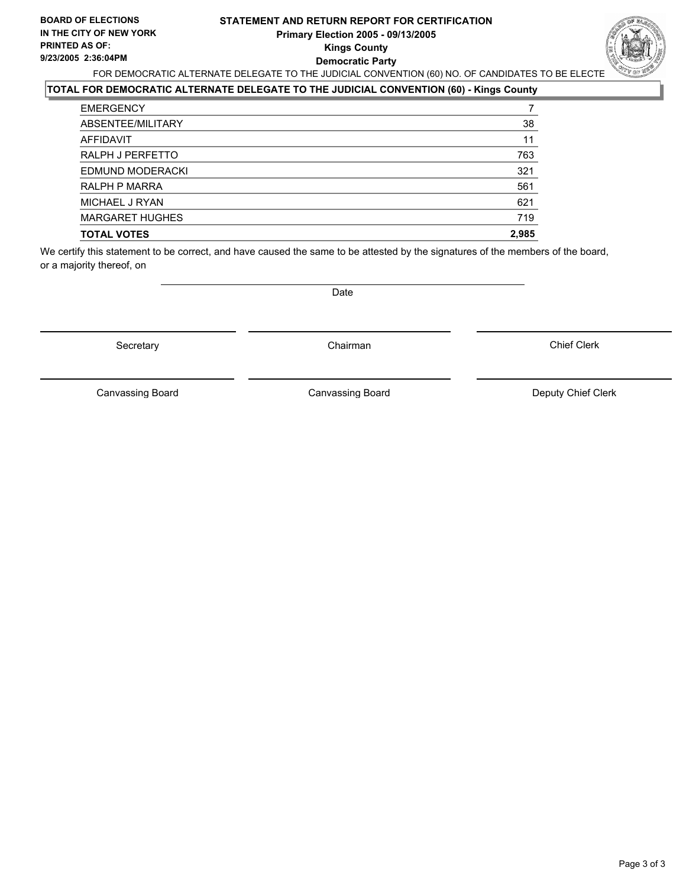**BOARD OF ELECTIONS**
**IN THE CITY OF NEW YORK**
**PRINTED AS OF:**
**9/23/2005 2:36:04PM**

**STATEMENT AND RETURN REPORT FOR CERTIFICATION**
**Primary Election 2005 - 09/13/2005**
**Kings County**
**Democratic Party**

FOR DEMOCRATIC ALTERNATE DELEGATE TO THE JUDICIAL CONVENTION (60) NO. OF CANDIDATES TO BE ELECTE

**TOTAL FOR DEMOCRATIC ALTERNATE DELEGATE TO THE JUDICIAL CONVENTION (60) - Kings County**

| | |
|---|---|
| EMERGENCY | 7 |
| ABSENTEE/MILITARY | 38 |
| AFFIDAVIT | 11 |
| RALPH J PERFETTO | 763 |
| EDMUND MODERACKI | 321 |
| RALPH P MARRA | 561 |
| MICHAEL J RYAN | 621 |
| MARGARET HUGHES | 719 |
| **TOTAL VOTES** | **2,985** |

We certify this statement to be correct, and have caused the same to be attested by the signatures of the members of the board, or a majority thereof, on

Date

Secretary　　　Chairman　　　Chief Clerk

Canvassing Board　　　Canvassing Board　　　Deputy Chief Clerk